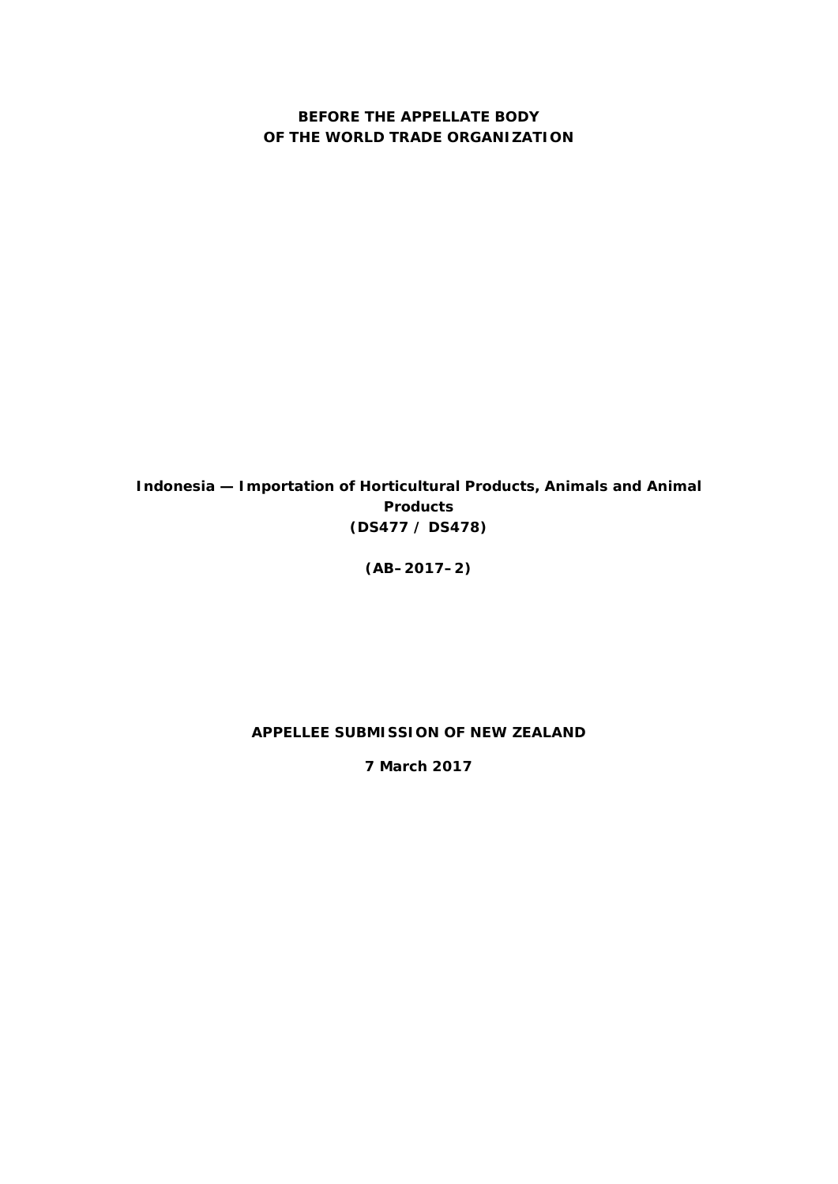**BEFORE THE APPELLATE BODY**
**OF THE WORLD TRADE ORGANIZATION**

**Indonesia — Importation of Horticultural Products, Animals and Animal Products**
**(DS477 / DS478)**

**(AB–2017–2)**

**APPELLEE SUBMISSION OF NEW ZEALAND**

**7 March 2017**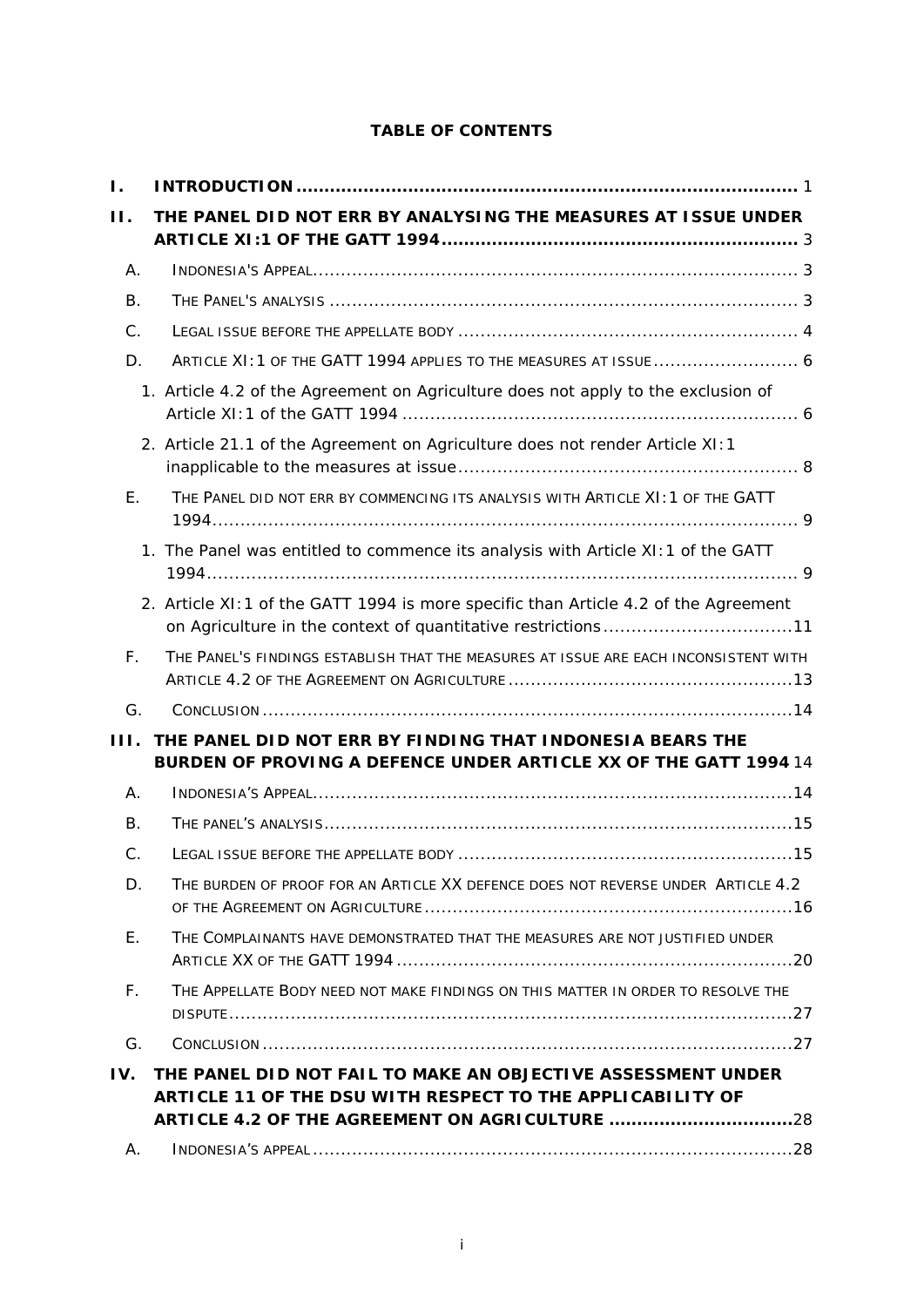# TABLE OF CONTENTS

I. INTRODUCTION .......... 1

II. THE PANEL DID NOT ERR BY ANALYSING THE MEASURES AT ISSUE UNDER ARTICLE XI:1 OF THE GATT 1994 .......... 3

- A. INDONESIA'S APPEAL .......... 3
- B. THE PANEL'S ANALYSIS .......... 3
- C. LEGAL ISSUE BEFORE THE APPELLATE BODY .......... 4
- D. ARTICLE XI:1 OF THE GATT 1994 APPLIES TO THE MEASURES AT ISSUE .......... 6
  1. Article 4.2 of the Agreement on Agriculture does not apply to the exclusion of Article XI:1 of the GATT 1994 .......... 6
  2. Article 21.1 of the Agreement on Agriculture does not render Article XI:1 inapplicable to the measures at issue .......... 8
- E. THE PANEL DID NOT ERR BY COMMENCING ITS ANALYSIS WITH ARTICLE XI:1 OF THE GATT 1994 .......... 9
  1. The Panel was entitled to commence its analysis with Article XI:1 of the GATT 1994 .......... 9
  2. Article XI:1 of the GATT 1994 is more specific than Article 4.2 of the Agreement on Agriculture in the context of quantitative restrictions .......... 11
- F. THE PANEL'S FINDINGS ESTABLISH THAT THE MEASURES AT ISSUE ARE EACH INCONSISTENT WITH ARTICLE 4.2 OF THE AGREEMENT ON AGRICULTURE .......... 13
- G. CONCLUSION .......... 14

III. THE PANEL DID NOT ERR BY FINDING THAT INDONESIA BEARS THE BURDEN OF PROVING A DEFENCE UNDER ARTICLE XX OF THE GATT 1994 .......... 14

- A. INDONESIA'S APPEAL .......... 14
- B. THE PANEL'S ANALYSIS .......... 15
- C. LEGAL ISSUE BEFORE THE APPELLATE BODY .......... 15
- D. THE BURDEN OF PROOF FOR AN ARTICLE XX DEFENCE DOES NOT REVERSE UNDER ARTICLE 4.2 OF THE AGREEMENT ON AGRICULTURE .......... 16
- E. THE COMPLAINANTS HAVE DEMONSTRATED THAT THE MEASURES ARE NOT JUSTIFIED UNDER ARTICLE XX OF THE GATT 1994 .......... 20
- F. THE APPELLATE BODY NEED NOT MAKE FINDINGS ON THIS MATTER IN ORDER TO RESOLVE THE DISPUTE .......... 27
- G. CONCLUSION .......... 27

IV. THE PANEL DID NOT FAIL TO MAKE AN OBJECTIVE ASSESSMENT UNDER ARTICLE 11 OF THE DSU WITH RESPECT TO THE APPLICABILITY OF ARTICLE 4.2 OF THE AGREEMENT ON AGRICULTURE .......... 28

- A. INDONESIA'S APPEAL .......... 28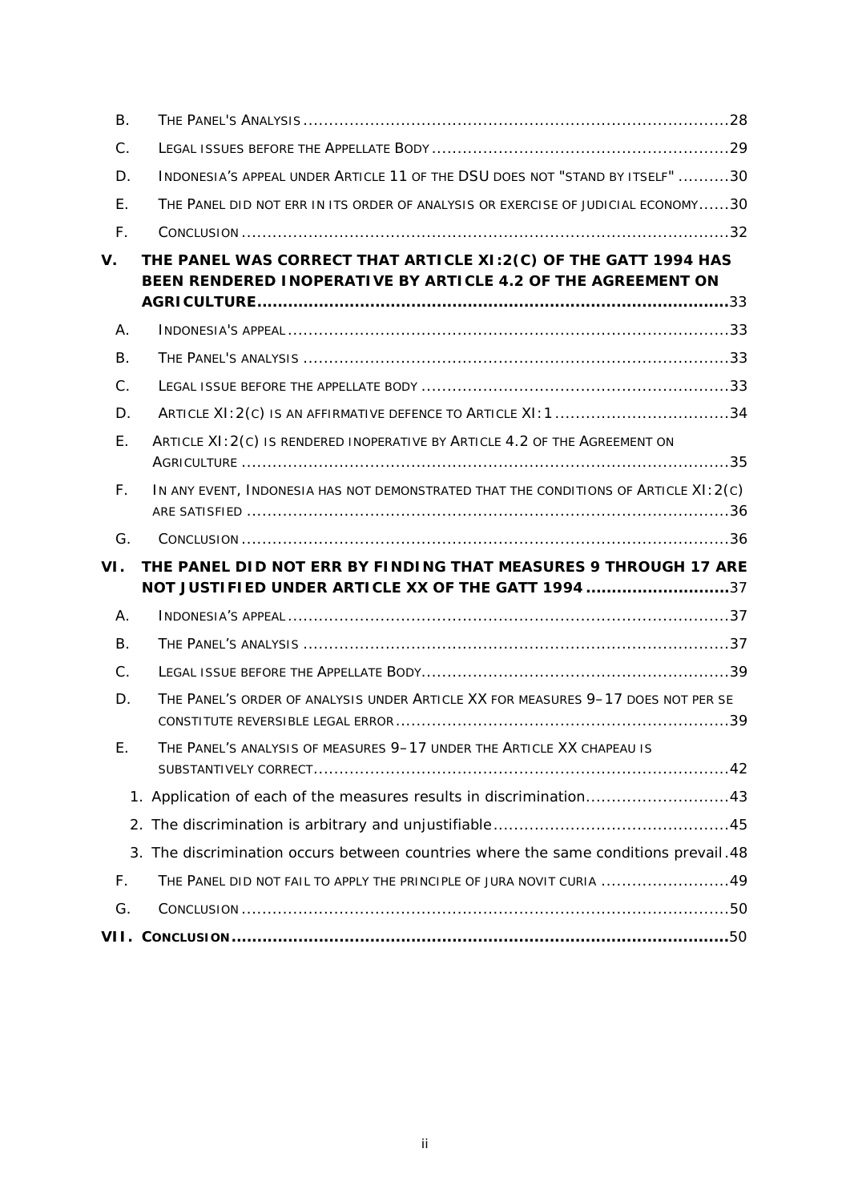B. THE PANEL'S ANALYSIS ....................................................................................28

C. LEGAL ISSUES BEFORE THE APPELLATE BODY ...........................................................29

D. INDONESIA'S APPEAL UNDER ARTICLE 11 OF THE DSU DOES NOT "STAND BY ITSELF" ..........30

E. THE PANEL DID NOT ERR IN ITS ORDER OF ANALYSIS OR EXERCISE OF JUDICIAL ECONOMY......30

F. CONCLUSION ..............................................................................................32

**V. THE PANEL WAS CORRECT THAT ARTICLE XI:2(C) OF THE GATT 1994 HAS BEEN RENDERED INOPERATIVE BY ARTICLE 4.2 OF THE AGREEMENT ON AGRICULTURE..........................................................................................33**

A. INDONESIA'S APPEAL ....................................................................................33

B. THE PANEL'S ANALYSIS .................................................................................33

C. LEGAL ISSUE BEFORE THE APPELLATE BODY ...........................................................33

D. ARTICLE XI:2(C) IS AN AFFIRMATIVE DEFENCE TO ARTICLE XI:1 .................................34

E. ARTICLE XI:2(C) IS RENDERED INOPERATIVE BY ARTICLE 4.2 OF THE AGREEMENT ON AGRICULTURE ...............................................................................................35

F. IN ANY EVENT, INDONESIA HAS NOT DEMONSTRATED THAT THE CONDITIONS OF ARTICLE XI:2(C) ARE SATISFIED .............................................................................................36

G. CONCLUSION ..............................................................................................36

**VI. THE PANEL DID NOT ERR BY FINDING THAT MEASURES 9 THROUGH 17 ARE NOT JUSTIFIED UNDER ARTICLE XX OF THE GATT 1994 ...........................37**

A. INDONESIA'S APPEAL ....................................................................................37

B. THE PANEL'S ANALYSIS .................................................................................37

C. LEGAL ISSUE BEFORE THE APPELLATE BODY...........................................................39

D. THE PANEL'S ORDER OF ANALYSIS UNDER ARTICLE XX FOR MEASURES 9–17 DOES NOT PER SE CONSTITUTE REVERSIBLE LEGAL ERROR................................................................39

E. THE PANEL'S ANALYSIS OF MEASURES 9–17 UNDER THE ARTICLE XX CHAPEAU IS SUBSTANTIVELY CORRECT................................................................................42

1. Application of each of the measures results in discrimination...........................43

2. The discrimination is arbitrary and unjustifiable.............................................45

3. The discrimination occurs between countries where the same conditions prevail.48

F. THE PANEL DID NOT FAIL TO APPLY THE PRINCIPLE OF JURA NOVIT CURIA .........................49

G. CONCLUSION ..............................................................................................50

**VII. CONCLUSION................................................................................................50**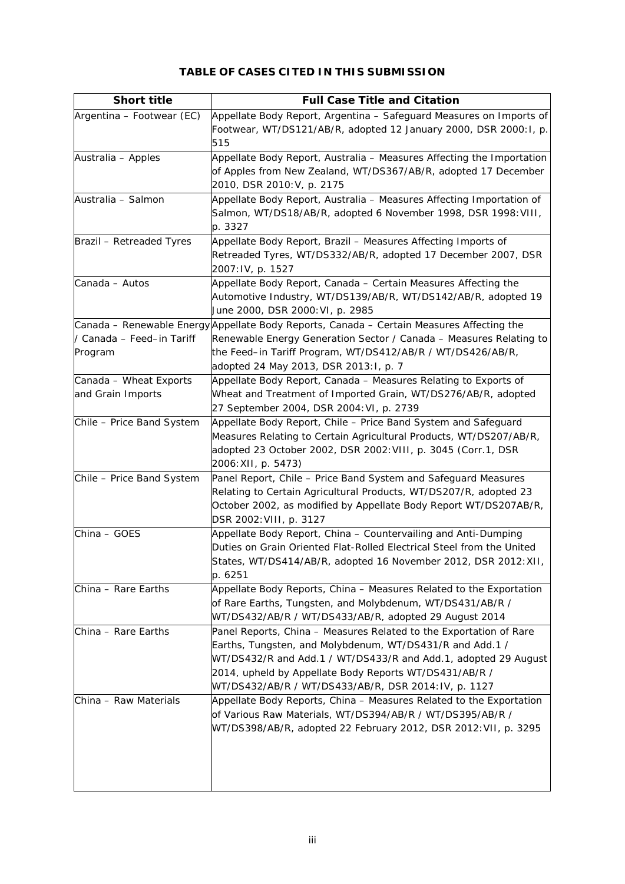**TABLE OF CASES CITED IN THIS SUBMISSION**

| Short title | Full Case Title and Citation |
|---|---|
| Argentina – Footwear (EC) | Appellate Body Report, Argentina – Safeguard Measures on Imports of Footwear, WT/DS121/AB/R, adopted 12 January 2000, DSR 2000:I, p. 515 |
| Australia – Apples | Appellate Body Report, Australia – Measures Affecting the Importation of Apples from New Zealand, WT/DS367/AB/R, adopted 17 December 2010, DSR 2010:V, p. 2175 |
| Australia – Salmon | Appellate Body Report, Australia – Measures Affecting Importation of Salmon, WT/DS18/AB/R, adopted 6 November 1998, DSR 1998:VIII, p. 3327 |
| Brazil – Retreaded Tyres | Appellate Body Report, Brazil – Measures Affecting Imports of Retreaded Tyres, WT/DS332/AB/R, adopted 17 December 2007, DSR 2007:IV, p. 1527 |
| Canada – Autos | Appellate Body Report, Canada – Certain Measures Affecting the Automotive Industry, WT/DS139/AB/R, WT/DS142/AB/R, adopted 19 June 2000, DSR 2000:VI, p. 2985 |
| Canada – Renewable Energy / Canada – Feed–in Tariff Program | Appellate Body Reports, Canada – Certain Measures Affecting the Renewable Energy Generation Sector / Canada – Measures Relating to the Feed–in Tariff Program, WT/DS412/AB/R / WT/DS426/AB/R, adopted 24 May 2013, DSR 2013:I, p. 7 |
| Canada – Wheat Exports and Grain Imports | Appellate Body Report, Canada – Measures Relating to Exports of Wheat and Treatment of Imported Grain, WT/DS276/AB/R, adopted 27 September 2004, DSR 2004:VI, p. 2739 |
| Chile – Price Band System | Appellate Body Report, Chile – Price Band System and Safeguard Measures Relating to Certain Agricultural Products, WT/DS207/AB/R, adopted 23 October 2002, DSR 2002:VIII, p. 3045 (Corr.1, DSR 2006:XII, p. 5473) |
| Chile – Price Band System | Panel Report, Chile – Price Band System and Safeguard Measures Relating to Certain Agricultural Products, WT/DS207/R, adopted 23 October 2002, as modified by Appellate Body Report WT/DS207AB/R, DSR 2002:VIII, p. 3127 |
| China – GOES | Appellate Body Report, China – Countervailing and Anti-Dumping Duties on Grain Oriented Flat-Rolled Electrical Steel from the United States, WT/DS414/AB/R, adopted 16 November 2012, DSR 2012:XII, p. 6251 |
| China – Rare Earths | Appellate Body Reports, China – Measures Related to the Exportation of Rare Earths, Tungsten, and Molybdenum, WT/DS431/AB/R / WT/DS432/AB/R / WT/DS433/AB/R, adopted 29 August 2014 |
| China – Rare Earths | Panel Reports, China – Measures Related to the Exportation of Rare Earths, Tungsten, and Molybdenum, WT/DS431/R and Add.1 / WT/DS432/R and Add.1 / WT/DS433/R and Add.1, adopted 29 August 2014, upheld by Appellate Body Reports WT/DS431/AB/R / WT/DS432/AB/R / WT/DS433/AB/R, DSR 2014:IV, p. 1127 |
| China – Raw Materials | Appellate Body Reports, China – Measures Related to the Exportation of Various Raw Materials, WT/DS394/AB/R / WT/DS395/AB/R / WT/DS398/AB/R, adopted 22 February 2012, DSR 2012:VII, p. 3295 |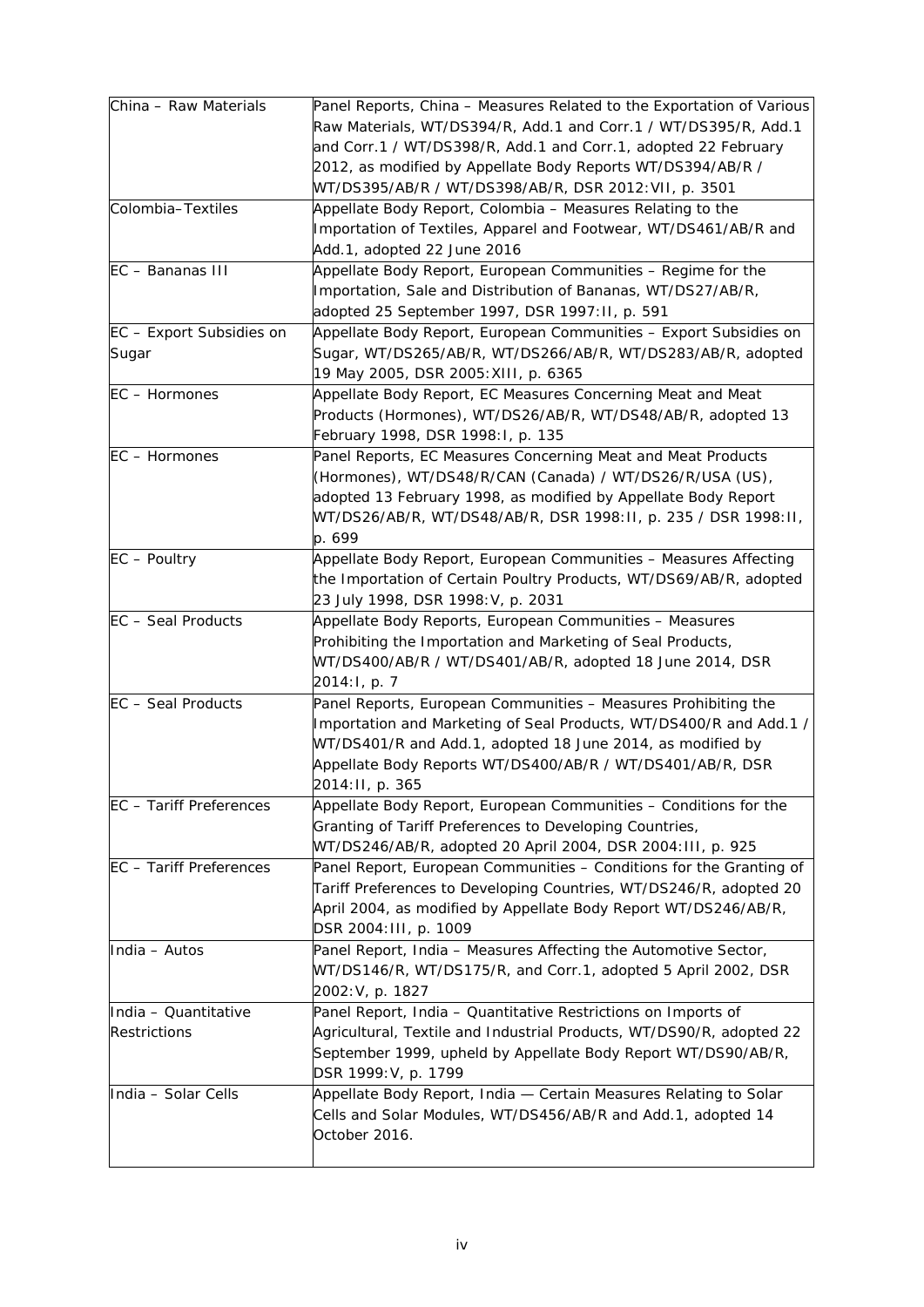| | |
|---|---|
| China – Raw Materials | Panel Reports, China – Measures Related to the Exportation of Various Raw Materials, WT/DS394/R, Add.1 and Corr.1 / WT/DS395/R, Add.1 and Corr.1 / WT/DS398/R, Add.1 and Corr.1, adopted 22 February 2012, as modified by Appellate Body Reports WT/DS394/AB/R / WT/DS395/AB/R / WT/DS398/AB/R, DSR 2012:VII, p. 3501 |
| Colombia–Textiles | Appellate Body Report, Colombia – Measures Relating to the Importation of Textiles, Apparel and Footwear, WT/DS461/AB/R and Add.1, adopted 22 June 2016 |
| EC – Bananas III | Appellate Body Report, European Communities – Regime for the Importation, Sale and Distribution of Bananas, WT/DS27/AB/R, adopted 25 September 1997, DSR 1997:II, p. 591 |
| EC – Export Subsidies on Sugar | Appellate Body Report, European Communities – Export Subsidies on Sugar, WT/DS265/AB/R, WT/DS266/AB/R, WT/DS283/AB/R, adopted 19 May 2005, DSR 2005:XIII, p. 6365 |
| EC – Hormones | Appellate Body Report, EC Measures Concerning Meat and Meat Products (Hormones), WT/DS26/AB/R, WT/DS48/AB/R, adopted 13 February 1998, DSR 1998:I, p. 135 |
| EC – Hormones | Panel Reports, EC Measures Concerning Meat and Meat Products (Hormones), WT/DS48/R/CAN (Canada) / WT/DS26/R/USA (US), adopted 13 February 1998, as modified by Appellate Body Report WT/DS26/AB/R, WT/DS48/AB/R, DSR 1998:II, p. 235 / DSR 1998:II, p. 699 |
| EC – Poultry | Appellate Body Report, European Communities – Measures Affecting the Importation of Certain Poultry Products, WT/DS69/AB/R, adopted 23 July 1998, DSR 1998:V, p. 2031 |
| EC – Seal Products | Appellate Body Reports, European Communities – Measures Prohibiting the Importation and Marketing of Seal Products, WT/DS400/AB/R / WT/DS401/AB/R, adopted 18 June 2014, DSR 2014:I, p. 7 |
| EC – Seal Products | Panel Reports, European Communities – Measures Prohibiting the Importation and Marketing of Seal Products, WT/DS400/R and Add.1 / WT/DS401/R and Add.1, adopted 18 June 2014, as modified by Appellate Body Reports WT/DS400/AB/R / WT/DS401/AB/R, DSR 2014:II, p. 365 |
| EC – Tariff Preferences | Appellate Body Report, European Communities – Conditions for the Granting of Tariff Preferences to Developing Countries, WT/DS246/AB/R, adopted 20 April 2004, DSR 2004:III, p. 925 |
| EC – Tariff Preferences | Panel Report, European Communities – Conditions for the Granting of Tariff Preferences to Developing Countries, WT/DS246/R, adopted 20 April 2004, as modified by Appellate Body Report WT/DS246/AB/R, DSR 2004:III, p. 1009 |
| India – Autos | Panel Report, India – Measures Affecting the Automotive Sector, WT/DS146/R, WT/DS175/R, and Corr.1, adopted 5 April 2002, DSR 2002:V, p. 1827 |
| India – Quantitative Restrictions | Panel Report, India – Quantitative Restrictions on Imports of Agricultural, Textile and Industrial Products, WT/DS90/R, adopted 22 September 1999, upheld by Appellate Body Report WT/DS90/AB/R, DSR 1999:V, p. 1799 |
| India – Solar Cells | Appellate Body Report, India — Certain Measures Relating to Solar Cells and Solar Modules, WT/DS456/AB/R and Add.1, adopted 14 October 2016. |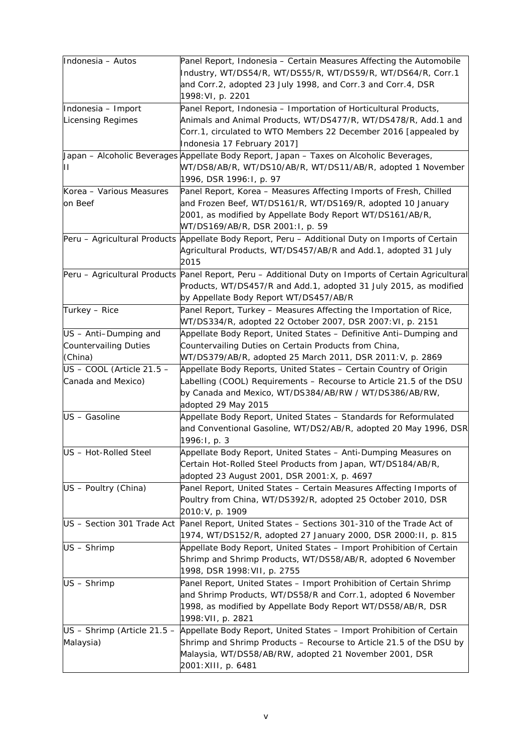| | |
|---|---|
| Indonesia – Autos | Panel Report, Indonesia – Certain Measures Affecting the Automobile Industry, WT/DS54/R, WT/DS55/R, WT/DS59/R, WT/DS64/R, Corr.1 and Corr.2, adopted 23 July 1998, and Corr.3 and Corr.4, DSR 1998:VI, p. 2201 |
| Indonesia – Import Licensing Regimes | Panel Report, Indonesia – Importation of Horticultural Products, Animals and Animal Products, WT/DS477/R, WT/DS478/R, Add.1 and Corr.1, circulated to WTO Members 22 December 2016 [appealed by Indonesia 17 February 2017] |
| Japan – Alcoholic Beverages II | Appellate Body Report, Japan – Taxes on Alcoholic Beverages, WT/DS8/AB/R, WT/DS10/AB/R, WT/DS11/AB/R, adopted 1 November 1996, DSR 1996:I, p. 97 |
| Korea – Various Measures on Beef | Panel Report, Korea – Measures Affecting Imports of Fresh, Chilled and Frozen Beef, WT/DS161/R, WT/DS169/R, adopted 10 January 2001, as modified by Appellate Body Report WT/DS161/AB/R, WT/DS169/AB/R, DSR 2001:I, p. 59 |
| Peru – Agricultural Products | Appellate Body Report, Peru – Additional Duty on Imports of Certain Agricultural Products, WT/DS457/AB/R and Add.1, adopted 31 July 2015 |
| Peru – Agricultural Products | Panel Report, Peru – Additional Duty on Imports of Certain Agricultural Products, WT/DS457/R and Add.1, adopted 31 July 2015, as modified by Appellate Body Report WT/DS457/AB/R |
| Turkey – Rice | Panel Report, Turkey – Measures Affecting the Importation of Rice, WT/DS334/R, adopted 22 October 2007, DSR 2007:VI, p. 2151 |
| US – Anti–Dumping and Countervailing Duties (China) | Appellate Body Report, United States – Definitive Anti–Dumping and Countervailing Duties on Certain Products from China, WT/DS379/AB/R, adopted 25 March 2011, DSR 2011:V, p. 2869 |
| US – COOL (Article 21.5 – Canada and Mexico) | Appellate Body Reports, United States – Certain Country of Origin Labelling (COOL) Requirements – Recourse to Article 21.5 of the DSU by Canada and Mexico, WT/DS384/AB/RW / WT/DS386/AB/RW, adopted 29 May 2015 |
| US – Gasoline | Appellate Body Report, United States – Standards for Reformulated and Conventional Gasoline, WT/DS2/AB/R, adopted 20 May 1996, DSR 1996:I, p. 3 |
| US – Hot-Rolled Steel | Appellate Body Report, United States – Anti-Dumping Measures on Certain Hot-Rolled Steel Products from Japan, WT/DS184/AB/R, adopted 23 August 2001, DSR 2001:X, p. 4697 |
| US – Poultry (China) | Panel Report, United States – Certain Measures Affecting Imports of Poultry from China, WT/DS392/R, adopted 25 October 2010, DSR 2010:V, p. 1909 |
| US – Section 301 Trade Act | Panel Report, United States – Sections 301-310 of the Trade Act of 1974, WT/DS152/R, adopted 27 January 2000, DSR 2000:II, p. 815 |
| US – Shrimp | Appellate Body Report, United States – Import Prohibition of Certain Shrimp and Shrimp Products, WT/DS58/AB/R, adopted 6 November 1998, DSR 1998:VII, p. 2755 |
| US – Shrimp | Panel Report, United States – Import Prohibition of Certain Shrimp and Shrimp Products, WT/DS58/R and Corr.1, adopted 6 November 1998, as modified by Appellate Body Report WT/DS58/AB/R, DSR 1998:VII, p. 2821 |
| US – Shrimp (Article 21.5 – Malaysia) | Appellate Body Report, United States – Import Prohibition of Certain Shrimp and Shrimp Products – Recourse to Article 21.5 of the DSU by Malaysia, WT/DS58/AB/RW, adopted 21 November 2001, DSR 2001:XIII, p. 6481 |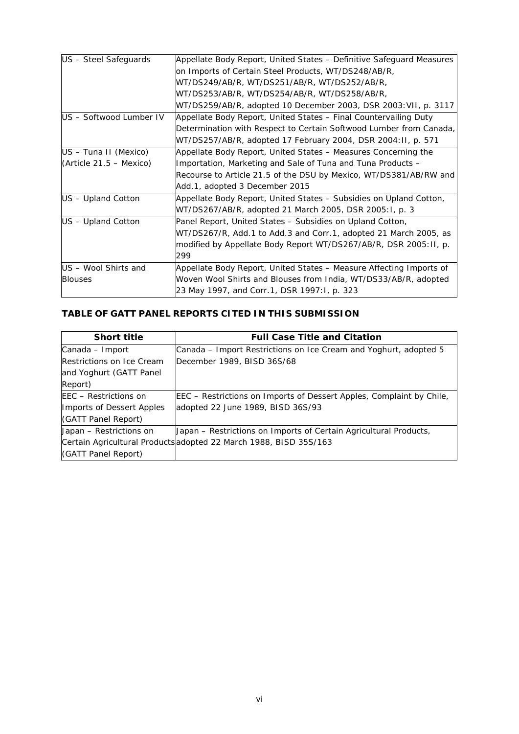| | |
|---|---|
| US – Steel Safeguards | Appellate Body Report, United States – Definitive Safeguard Measures on Imports of Certain Steel Products, WT/DS248/AB/R, WT/DS249/AB/R, WT/DS251/AB/R, WT/DS252/AB/R, WT/DS253/AB/R, WT/DS254/AB/R, WT/DS258/AB/R, WT/DS259/AB/R, adopted 10 December 2003, DSR 2003:VII, p. 3117 |
| US – Softwood Lumber IV | Appellate Body Report, United States – Final Countervailing Duty Determination with Respect to Certain Softwood Lumber from Canada, WT/DS257/AB/R, adopted 17 February 2004, DSR 2004:II, p. 571 |
| US – Tuna II (Mexico) (Article 21.5 – Mexico) | Appellate Body Report, United States – Measures Concerning the Importation, Marketing and Sale of Tuna and Tuna Products – Recourse to Article 21.5 of the DSU by Mexico, WT/DS381/AB/RW and Add.1, adopted 3 December 2015 |
| US – Upland Cotton | Appellate Body Report, United States – Subsidies on Upland Cotton, WT/DS267/AB/R, adopted 21 March 2005, DSR 2005:I, p. 3 |
| US – Upland Cotton | Panel Report, United States – Subsidies on Upland Cotton, WT/DS267/R, Add.1 to Add.3 and Corr.1, adopted 21 March 2005, as modified by Appellate Body Report WT/DS267/AB/R, DSR 2005:II, p. 299 |
| US – Wool Shirts and Blouses | Appellate Body Report, United States – Measure Affecting Imports of Woven Wool Shirts and Blouses from India, WT/DS33/AB/R, adopted 23 May 1997, and Corr.1, DSR 1997:I, p. 323 |

## TABLE OF GATT PANEL REPORTS CITED IN THIS SUBMISSION

| Short title | Full Case Title and Citation |
|---|---|
| Canada – Import Restrictions on Ice Cream and Yoghurt (GATT Panel Report) | Canada – Import Restrictions on Ice Cream and Yoghurt, adopted 5 December 1989, BISD 36S/68 |
| EEC – Restrictions on Imports of Dessert Apples (GATT Panel Report) | EEC – Restrictions on Imports of Dessert Apples, Complaint by Chile, adopted 22 June 1989, BISD 36S/93 |
| Japan – Restrictions on Certain Agricultural Products (GATT Panel Report) | Japan – Restrictions on Imports of Certain Agricultural Products, adopted 22 March 1988, BISD 35S/163 |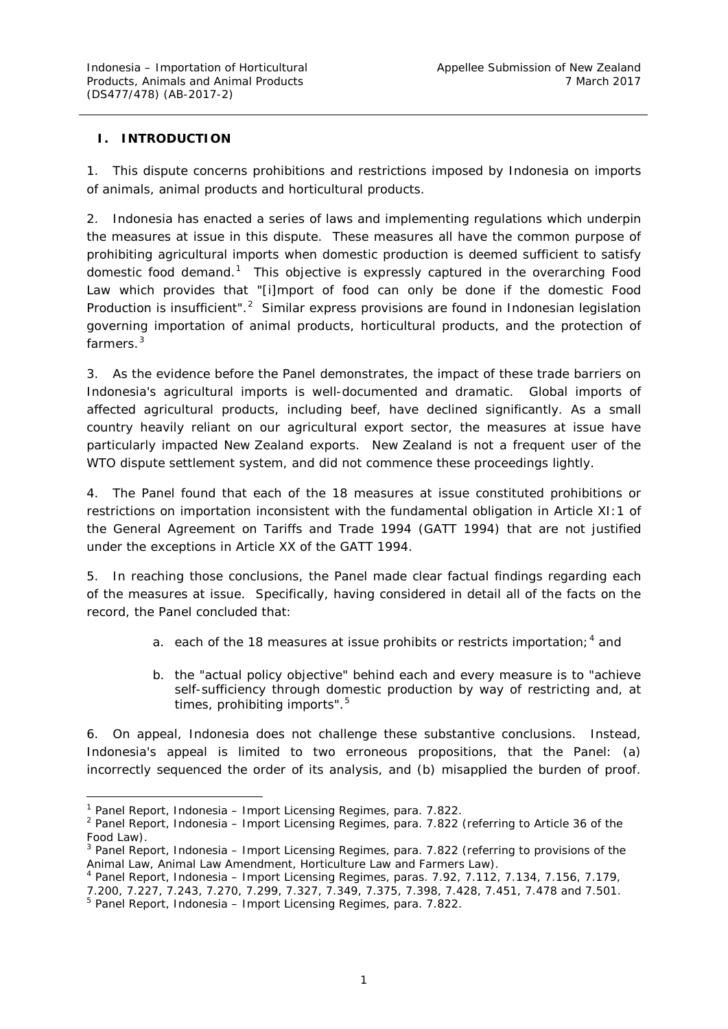## I. INTRODUCTION

1. This dispute concerns prohibitions and restrictions imposed by Indonesia on imports of animals, animal products and horticultural products.

2. Indonesia has enacted a series of laws and implementing regulations which underpin the measures at issue in this dispute. These measures all have the common purpose of prohibiting agricultural imports when domestic production is deemed sufficient to satisfy domestic food demand.[1] This objective is expressly captured in the overarching Food Law which provides that "[i]mport of food can only be done if the domestic Food Production is insufficient".[2] Similar express provisions are found in Indonesian legislation governing importation of animal products, horticultural products, and the protection of farmers.[3]

3. As the evidence before the Panel demonstrates, the impact of these trade barriers on Indonesia's agricultural imports is well-documented and dramatic. Global imports of affected agricultural products, including beef, have declined significantly. As a small country heavily reliant on our agricultural export sector, the measures at issue have particularly impacted New Zealand exports. New Zealand is not a frequent user of the WTO dispute settlement system, and did not commence these proceedings lightly.

4. The Panel found that each of the 18 measures at issue constituted prohibitions or restrictions on importation inconsistent with the fundamental obligation in Article XI:1 of the General Agreement on Tariffs and Trade 1994 (GATT 1994) that are not justified under the exceptions in Article XX of the GATT 1994.

5. In reaching those conclusions, the Panel made clear factual findings regarding each of the measures at issue. Specifically, having considered in detail all of the facts on the record, the Panel concluded that:

   a. each of the 18 measures at issue prohibits or restricts importation;[4] and

   b. the "actual policy objective" behind each and every measure is to "achieve self-sufficiency through domestic production by way of restricting and, at times, prohibiting imports".[5]

6. On appeal, Indonesia does not challenge these substantive conclusions. Instead, Indonesia's appeal is limited to two erroneous propositions, that the Panel: (a) incorrectly sequenced the order of its analysis, and (b) misapplied the burden of proof.

---

[1] Panel Report, *Indonesia – Import Licensing Regimes*, para. 7.822.

[2] Panel Report, *Indonesia – Import Licensing Regimes*, para. 7.822 (referring to Article 36 of the Food Law).

[3] Panel Report, *Indonesia – Import Licensing Regimes*, para. 7.822 (referring to provisions of the Animal Law, Animal Law Amendment, Horticulture Law and Farmers Law).

[4] Panel Report, *Indonesia – Import Licensing Regimes*, paras. 7.92, 7.112, 7.134, 7.156, 7.179, 7.200, 7.227, 7.243, 7.270, 7.299, 7.327, 7.349, 7.375, 7.398, 7.428, 7.451, 7.478 and 7.501.

[5] Panel Report, *Indonesia – Import Licensing Regimes*, para. 7.822.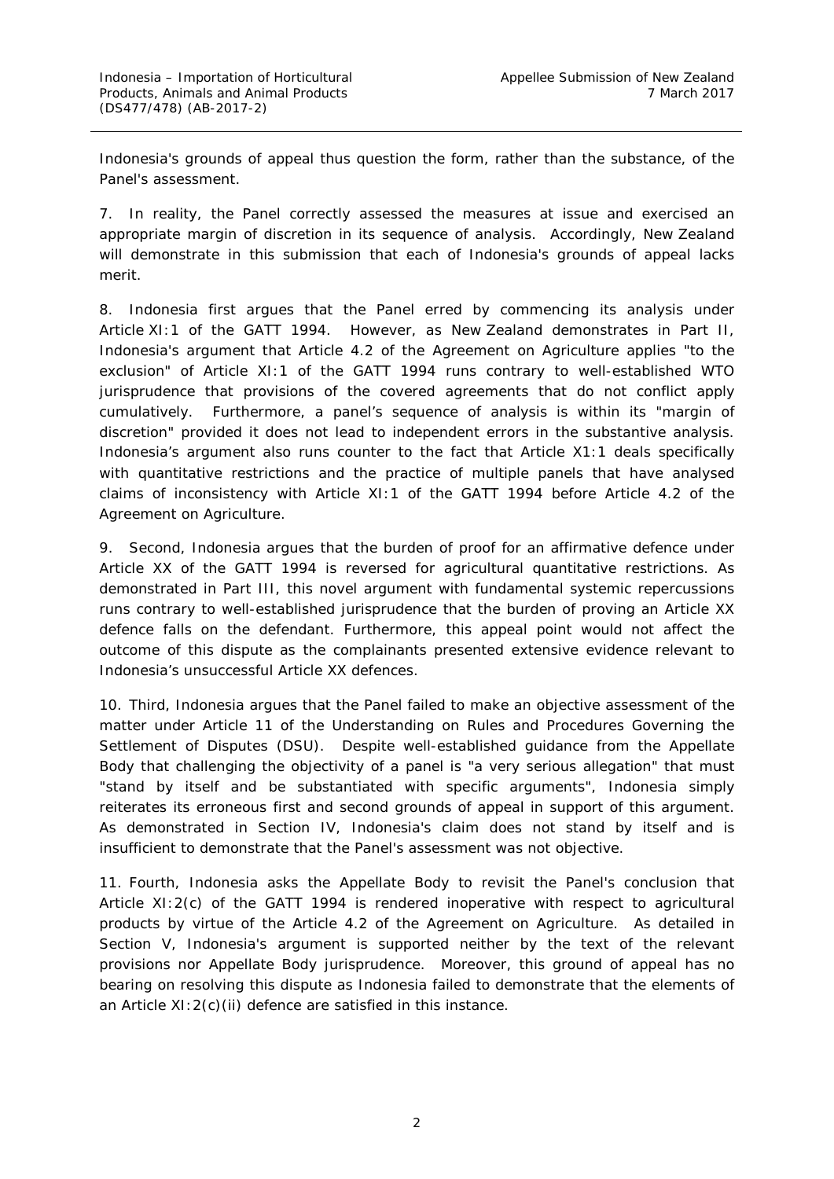Indonesia's grounds of appeal thus question the form, rather than the substance, of the Panel's assessment.

7. In reality, the Panel correctly assessed the measures at issue and exercised an appropriate margin of discretion in its sequence of analysis. Accordingly, New Zealand will demonstrate in this submission that each of Indonesia's grounds of appeal lacks merit.

8. Indonesia first argues that the Panel erred by commencing its analysis under Article XI:1 of the GATT 1994. However, as New Zealand demonstrates in Part II, Indonesia's argument that Article 4.2 of the Agreement on Agriculture applies "to the exclusion" of Article XI:1 of the GATT 1994 runs contrary to well-established WTO jurisprudence that provisions of the covered agreements that do not conflict apply cumulatively. Furthermore, a panel's sequence of analysis is within its "margin of discretion" provided it does not lead to independent errors in the substantive analysis. Indonesia's argument also runs counter to the fact that Article X1:1 deals specifically with quantitative restrictions and the practice of multiple panels that have analysed claims of inconsistency with Article XI:1 of the GATT 1994 before Article 4.2 of the Agreement on Agriculture.

9. Second, Indonesia argues that the burden of proof for an affirmative defence under Article XX of the GATT 1994 is reversed for agricultural quantitative restrictions. As demonstrated in Part III, this novel argument with fundamental systemic repercussions runs contrary to well-established jurisprudence that the burden of proving an Article XX defence falls on the defendant. Furthermore, this appeal point would not affect the outcome of this dispute as the complainants presented extensive evidence relevant to Indonesia's unsuccessful Article XX defences.

10. Third, Indonesia argues that the Panel failed to make an objective assessment of the matter under Article 11 of the Understanding on Rules and Procedures Governing the Settlement of Disputes (DSU). Despite well-established guidance from the Appellate Body that challenging the objectivity of a panel is "a very serious allegation" that must "stand by itself and be substantiated with specific arguments", Indonesia simply reiterates its erroneous first and second grounds of appeal in support of this argument. As demonstrated in Section IV, Indonesia's claim does not stand by itself and is insufficient to demonstrate that the Panel's assessment was not objective.

11. Fourth, Indonesia asks the Appellate Body to revisit the Panel's conclusion that Article XI:2(c) of the GATT 1994 is rendered inoperative with respect to agricultural products by virtue of the Article 4.2 of the Agreement on Agriculture. As detailed in Section V, Indonesia's argument is supported neither by the text of the relevant provisions nor Appellate Body jurisprudence. Moreover, this ground of appeal has no bearing on resolving this dispute as Indonesia failed to demonstrate that the elements of an Article XI:2(c)(ii) defence are satisfied in this instance.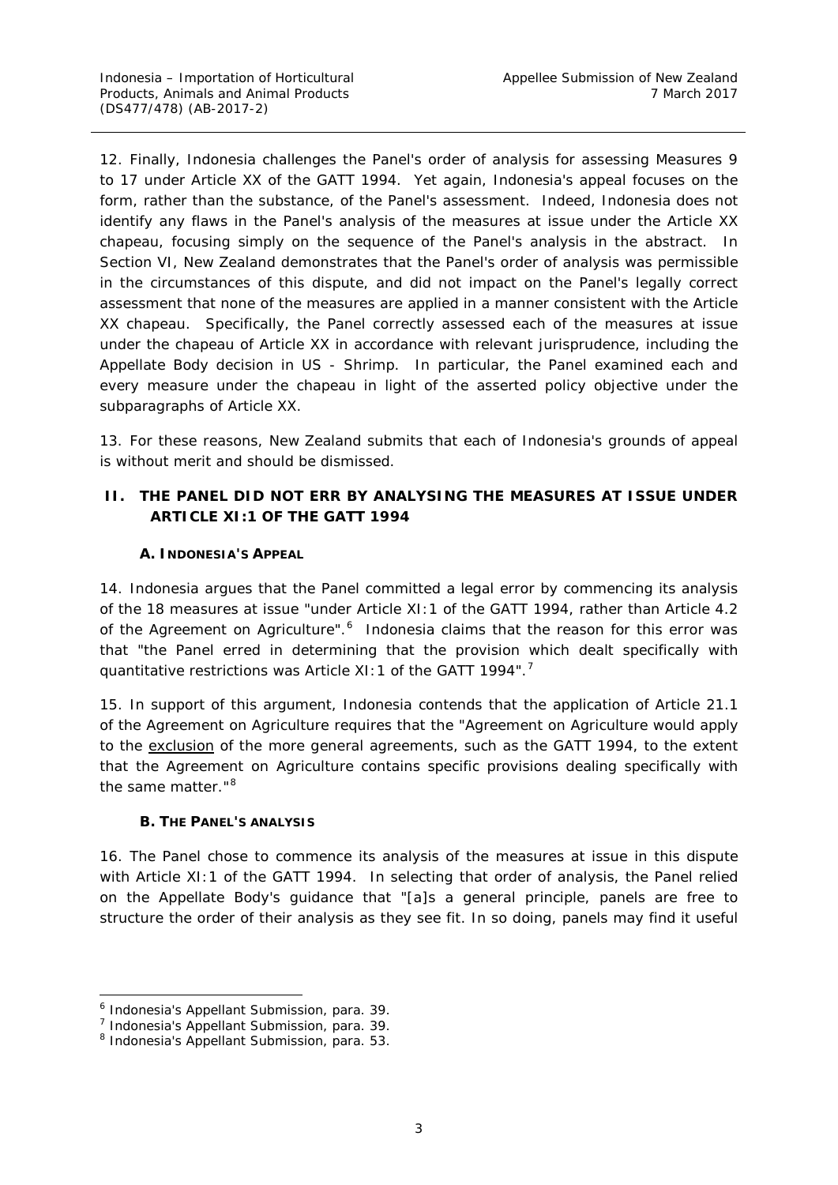12. Finally, Indonesia challenges the Panel's order of analysis for assessing Measures 9 to 17 under Article XX of the GATT 1994. Yet again, Indonesia's appeal focuses on the form, rather than the substance, of the Panel's assessment. Indeed, Indonesia does not identify any flaws in the Panel's analysis of the measures at issue under the Article XX chapeau, focusing simply on the sequence of the Panel's analysis in the abstract. In Section VI, New Zealand demonstrates that the Panel's order of analysis was permissible in the circumstances of this dispute, and did not impact on the Panel's legally correct assessment that none of the measures are applied in a manner consistent with the Article XX chapeau. Specifically, the Panel correctly assessed each of the measures at issue under the chapeau of Article XX in accordance with relevant jurisprudence, including the Appellate Body decision in *US - Shrimp*. In particular, the Panel examined each and every measure under the chapeau in light of the asserted policy objective under the subparagraphs of Article XX.

13. For these reasons, New Zealand submits that each of Indonesia's grounds of appeal is without merit and should be dismissed.

## II. THE PANEL DID NOT ERR BY ANALYSING THE MEASURES AT ISSUE UNDER ARTICLE XI:1 OF THE GATT 1994

### A. INDONESIA'S APPEAL

14. Indonesia argues that the Panel committed a legal error by commencing its analysis of the 18 measures at issue "under Article XI:1 of the GATT 1994, rather than Article 4.2 of the Agreement on Agriculture".[6] Indonesia claims that the reason for this error was that "the Panel erred in determining that the provision which dealt specifically with quantitative restrictions was Article XI:1 of the GATT 1994".[7]

15. In support of this argument, Indonesia contends that the application of Article 21.1 of the Agreement on Agriculture requires that the "Agreement on Agriculture would apply to the exclusion of the more general agreements, such as the GATT 1994, to the extent that the Agreement on Agriculture contains specific provisions dealing specifically with the same matter."[8]

### B. THE PANEL'S ANALYSIS

16. The Panel chose to commence its analysis of the measures at issue in this dispute with Article XI:1 of the GATT 1994. In selecting that order of analysis, the Panel relied on the Appellate Body's guidance that "[a]s a general principle, panels are free to structure the order of their analysis as they see fit. In so doing, panels may find it useful

---

[6] Indonesia's Appellant Submission, para. 39.
[7] Indonesia's Appellant Submission, para. 39.
[8] Indonesia's Appellant Submission, para. 53.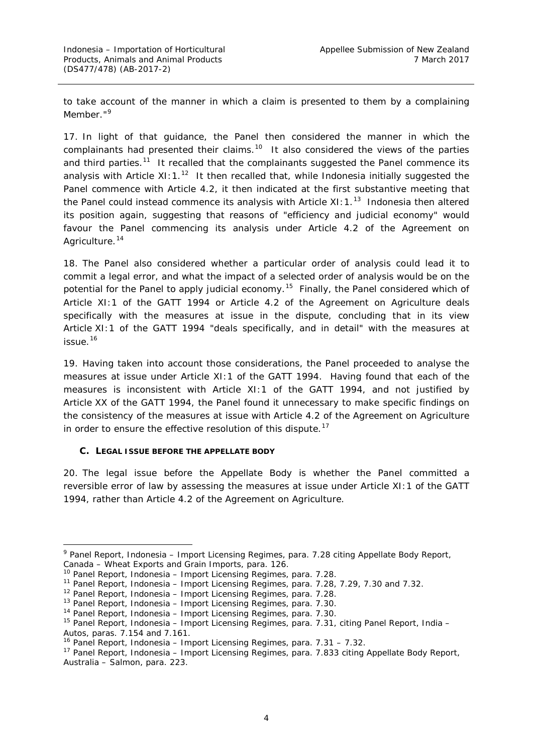to take account of the manner in which a claim is presented to them by a complaining Member."[9]

17. In light of that guidance, the Panel then considered the manner in which the complainants had presented their claims.[10] It also considered the views of the parties and third parties.[11] It recalled that the complainants suggested the Panel commence its analysis with Article XI:1.[12] It then recalled that, while Indonesia initially suggested the Panel commence with Article 4.2, it then indicated at the first substantive meeting that the Panel could instead commence its analysis with Article XI:1.[13] Indonesia then altered its position again, suggesting that reasons of "efficiency and judicial economy" would favour the Panel commencing its analysis under Article 4.2 of the Agreement on Agriculture.[14]

18. The Panel also considered whether a particular order of analysis could lead it to commit a legal error, and what the impact of a selected order of analysis would be on the potential for the Panel to apply judicial economy.[15] Finally, the Panel considered which of Article XI:1 of the GATT 1994 or Article 4.2 of the Agreement on Agriculture deals specifically with the measures at issue in the dispute, concluding that in its view Article XI:1 of the GATT 1994 "deals specifically, and in detail" with the measures at issue.[16]

19. Having taken into account those considerations, the Panel proceeded to analyse the measures at issue under Article XI:1 of the GATT 1994. Having found that each of the measures is inconsistent with Article XI:1 of the GATT 1994, and not justified by Article XX of the GATT 1994, the Panel found it unnecessary to make specific findings on the consistency of the measures at issue with Article 4.2 of the Agreement on Agriculture in order to ensure the effective resolution of this dispute.[17]

### C. LEGAL ISSUE BEFORE THE APPELLATE BODY

20. The legal issue before the Appellate Body is whether the Panel committed a reversible error of law by assessing the measures at issue under Article XI:1 of the GATT 1994, rather than Article 4.2 of the Agreement on Agriculture.

---

[9] Panel Report, *Indonesia – Import Licensing Regimes*, para. 7.28 citing Appellate Body Report, *Canada – Wheat Exports and Grain Imports*, para. 126.

[10] Panel Report, *Indonesia – Import Licensing Regimes*, para. 7.28.

[11] Panel Report, *Indonesia – Import Licensing Regimes*, para. 7.28, 7.29, 7.30 and 7.32.

[12] Panel Report, *Indonesia – Import Licensing Regimes*, para. 7.28.

[13] Panel Report, *Indonesia – Import Licensing Regimes*, para. 7.30.

[14] Panel Report, *Indonesia – Import Licensing Regimes*, para. 7.30.

[15] Panel Report, *Indonesia – Import Licensing Regimes*, para. 7.31, citing Panel Report, *India – Autos*, paras. 7.154 and 7.161.

[16] Panel Report, *Indonesia – Import Licensing Regimes*, para. 7.31 – 7.32.

[17] Panel Report, *Indonesia – Import Licensing Regimes*, para. 7.833 citing Appellate Body Report, *Australia – Salmon*, para. 223.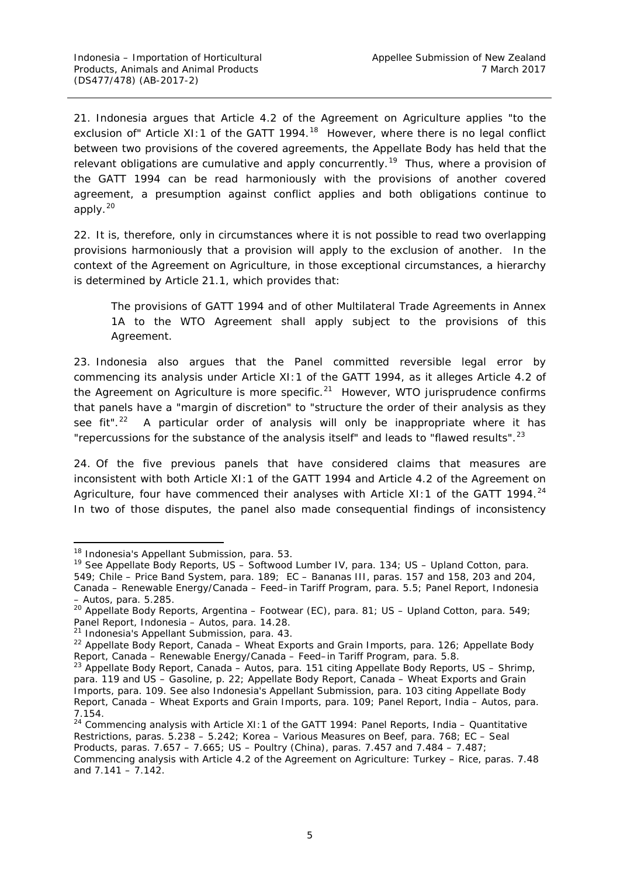21. Indonesia argues that Article 4.2 of the Agreement on Agriculture applies "to the exclusion of" Article XI:1 of the GATT 1994.[18] However, where there is no legal conflict between two provisions of the covered agreements, the Appellate Body has held that the relevant obligations are cumulative and apply concurrently.[19] Thus, where a provision of the GATT 1994 can be read harmoniously with the provisions of another covered agreement, a presumption against conflict applies and both obligations continue to apply.[20]

22. It is, therefore, only in circumstances where it is not possible to read two overlapping provisions harmoniously that a provision will apply to the exclusion of another. In the context of the Agreement on Agriculture, in those exceptional circumstances, a hierarchy is determined by Article 21.1, which provides that:

> The provisions of GATT 1994 and of other Multilateral Trade Agreements in Annex 1A to the WTO Agreement shall apply subject to the provisions of this Agreement.

23. Indonesia also argues that the Panel committed reversible legal error by commencing its analysis under Article XI:1 of the GATT 1994, as it alleges Article 4.2 of the Agreement on Agriculture is more specific.[21] However, WTO jurisprudence confirms that panels have a "margin of discretion" to "structure the order of their analysis as they see fit".[22] A particular order of analysis will only be inappropriate where it has "repercussions for the substance of the analysis itself" and leads to "flawed results".[23]

24. Of the five previous panels that have considered claims that measures are inconsistent with both Article XI:1 of the GATT 1994 and Article 4.2 of the Agreement on Agriculture, four have commenced their analyses with Article XI:1 of the GATT 1994.[24] In two of those disputes, the panel also made consequential findings of inconsistency

---

[18] Indonesia's Appellant Submission, para. 53.

[19] See Appellate Body Reports, *US – Softwood Lumber IV*, para. 134; *US – Upland Cotton*, para. 549; *Chile – Price Band System*, para. 189; *EC – Bananas III*, paras. 157 and 158, 203 and 204, *Canada – Renewable Energy/Canada – Feed–in Tariff Program*, para. 5.5; Panel Report, *Indonesia – Autos*, para. 5.285.

[20] Appellate Body Reports, *Argentina – Footwear (EC)*, para. 81; *US – Upland Cotton*, para. 549; Panel Report, *Indonesia – Autos*, para. 14.28.

[21] Indonesia's Appellant Submission, para. 43.

[22] Appellate Body Report, *Canada – Wheat Exports and Grain Imports*, para. 126; Appellate Body Report, *Canada – Renewable Energy/Canada – Feed–in Tariff Program*, para. 5.8.

[23] Appellate Body Report, *Canada – Autos*, para. 151 citing Appellate Body Reports, *US – Shrimp*, para. 119 and *US – Gasoline*, p. 22; Appellate Body Report, *Canada – Wheat Exports and Grain Imports*, para. 109. See also Indonesia's Appellant Submission, para. 103 citing Appellate Body Report, *Canada – Wheat Exports and Grain Imports*, para. 109; Panel Report, *India – Autos*, para. 7.154.

[24] Commencing analysis with Article XI:1 of the GATT 1994: Panel Reports, *India – Quantitative Restrictions*, paras. 5.238 – 5.242; *Korea – Various Measures on Beef*, para. 768; *EC – Seal Products*, paras. 7.657 – 7.665; *US – Poultry (China)*, paras. 7.457 and 7.484 – 7.487; Commencing analysis with Article 4.2 of the Agreement on Agriculture: *Turkey – Rice*, paras. 7.48 and 7.141 – 7.142.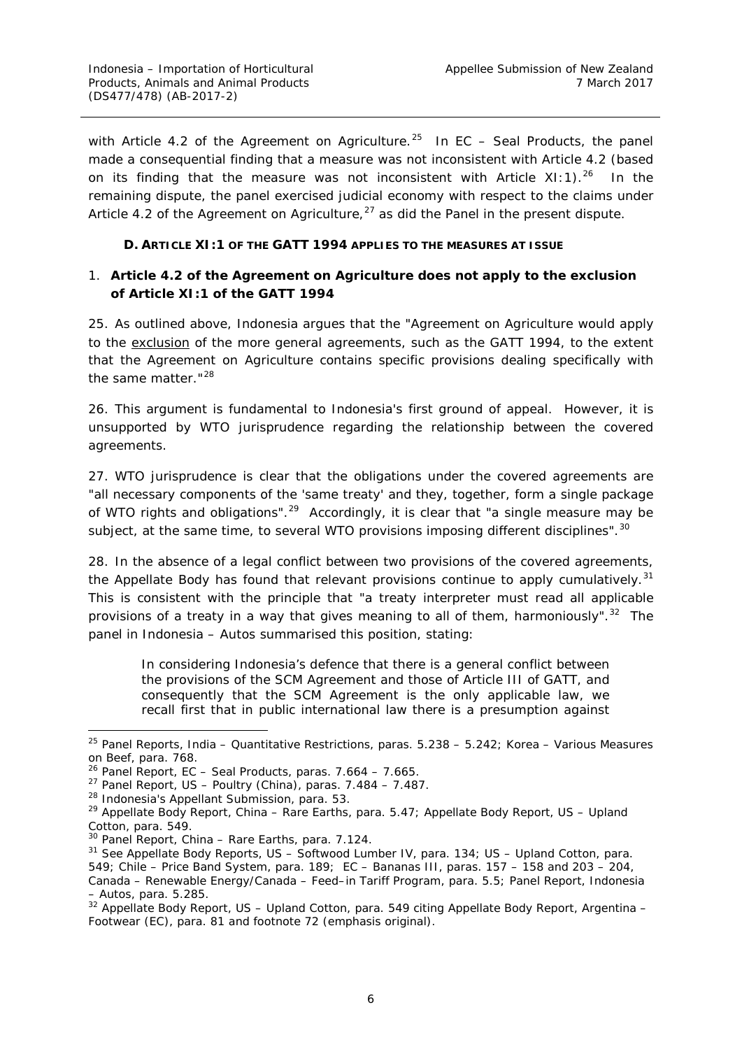with Article 4.2 of the Agreement on Agriculture.[25] In *EC – Seal Products*, the panel made a consequential finding that a measure was not inconsistent with Article 4.2 (based on its finding that the measure was not inconsistent with Article XI:1).[26] In the remaining dispute, the panel exercised judicial economy with respect to the claims under Article 4.2 of the Agreement on Agriculture,[27] as did the Panel in the present dispute.

### D. ARTICLE XI:1 OF THE GATT 1994 APPLIES TO THE MEASURES AT ISSUE

#### 1. Article 4.2 of the Agreement on Agriculture does not apply to the exclusion of Article XI:1 of the GATT 1994

25. As outlined above, Indonesia argues that the "Agreement on Agriculture would apply to the exclusion of the more general agreements, such as the GATT 1994, to the extent that the Agreement on Agriculture contains specific provisions dealing specifically with the same matter."[28]

26. This argument is fundamental to Indonesia's first ground of appeal. However, it is unsupported by WTO jurisprudence regarding the relationship between the covered agreements.

27. WTO jurisprudence is clear that the obligations under the covered agreements are "all necessary components of the 'same treaty' and they, together, form a single package of WTO rights and obligations".[29] Accordingly, it is clear that "a single measure may be subject, at the same time, to several WTO provisions imposing different disciplines".[30]

28. In the absence of a legal conflict between two provisions of the covered agreements, the Appellate Body has found that relevant provisions continue to apply cumulatively.[31] This is consistent with the principle that "a treaty interpreter must read all applicable provisions of a treaty in a way that gives meaning to *all* of them, harmoniously".[32] The panel in *Indonesia – Autos* summarised this position, stating:

> In considering Indonesia's defence that there is a general conflict between the provisions of the SCM Agreement and those of Article III of GATT, and consequently that the SCM Agreement is the only applicable law, we recall first that in public international law there is a presumption against

---

[25] Panel Reports, *India – Quantitative Restrictions*, paras. 5.238 – 5.242; *Korea – Various Measures on Beef*, para. 768.

[26] Panel Report, *EC – Seal Products*, paras. 7.664 – 7.665.

[27] Panel Report, *US – Poultry (China)*, paras. 7.484 – 7.487.

[28] Indonesia's Appellant Submission, para. 53.

[29] Appellate Body Report, *China – Rare Earths*, para. 5.47; Appellate Body Report, *US – Upland Cotton*, para. 549.

[30] Panel Report, *China – Rare Earths*, para. 7.124.

[31] See Appellate Body Reports, *US – Softwood Lumber IV*, para. 134; *US – Upland Cotton*, para. 549; *Chile – Price Band System*, para. 189; *EC – Bananas III*, paras. 157 – 158 and 203 – 204, *Canada – Renewable Energy/Canada – Feed–in Tariff Program*, para. 5.5; Panel Report, *Indonesia – Autos*, para. 5.285.

[32] Appellate Body Report, *US – Upland Cotton*, para. 549 citing Appellate Body Report, *Argentina – Footwear (EC)*, para. 81 and footnote 72 (emphasis original).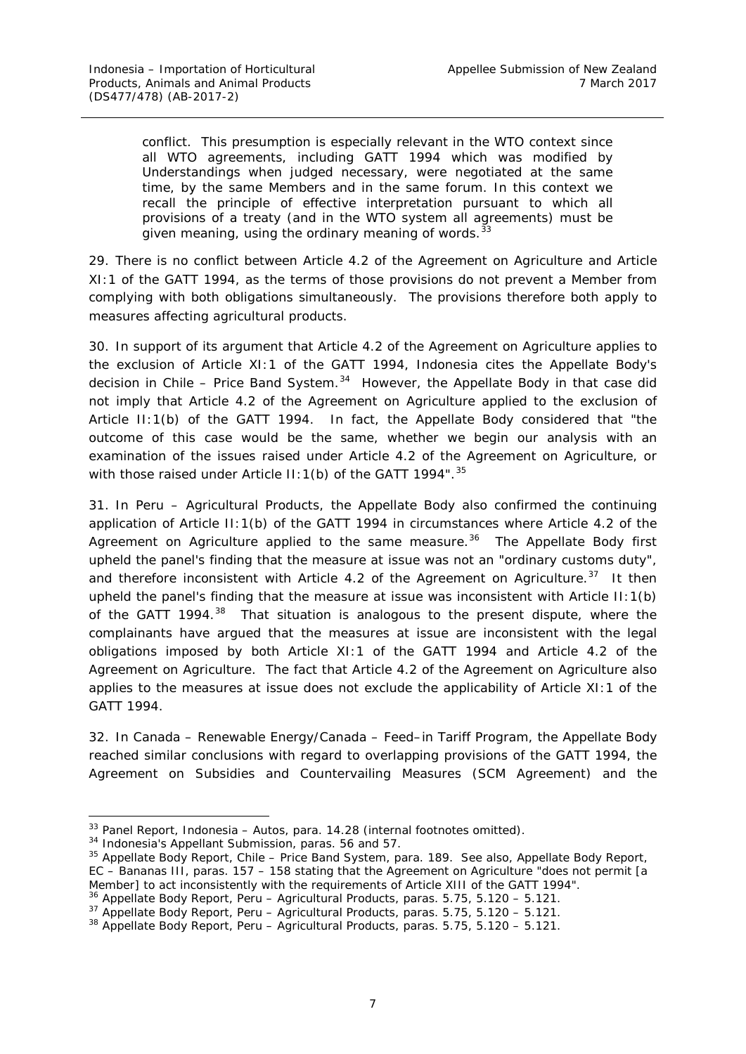> conflict. This presumption is especially relevant in the WTO context since all WTO agreements, including GATT 1994 which was modified by Understandings when judged necessary, were negotiated at the same time, by the same Members and in the same forum. In this context we recall the principle of effective interpretation pursuant to which all provisions of a treaty (and in the WTO system all agreements) must be given meaning, using the ordinary meaning of words.[33]

29. There is no conflict between Article 4.2 of the Agreement on Agriculture and Article XI:1 of the GATT 1994, as the terms of those provisions do not prevent a Member from complying with both obligations simultaneously. The provisions therefore both apply to measures affecting agricultural products.

30. In support of its argument that Article 4.2 of the Agreement on Agriculture applies to the exclusion of Article XI:1 of the GATT 1994, Indonesia cites the Appellate Body's decision in *Chile – Price Band System*.[34] However, the Appellate Body in that case did not imply that Article 4.2 of the Agreement on Agriculture applied to the exclusion of Article II:1(b) of the GATT 1994. In fact, the Appellate Body considered that "the outcome of this case would be the same, whether we begin our analysis with an examination of the issues raised under Article 4.2 of the Agreement on Agriculture, or with those raised under Article II:1(b) of the GATT 1994".[35]

31. In *Peru – Agricultural Products*, the Appellate Body also confirmed the continuing application of Article II:1(b) of the GATT 1994 in circumstances where Article 4.2 of the Agreement on Agriculture applied to the same measure.[36] The Appellate Body first upheld the panel's finding that the measure at issue was not an "ordinary customs duty", and therefore inconsistent with Article 4.2 of the Agreement on Agriculture.[37] It then upheld the panel's finding that the measure at issue was inconsistent with Article II:1(b) of the GATT 1994.[38] That situation is analogous to the present dispute, where the complainants have argued that the measures at issue are inconsistent with the legal obligations imposed by both Article XI:1 of the GATT 1994 and Article 4.2 of the Agreement on Agriculture. The fact that Article 4.2 of the Agreement on Agriculture also applies to the measures at issue does not exclude the applicability of Article XI:1 of the GATT 1994.

32. In *Canada – Renewable Energy/Canada – Feed–in Tariff Program*, the Appellate Body reached similar conclusions with regard to overlapping provisions of the GATT 1994, the Agreement on Subsidies and Countervailing Measures (SCM Agreement) and the

---

[33] Panel Report, *Indonesia – Autos*, para. 14.28 (internal footnotes omitted).

[34] Indonesia's Appellant Submission, paras. 56 and 57.

[35] Appellate Body Report, *Chile – Price Band System*, para. 189. See also, Appellate Body Report, *EC – Bananas III*, paras. 157 – 158 stating that the Agreement on Agriculture "does not permit [a Member] to act inconsistently with the requirements of Article XIII of the GATT 1994".

[36] Appellate Body Report, *Peru – Agricultural Products*, paras. 5.75, 5.120 – 5.121.

[37] Appellate Body Report, *Peru – Agricultural Products*, paras. 5.75, 5.120 – 5.121.

[38] Appellate Body Report, *Peru – Agricultural Products*, paras. 5.75, 5.120 – 5.121.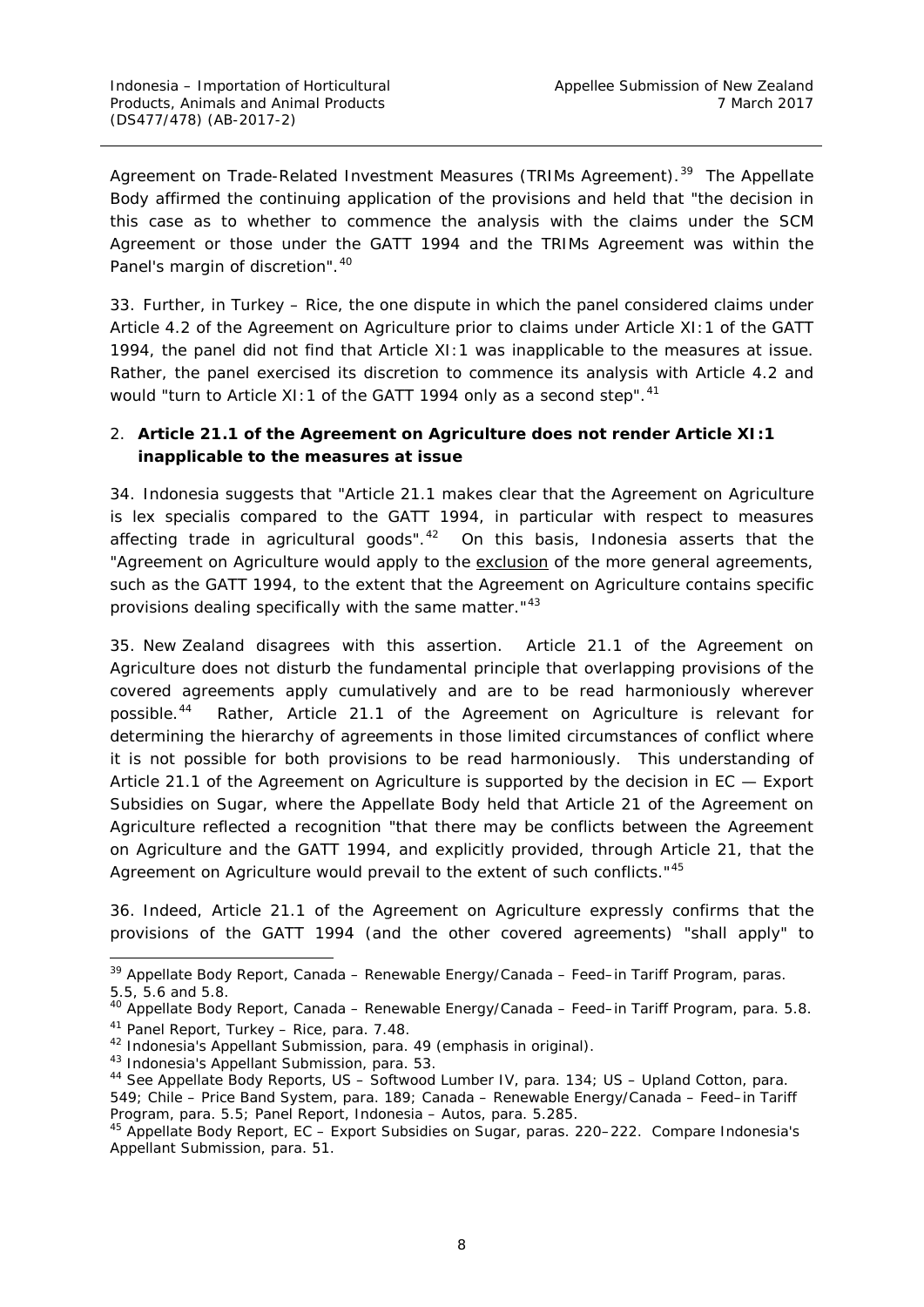Agreement on Trade-Related Investment Measures (TRIMs Agreement).[39] The Appellate Body affirmed the continuing application of the provisions and held that "the decision in this case as to whether to commence the analysis with the claims under the SCM Agreement or those under the GATT 1994 and the TRIMs Agreement was within the Panel's margin of discretion".[40]

33. Further, in *Turkey – Rice*, the one dispute in which the panel considered claims under Article 4.2 of the Agreement on Agriculture prior to claims under Article XI:1 of the GATT 1994, the panel did not find that Article XI:1 was inapplicable to the measures at issue. Rather, the panel exercised its discretion to commence its analysis with Article 4.2 and would "turn to Article XI:1 of the GATT 1994 only as a second step".[41]

### 2. Article 21.1 of the Agreement on Agriculture does not render Article XI:1 inapplicable to the measures at issue

34. Indonesia suggests that "Article 21.1 makes clear that the Agreement on Agriculture is lex specialis compared to the GATT 1994, in particular with respect to measures affecting trade in agricultural goods".[42] On this basis, Indonesia asserts that the "Agreement on Agriculture would apply to the <u>exclusion</u> of the more general agreements, such as the GATT 1994, to the extent that the Agreement on Agriculture contains specific provisions dealing specifically with the same matter."[43]

35. New Zealand disagrees with this assertion. Article 21.1 of the Agreement on Agriculture does not disturb the fundamental principle that overlapping provisions of the covered agreements apply cumulatively and are to be read harmoniously wherever possible.[44] Rather, Article 21.1 of the Agreement on Agriculture is relevant for determining the hierarchy of agreements in those limited circumstances of conflict where it is not possible for both provisions to be read harmoniously. This understanding of Article 21.1 of the Agreement on Agriculture is supported by the decision in *EC — Export Subsidies on Sugar*, where the Appellate Body held that Article 21 of the Agreement on Agriculture reflected a recognition "that there may be conflicts between the Agreement on Agriculture and the GATT 1994, and explicitly provided, through Article 21, that the Agreement on Agriculture would prevail to the extent of such conflicts."[45]

36. Indeed, Article 21.1 of the Agreement on Agriculture expressly confirms that the provisions of the GATT 1994 (and the other covered agreements) "shall apply" to

---

[39] Appellate Body Report, *Canada – Renewable Energy/Canada – Feed–in Tariff Program*, paras. 5.5, 5.6 and 5.8.

[40] Appellate Body Report, *Canada – Renewable Energy/Canada – Feed–in Tariff Program*, para. 5.8.

[41] Panel Report, *Turkey – Rice*, para. 7.48.

[42] Indonesia's Appellant Submission, para. 49 (emphasis in original).

[43] Indonesia's Appellant Submission, para. 53.

[44] See Appellate Body Reports, *US – Softwood Lumber IV*, para. 134; *US – Upland Cotton*, para. 549; *Chile – Price Band System*, para. 189; *Canada – Renewable Energy/Canada – Feed–in Tariff Program*, para. 5.5; Panel Report, *Indonesia – Autos*, para. 5.285.

[45] Appellate Body Report, *EC – Export Subsidies on Sugar*, paras. 220–222. Compare Indonesia's Appellant Submission, para. 51.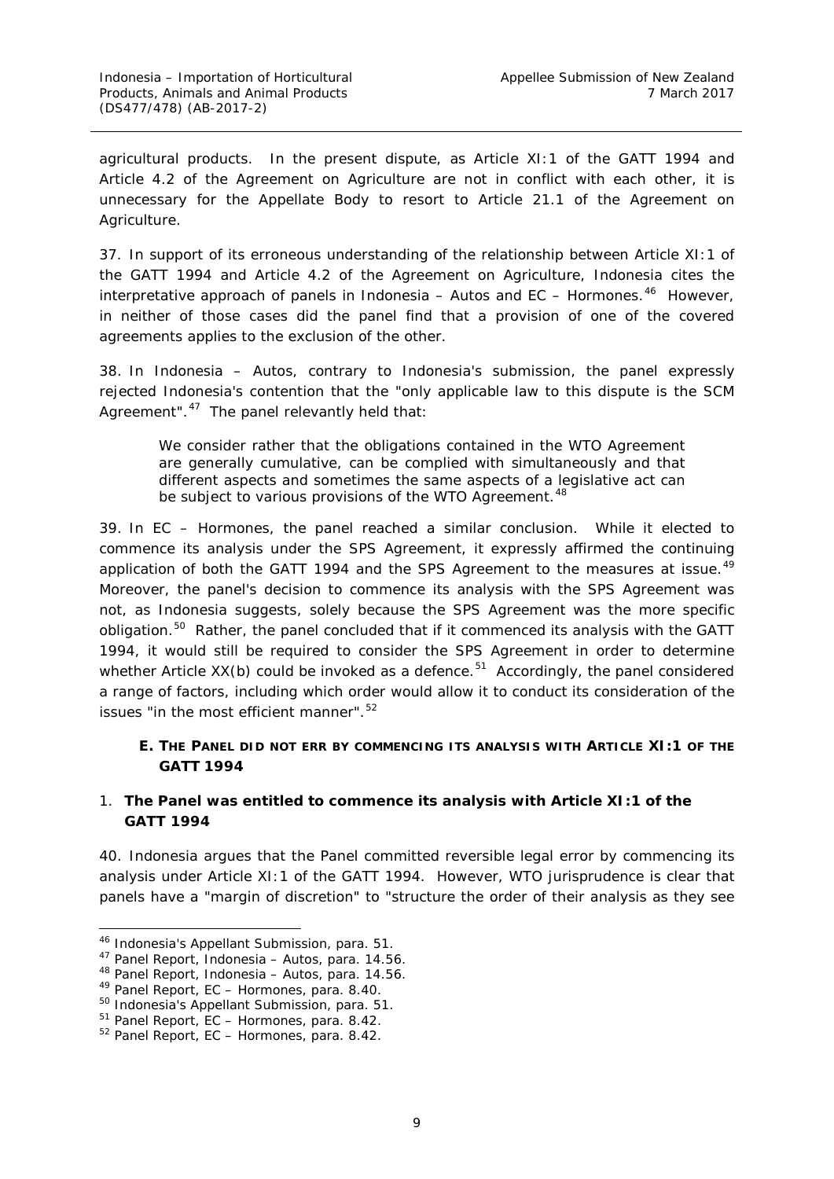agricultural products. In the present dispute, as Article XI:1 of the GATT 1994 and Article 4.2 of the Agreement on Agriculture are not in conflict with each other, it is unnecessary for the Appellate Body to resort to Article 21.1 of the Agreement on Agriculture.

37. In support of its erroneous understanding of the relationship between Article XI:1 of the GATT 1994 and Article 4.2 of the Agreement on Agriculture, Indonesia cites the interpretative approach of panels in *Indonesia – Autos* and *EC – Hormones*.[46] However, in neither of those cases did the panel find that a provision of one of the covered agreements applies to the exclusion of the other.

38. In *Indonesia – Autos*, contrary to Indonesia's submission, the panel expressly rejected Indonesia's contention that the "only applicable law to this dispute is the SCM Agreement".[47] The panel relevantly held that:

> We consider rather that the obligations contained in the WTO Agreement are generally cumulative, can be complied with simultaneously and that different aspects and sometimes the same aspects of a legislative act can be subject to various provisions of the WTO Agreement.[48]

39. In *EC – Hormones*, the panel reached a similar conclusion. While it elected to commence its analysis under the SPS Agreement, it expressly affirmed the continuing application of both the GATT 1994 and the SPS Agreement to the measures at issue.[49] Moreover, the panel's decision to commence its analysis with the SPS Agreement was not, as Indonesia suggests, solely because the SPS Agreement was the more specific obligation.[50] Rather, the panel concluded that if it commenced its analysis with the GATT 1994, it would still be required to consider the SPS Agreement in order to determine whether Article XX(b) could be invoked as a defence.[51] Accordingly, the panel considered a range of factors, including which order would allow it to conduct its consideration of the issues "in the most efficient manner".[52]

### E. THE PANEL DID NOT ERR BY COMMENCING ITS ANALYSIS WITH ARTICLE XI:1 OF THE GATT 1994

#### 1. The Panel was entitled to commence its analysis with Article XI:1 of the GATT 1994

40. Indonesia argues that the Panel committed reversible legal error by commencing its analysis under Article XI:1 of the GATT 1994. However, WTO jurisprudence is clear that panels have a "margin of discretion" to "structure the order of their analysis as they see

---

[46] Indonesia's Appellant Submission, para. 51.
[47] Panel Report, *Indonesia – Autos*, para. 14.56.
[48] Panel Report, *Indonesia – Autos*, para. 14.56.
[49] Panel Report, *EC – Hormones*, para. 8.40.
[50] Indonesia's Appellant Submission, para. 51.
[51] Panel Report, *EC – Hormones*, para. 8.42.
[52] Panel Report, *EC – Hormones*, para. 8.42.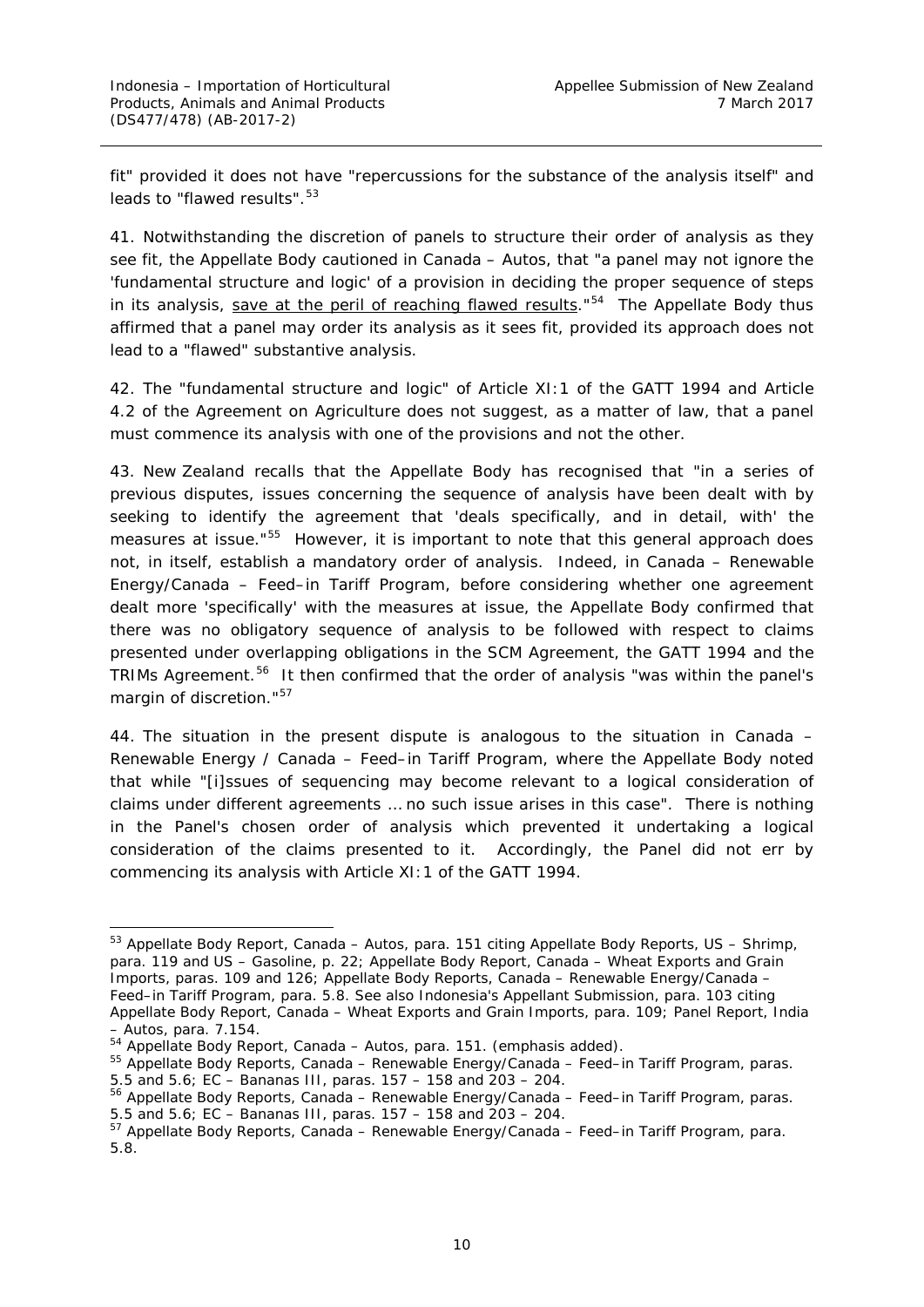fit" provided it does not have "repercussions for the substance of the analysis itself" and leads to "flawed results".[53]

41. Notwithstanding the discretion of panels to structure their order of analysis as they see fit, the Appellate Body cautioned in *Canada – Autos*, that "a panel may not ignore the 'fundamental structure and logic' of a provision in deciding the proper sequence of steps in its analysis, save at the peril of reaching flawed results."[54] The Appellate Body thus affirmed that a panel may order its analysis as it sees fit, provided its approach does not lead to a "flawed" substantive analysis.

42. The "fundamental structure and logic" of Article XI:1 of the GATT 1994 and Article 4.2 of the Agreement on Agriculture does not suggest, as a matter of law, that a panel must commence its analysis with one of the provisions and not the other.

43. New Zealand recalls that the Appellate Body has recognised that "in a series of previous disputes, issues concerning the sequence of analysis have been dealt with by seeking to identify the agreement that 'deals specifically, and in detail, with' the measures at issue."[55] However, it is important to note that this general approach does not, in itself, establish a mandatory order of analysis. Indeed, in *Canada – Renewable Energy/Canada – Feed–in Tariff Program*, before considering whether one agreement dealt more 'specifically' with the measures at issue, the Appellate Body confirmed that there was no obligatory sequence of analysis to be followed with respect to claims presented under overlapping obligations in the SCM Agreement, the GATT 1994 and the TRIMs Agreement.[56] It then confirmed that the order of analysis "was within the panel's margin of discretion."[57]

44. The situation in the present dispute is analogous to the situation in *Canada – Renewable Energy / Canada – Feed–in Tariff Program*, where the Appellate Body noted that while "[i]ssues of sequencing may become relevant to a logical consideration of claims under different agreements … no such issue arises in this case". There is nothing in the Panel's chosen order of analysis which prevented it undertaking a logical consideration of the claims presented to it. Accordingly, the Panel did not err by commencing its analysis with Article XI:1 of the GATT 1994.

---

[53] Appellate Body Report, *Canada – Autos*, para. 151 citing Appellate Body Reports, *US – Shrimp*, para. 119 and *US – Gasoline*, p. 22; Appellate Body Report, *Canada – Wheat Exports and Grain Imports*, paras. 109 and 126; Appellate Body Reports, *Canada – Renewable Energy/Canada – Feed–in Tariff Program*, para. 5.8. See also Indonesia's Appellant Submission, para. 103 citing Appellate Body Report, *Canada – Wheat Exports and Grain Imports*, para. 109; Panel Report, *India – Autos*, para. 7.154.

[54] Appellate Body Report, *Canada – Autos*, para. 151. (emphasis added).

[55] Appellate Body Reports, *Canada – Renewable Energy/Canada – Feed–in Tariff Program*, paras. 5.5 and 5.6; *EC – Bananas III*, paras. 157 – 158 and 203 – 204.

[56] Appellate Body Reports, *Canada – Renewable Energy/Canada – Feed–in Tariff Program*, paras. 5.5 and 5.6; *EC – Bananas III*, paras. 157 – 158 and 203 – 204.

[57] Appellate Body Reports, *Canada – Renewable Energy/Canada – Feed–in Tariff Program*, para. 5.8.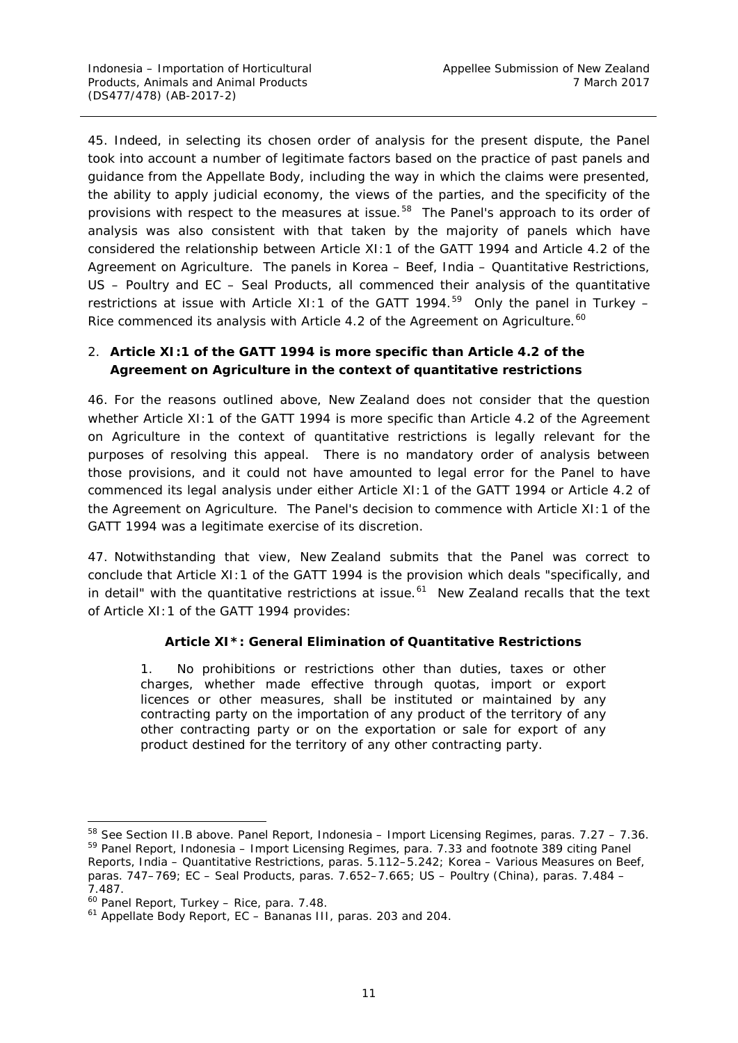45. Indeed, in selecting its chosen order of analysis for the present dispute, the Panel took into account a number of legitimate factors based on the practice of past panels and guidance from the Appellate Body, including the way in which the claims were presented, the ability to apply judicial economy, the views of the parties, and the specificity of the provisions with respect to the measures at issue.[58] The Panel's approach to its order of analysis was also consistent with that taken by the majority of panels which have considered the relationship between Article XI:1 of the GATT 1994 and Article 4.2 of the Agreement on Agriculture. The panels in *Korea – Beef*, *India – Quantitative Restrictions*, *US – Poultry* and *EC – Seal Products*, all commenced their analysis of the quantitative restrictions at issue with Article XI:1 of the GATT 1994.[59] Only the panel in *Turkey – Rice* commenced its analysis with Article 4.2 of the Agreement on Agriculture.[60]

### 2. Article XI:1 of the GATT 1994 is more specific than Article 4.2 of the Agreement on Agriculture in the context of quantitative restrictions

46. For the reasons outlined above, New Zealand does not consider that the question whether Article XI:1 of the GATT 1994 is more specific than Article 4.2 of the Agreement on Agriculture in the context of quantitative restrictions is legally relevant for the purposes of resolving this appeal. There is no mandatory order of analysis between those provisions, and it could not have amounted to legal error for the Panel to have commenced its legal analysis under either Article XI:1 of the GATT 1994 or Article 4.2 of the Agreement on Agriculture. The Panel's decision to commence with Article XI:1 of the GATT 1994 was a legitimate exercise of its discretion.

47. Notwithstanding that view, New Zealand submits that the Panel was correct to conclude that Article XI:1 of the GATT 1994 is the provision which deals "specifically, and in detail" with the quantitative restrictions at issue.[61] New Zealand recalls that the text of Article XI:1 of the GATT 1994 provides:

> **Article XI*: General Elimination of Quantitative Restrictions**
>
> 1. No prohibitions or restrictions other than duties, taxes or other charges, whether made effective through quotas, import or export licences or other measures, shall be instituted or maintained by any contracting party on the importation of any product of the territory of any other contracting party or on the exportation or sale for export of any product destined for the territory of any other contracting party.

---

[58] See Section II.B above. Panel Report, *Indonesia – Import Licensing Regimes*, paras. 7.27 – 7.36.

[59] Panel Report, *Indonesia – Import Licensing Regimes*, para. 7.33 and footnote 389 citing Panel Reports, *India – Quantitative Restrictions*, paras. 5.112–5.242; *Korea – Various Measures on Beef*, paras. 747–769; *EC – Seal Products*, paras. 7.652–7.665; *US – Poultry (China)*, paras. 7.484 – 7.487.

[60] Panel Report, *Turkey – Rice*, para. 7.48.

[61] Appellate Body Report, *EC – Bananas III*, paras. 203 and 204.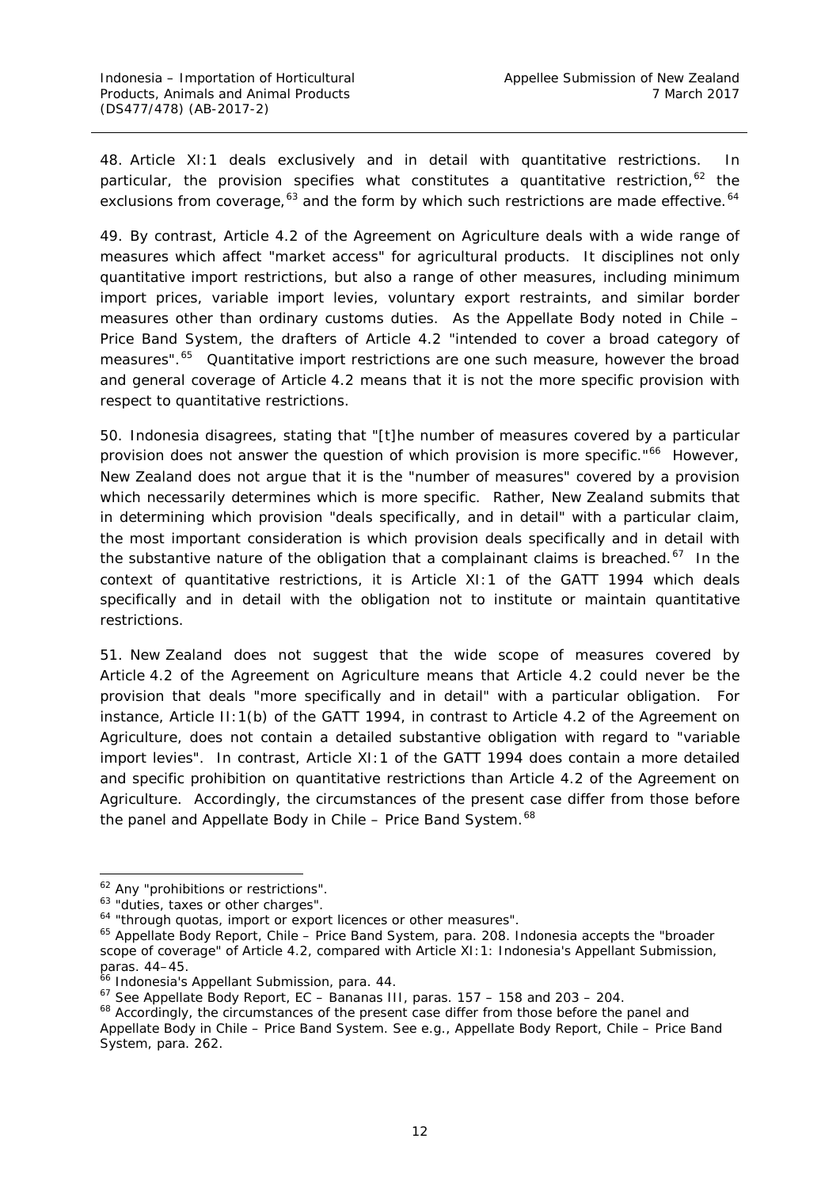48. Article XI:1 deals exclusively and in detail with quantitative restrictions. In particular, the provision specifies what constitutes a quantitative restriction,[62] the exclusions from coverage,[63] and the form by which such restrictions are made effective.[64]

49. By contrast, Article 4.2 of the Agreement on Agriculture deals with a wide range of measures which affect "market access" for agricultural products. It disciplines not only quantitative import restrictions, but also a range of other measures, including minimum import prices, variable import levies, voluntary export restraints, and similar border measures other than ordinary customs duties. As the Appellate Body noted in *Chile – Price Band System*, the drafters of Article 4.2 "intended to cover a broad category of measures".[65] Quantitative import restrictions are one such measure, however the broad and general coverage of Article 4.2 means that it is not the more specific provision with respect to quantitative restrictions.

50. Indonesia disagrees, stating that "[t]he number of measures covered by a particular provision does not answer the question of which provision is more specific."[66] However, New Zealand does not argue that it is the "number of measures" covered by a provision which necessarily determines which is more specific. Rather, New Zealand submits that in determining which provision "deals specifically, and in detail" with a particular claim, the most important consideration is which provision deals specifically and in detail with the substantive nature of the obligation that a complainant claims is breached.[67] In the context of quantitative restrictions, it is Article XI:1 of the GATT 1994 which deals specifically and in detail with the obligation not to institute or maintain quantitative restrictions.

51. New Zealand does not suggest that the wide scope of measures covered by Article 4.2 of the Agreement on Agriculture means that Article 4.2 could never be the provision that deals "more specifically and in detail" with a particular obligation. For instance, Article II:1(b) of the GATT 1994, in contrast to Article 4.2 of the Agreement on Agriculture, does not contain a detailed substantive obligation with regard to "variable import levies". In contrast, Article XI:1 of the GATT 1994 does contain a more detailed and specific prohibition on quantitative restrictions than Article 4.2 of the Agreement on Agriculture. Accordingly, the circumstances of the present case differ from those before the panel and Appellate Body in *Chile – Price Band System*.[68]

---

[62] Any "prohibitions or restrictions".

[63] "duties, taxes or other charges".

[64] "through quotas, import or export licences or other measures".

[65] Appellate Body Report, *Chile – Price Band System*, para. 208. Indonesia accepts the "broader scope of coverage" of Article 4.2, compared with Article XI:1: Indonesia's Appellant Submission, paras. 44–45.

[66] Indonesia's Appellant Submission, para. 44.

[67] See Appellate Body Report, *EC – Bananas III*, paras. 157 – 158 and 203 – 204.

[68] Accordingly, the circumstances of the present case differ from those before the panel and Appellate Body in *Chile – Price Band System*. See e.g., Appellate Body Report, *Chile – Price Band System*, para. 262.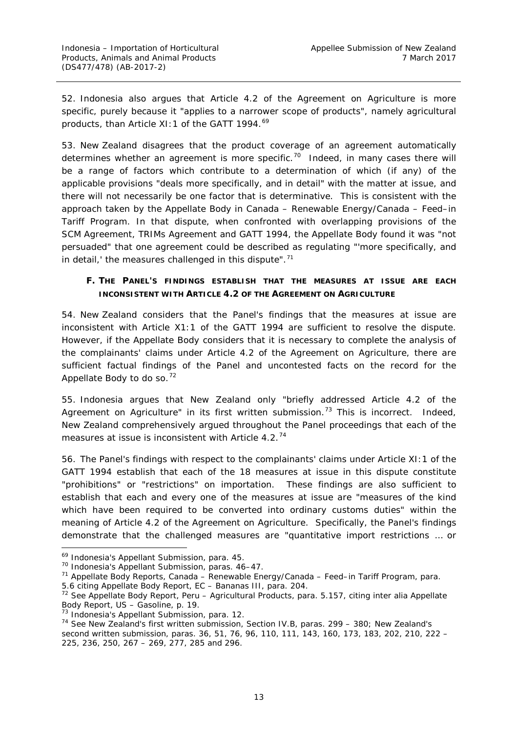52. Indonesia also argues that Article 4.2 of the Agreement on Agriculture is more specific, purely because it "applies to a narrower scope of products", namely agricultural products, than Article XI:1 of the GATT 1994.[69]

53. New Zealand disagrees that the product coverage of an agreement automatically determines whether an agreement is more specific.[70] Indeed, in many cases there will be a range of factors which contribute to a determination of which (if any) of the applicable provisions "deals more specifically, and in detail" with the matter at issue, and there will not necessarily be one factor that is determinative. This is consistent with the approach taken by the Appellate Body in *Canada – Renewable Energy/Canada – Feed–in Tariff Program*. In that dispute, when confronted with overlapping provisions of the SCM Agreement, TRIMs Agreement and GATT 1994, the Appellate Body found it was "not persuaded" that one agreement could be described as regulating "'more specifically, and in detail,' the measures challenged in this dispute".[71]

### F. THE PANEL'S FINDINGS ESTABLISH THAT THE MEASURES AT ISSUE ARE EACH INCONSISTENT WITH ARTICLE 4.2 OF THE AGREEMENT ON AGRICULTURE

54. New Zealand considers that the Panel's findings that the measures at issue are inconsistent with Article X1:1 of the GATT 1994 are sufficient to resolve the dispute. However, if the Appellate Body considers that it is necessary to complete the analysis of the complainants' claims under Article 4.2 of the Agreement on Agriculture, there are sufficient factual findings of the Panel and uncontested facts on the record for the Appellate Body to do so.[72]

55. Indonesia argues that New Zealand only "briefly addressed Article 4.2 of the Agreement on Agriculture" in its first written submission.[73] This is incorrect. Indeed, New Zealand comprehensively argued throughout the Panel proceedings that each of the measures at issue is inconsistent with Article 4.2.[74]

56. The Panel's findings with respect to the complainants' claims under Article XI:1 of the GATT 1994 establish that each of the 18 measures at issue in this dispute constitute "prohibitions" or "restrictions" on importation. These findings are also sufficient to establish that each and every one of the measures at issue are "measures of the kind which have been required to be converted into ordinary customs duties" within the meaning of Article 4.2 of the Agreement on Agriculture. Specifically, the Panel's findings demonstrate that the challenged measures are "quantitative import restrictions … or

---

[69] Indonesia's Appellant Submission, para. 45.

[70] Indonesia's Appellant Submission, paras. 46–47.

[71] Appellate Body Reports, *Canada – Renewable Energy/Canada – Feed–in Tariff Program*, para. 5.6 citing Appellate Body Report, *EC – Bananas III*, para. 204.

[72] See Appellate Body Report, *Peru – Agricultural Products*, para. 5.157, citing *inter alia* Appellate Body Report, *US – Gasoline*, p. 19.

[73] Indonesia's Appellant Submission, para. 12.

[74] See New Zealand's first written submission, Section IV.B, paras. 299 – 380; New Zealand's second written submission, paras. 36, 51, 76, 96, 110, 111, 143, 160, 173, 183, 202, 210, 222 – 225, 236, 250, 267 – 269, 277, 285 and 296.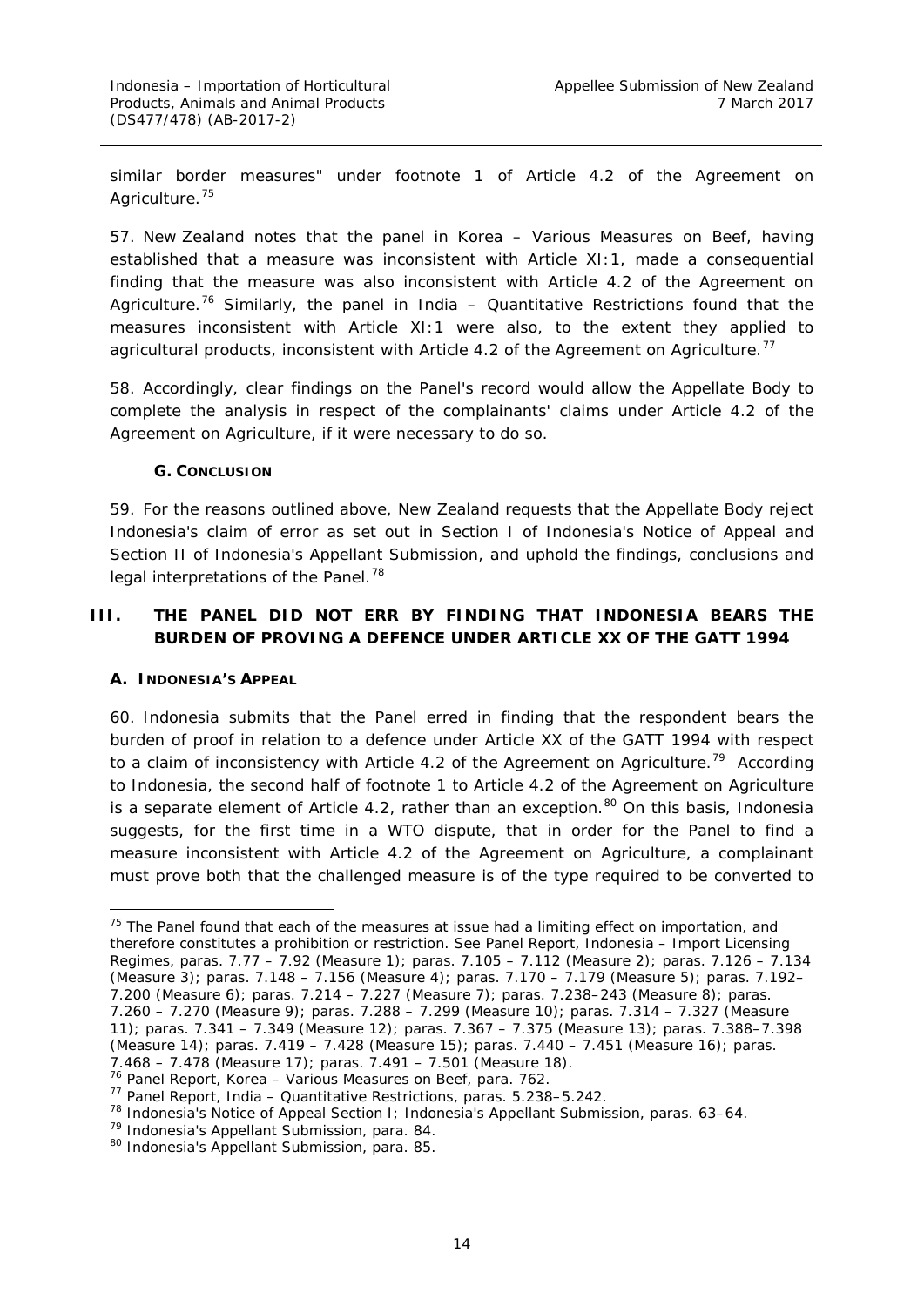similar border measures" under footnote 1 of Article 4.2 of the Agreement on Agriculture.[75]

57. New Zealand notes that the panel in *Korea – Various Measures on Beef*, having established that a measure was inconsistent with Article XI:1, made a consequential finding that the measure was also inconsistent with Article 4.2 of the Agreement on Agriculture.[76] Similarly, the panel in *India – Quantitative Restrictions* found that the measures inconsistent with Article XI:1 were also, to the extent they applied to agricultural products, inconsistent with Article 4.2 of the Agreement on Agriculture.[77]

58. Accordingly, clear findings on the Panel's record would allow the Appellate Body to complete the analysis in respect of the complainants' claims under Article 4.2 of the Agreement on Agriculture, if it were necessary to do so.

### G. CONCLUSION

59. For the reasons outlined above, New Zealand requests that the Appellate Body reject Indonesia's claim of error as set out in Section I of Indonesia's Notice of Appeal and Section II of Indonesia's Appellant Submission, and uphold the findings, conclusions and legal interpretations of the Panel.[78]

## III. THE PANEL DID NOT ERR BY FINDING THAT INDONESIA BEARS THE BURDEN OF PROVING A DEFENCE UNDER ARTICLE XX OF THE GATT 1994

### A. INDONESIA'S APPEAL

60. Indonesia submits that the Panel erred in finding that the respondent bears the burden of proof in relation to a defence under Article XX of the GATT 1994 with respect to a claim of inconsistency with Article 4.2 of the Agreement on Agriculture.[79] According to Indonesia, the second half of footnote 1 to Article 4.2 of the Agreement on Agriculture is a separate element of Article 4.2, rather than an exception.[80] On this basis, Indonesia suggests, for the first time in a WTO dispute, that in order for the Panel to find a measure inconsistent with Article 4.2 of the Agreement on Agriculture, a complainant must prove both that the challenged measure is of the type required to be converted to

---

[75] The Panel found that each of the measures at issue had a limiting effect on importation, and therefore constitutes a prohibition or restriction. See Panel Report, *Indonesia – Import Licensing Regimes*, paras. 7.77 – 7.92 (Measure 1); paras. 7.105 – 7.112 (Measure 2); paras. 7.126 – 7.134 (Measure 3); paras. 7.148 – 7.156 (Measure 4); paras. 7.170 – 7.179 (Measure 5); paras. 7.192–7.200 (Measure 6); paras. 7.214 – 7.227 (Measure 7); paras. 7.238–243 (Measure 8); paras. 7.260 – 7.270 (Measure 9); paras. 7.288 – 7.299 (Measure 10); paras. 7.314 – 7.327 (Measure 11); paras. 7.341 – 7.349 (Measure 12); paras. 7.367 – 7.375 (Measure 13); paras. 7.388–7.398 (Measure 14); paras. 7.419 – 7.428 (Measure 15); paras. 7.440 – 7.451 (Measure 16); paras. 7.468 – 7.478 (Measure 17); paras. 7.491 – 7.501 (Measure 18).

[76] Panel Report, *Korea – Various Measures on Beef*, para. 762.

[77] Panel Report, *India – Quantitative Restrictions*, paras. 5.238–5.242.

[78] Indonesia's Notice of Appeal Section I; Indonesia's Appellant Submission, paras. 63–64.

[79] Indonesia's Appellant Submission, para. 84.

[80] Indonesia's Appellant Submission, para. 85.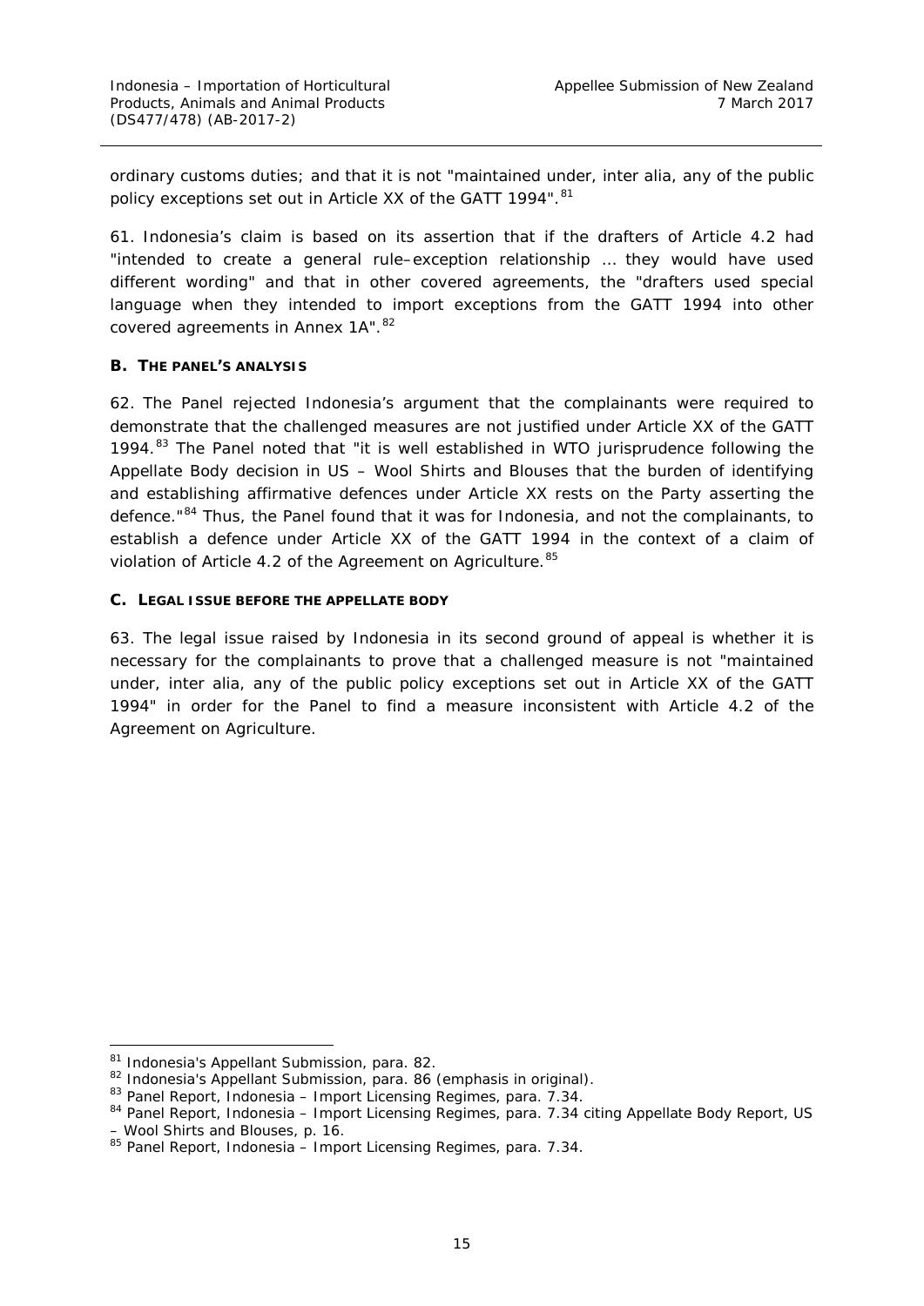ordinary customs duties; and that it is not "maintained under, inter alia, any of the public policy exceptions set out in Article XX of the GATT 1994".[81]

61. Indonesia's claim is based on its assertion that if the drafters of Article 4.2 had "intended to create a general rule–exception relationship … they would have used different wording" and that in other covered agreements, the "drafters used special language when they intended to import exceptions from the GATT 1994 into other covered agreements in Annex 1A".[82]

### B. THE PANEL'S ANALYSIS

62. The Panel rejected Indonesia's argument that the complainants were required to demonstrate that the challenged measures are not justified under Article XX of the GATT 1994.[83] The Panel noted that "it is well established in WTO jurisprudence following the Appellate Body decision in *US – Wool Shirts and Blouses* that the burden of identifying and establishing affirmative defences under Article XX rests on the Party asserting the defence."[84] Thus, the Panel found that it was for Indonesia, and not the complainants, to establish a defence under Article XX of the GATT 1994 in the context of a claim of violation of Article 4.2 of the Agreement on Agriculture.[85]

### C. LEGAL ISSUE BEFORE THE APPELLATE BODY

63. The legal issue raised by Indonesia in its second ground of appeal is whether it is necessary for the complainants to prove that a challenged measure is not "maintained under, inter alia, any of the public policy exceptions set out in Article XX of the GATT 1994" in order for the Panel to find a measure inconsistent with Article 4.2 of the Agreement on Agriculture.

---

[81] Indonesia's Appellant Submission, para. 82.

[82] Indonesia's Appellant Submission, para. 86 (emphasis in original).

[83] Panel Report, *Indonesia – Import Licensing Regimes*, para. 7.34.

[84] Panel Report, *Indonesia – Import Licensing Regimes*, para. 7.34 citing Appellate Body Report, *US – Wool Shirts and Blouses*, p. 16.

[85] Panel Report, *Indonesia – Import Licensing Regimes*, para. 7.34.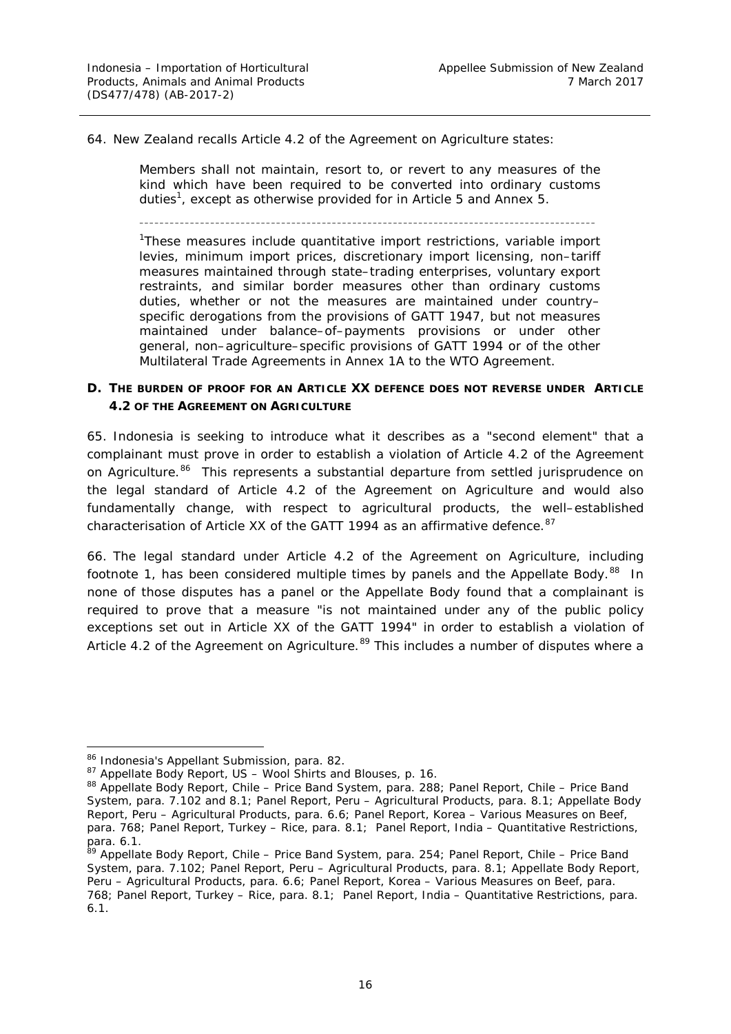64. New Zealand recalls Article 4.2 of the Agreement on Agriculture states:

> Members shall not maintain, resort to, or revert to any measures of the kind which have been required to be converted into ordinary customs duties[1], except as otherwise provided for in Article 5 and Annex 5.
>
> ---
>
> [1]These measures include quantitative import restrictions, variable import levies, minimum import prices, discretionary import licensing, non–tariff measures maintained through state–trading enterprises, voluntary export restraints, and similar border measures other than ordinary customs duties, whether or not the measures are maintained under country–specific derogations from the provisions of GATT 1947, but not measures maintained under balance–of–payments provisions or under other general, non–agriculture–specific provisions of GATT 1994 or of the other Multilateral Trade Agreements in Annex 1A to the WTO Agreement.

### D. THE BURDEN OF PROOF FOR AN ARTICLE XX DEFENCE DOES NOT REVERSE UNDER ARTICLE 4.2 OF THE AGREEMENT ON AGRICULTURE

65. Indonesia is seeking to introduce what it describes as a "second element" that a complainant must prove in order to establish a violation of Article 4.2 of the Agreement on Agriculture.[86] This represents a substantial departure from settled jurisprudence on the legal standard of Article 4.2 of the Agreement on Agriculture and would also fundamentally change, with respect to agricultural products, the well–established characterisation of Article XX of the GATT 1994 as an affirmative defence.[87]

66. The legal standard under Article 4.2 of the Agreement on Agriculture, including footnote 1, has been considered multiple times by panels and the Appellate Body.[88] In none of those disputes has a panel or the Appellate Body found that a complainant is required to prove that a measure "is not maintained under any of the public policy exceptions set out in Article XX of the GATT 1994" in order to establish a violation of Article 4.2 of the Agreement on Agriculture.[89] This includes a number of disputes where a

---

[86] Indonesia's Appellant Submission, para. 82.

[87] Appellate Body Report, *US – Wool Shirts and Blouses*, p. 16.

[88] Appellate Body Report, *Chile – Price Band System*, para. 288; Panel Report, *Chile – Price Band System*, para. 7.102 and 8.1; Panel Report, *Peru – Agricultural Products*, para. 8.1; Appellate Body Report, *Peru – Agricultural Products*, para. 6.6; Panel Report, *Korea – Various Measures on Beef*, para. 768; Panel Report, *Turkey – Rice*, para. 8.1; Panel Report, *India – Quantitative Restrictions*, para. 6.1.

[89] Appellate Body Report, *Chile – Price Band System*, para. 254; Panel Report, *Chile – Price Band System*, para. 7.102; Panel Report, *Peru – Agricultural Products*, para. 8.1; Appellate Body Report, *Peru – Agricultural Products*, para. 6.6; Panel Report, *Korea – Various Measures on Beef*, para. 768; Panel Report, *Turkey – Rice*, para. 8.1; Panel Report, *India – Quantitative Restrictions*, para. 6.1.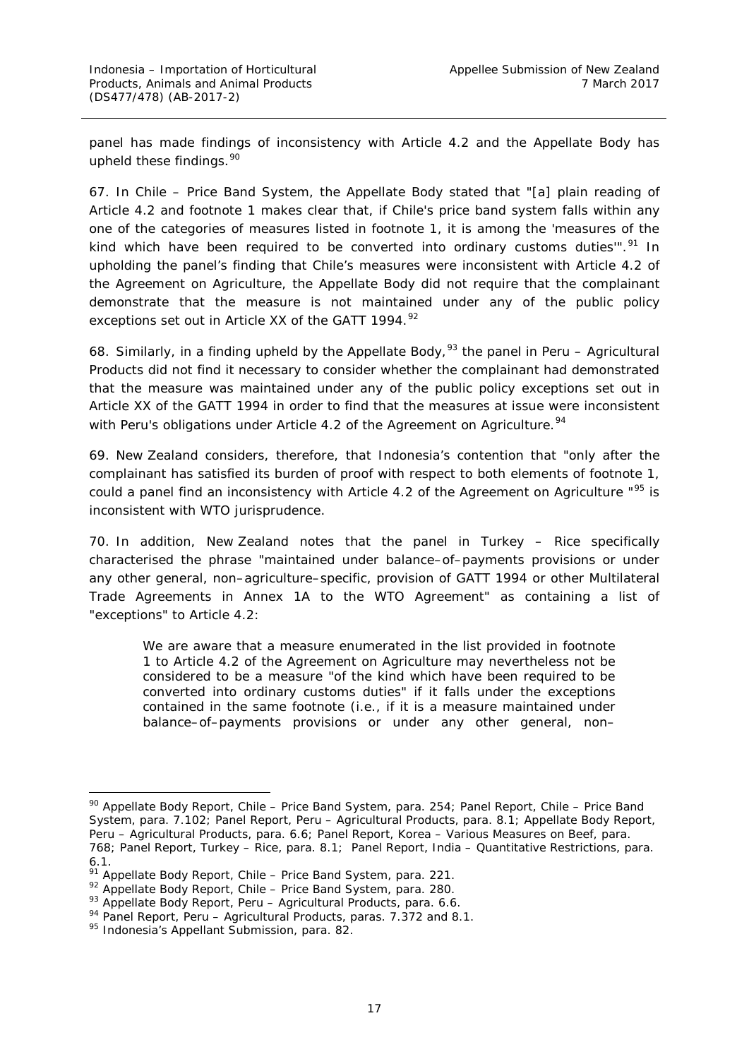panel has made findings of inconsistency with Article 4.2 and the Appellate Body has upheld these findings.[90]

67. In *Chile – Price Band System*, the Appellate Body stated that "[a] plain reading of Article 4.2 and footnote 1 makes clear that, if Chile's price band system falls within any one of the categories of measures listed in footnote 1, it is among the 'measures of the kind which have been required to be converted into ordinary customs duties'".[91] In upholding the panel's finding that Chile's measures were inconsistent with Article 4.2 of the Agreement on Agriculture, the Appellate Body did not require that the complainant demonstrate that the measure is not maintained under any of the public policy exceptions set out in Article XX of the GATT 1994.[92]

68. Similarly, in a finding upheld by the Appellate Body,[93] the panel in *Peru – Agricultural Products* did not find it necessary to consider whether the complainant had demonstrated that the measure was maintained under any of the public policy exceptions set out in Article XX of the GATT 1994 in order to find that the measures at issue were inconsistent with Peru's obligations under Article 4.2 of the Agreement on Agriculture.[94]

69. New Zealand considers, therefore, that Indonesia's contention that "only after the complainant has satisfied its burden of proof with respect to both elements of footnote 1, could a panel find an inconsistency with Article 4.2 of the Agreement on Agriculture "[95] is inconsistent with WTO jurisprudence.

70. In addition, New Zealand notes that the panel in *Turkey – Rice* specifically characterised the phrase "maintained under balance–of–payments provisions or under any other general, non–agriculture–specific, provision of GATT 1994 or other Multilateral Trade Agreements in Annex 1A to the WTO Agreement" as containing a list of "exceptions" to Article 4.2:

> We are aware that a measure enumerated in the list provided in footnote 1 to Article 4.2 of the Agreement on Agriculture may nevertheless not be considered to be a measure "of the kind which have been required to be converted into ordinary customs duties" if it falls under the exceptions contained in the same footnote (i.e., if it is a measure maintained under balance–of–payments provisions or under any other general, non–

---

[90] Appellate Body Report, *Chile – Price Band System*, para. 254; Panel Report, *Chile – Price Band System*, para. 7.102; Panel Report, *Peru – Agricultural Products*, para. 8.1; Appellate Body Report, *Peru – Agricultural Products*, para. 6.6; Panel Report, *Korea – Various Measures on Beef*, para. 768; Panel Report, *Turkey – Rice*, para. 8.1; Panel Report, *India – Quantitative Restrictions*, para. 6.1.

[91] Appellate Body Report, *Chile – Price Band System*, para. 221.

[92] Appellate Body Report, *Chile – Price Band System*, para. 280.

[93] Appellate Body Report, *Peru – Agricultural Products*, para. 6.6.

[94] Panel Report, *Peru – Agricultural Products*, paras. 7.372 and 8.1.

[95] Indonesia's Appellant Submission, para. 82.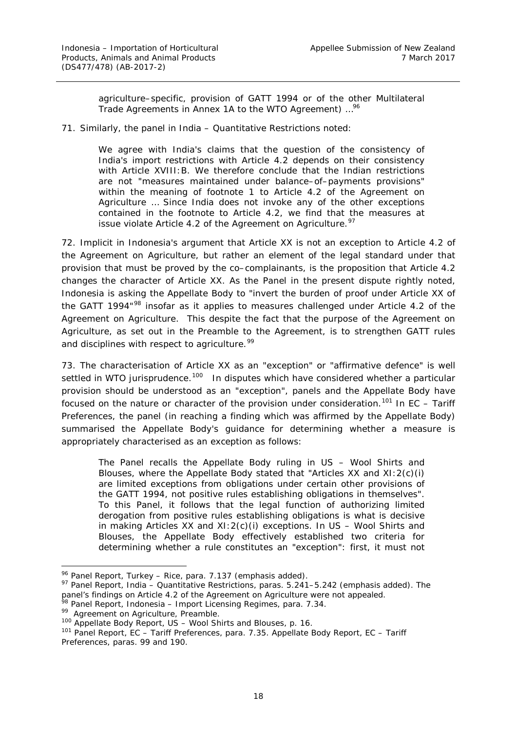> agriculture–specific, provision of GATT 1994 or of the other Multilateral Trade Agreements in Annex 1A to the WTO Agreement) ...[96]

71. Similarly, the panel in *India – Quantitative Restrictions* noted:

> We agree with India's claims that the question of the consistency of India's import restrictions with Article 4.2 depends on their consistency with Article XVIII:B. We therefore conclude that the Indian restrictions are not "measures maintained under balance–of–payments provisions" within the meaning of footnote 1 to Article 4.2 of the Agreement on Agriculture ... Since India does not invoke any of the other exceptions contained in the footnote to Article 4.2, we find that the measures at issue violate Article 4.2 of the Agreement on Agriculture.[97]

72. Implicit in Indonesia's argument that Article XX is not an exception to Article 4.2 of the Agreement on Agriculture, but rather an element of the legal standard under that provision that must be proved by the co–complainants, is the proposition that Article 4.2 changes the character of Article XX. As the Panel in the present dispute rightly noted, Indonesia is asking the Appellate Body to "invert the burden of proof under Article XX of the GATT 1994"[98] insofar as it applies to measures challenged under Article 4.2 of the Agreement on Agriculture. This despite the fact that the purpose of the Agreement on Agriculture, as set out in the Preamble to the Agreement, is to strengthen GATT rules and disciplines with respect to agriculture.[99]

73. The characterisation of Article XX as an "exception" or "affirmative defence" is well settled in WTO jurisprudence.[100] In disputes which have considered whether a particular provision should be understood as an "exception", panels and the Appellate Body have focused on the nature or character of the provision under consideration.[101] In *EC – Tariff Preferences*, the panel (in reaching a finding which was affirmed by the Appellate Body) summarised the Appellate Body's guidance for determining whether a measure is appropriately characterised as an exception as follows:

> The Panel recalls the Appellate Body ruling in *US – Wool Shirts and Blouses*, where the Appellate Body stated that "Articles XX and XI:2(c)(i) are limited exceptions from obligations under certain other provisions of the GATT 1994, not positive rules establishing obligations in themselves". To this Panel, it follows that the legal function of authorizing limited derogation from positive rules establishing obligations is what is decisive in making Articles XX and XI:2(c)(i) exceptions. In *US – Wool Shirts and Blouses*, the Appellate Body effectively established two criteria for determining whether a rule constitutes an "exception": first, it must not

---

[96] Panel Report, *Turkey – Rice*, para. 7.137 (emphasis added).

[97] Panel Report, *India – Quantitative Restrictions*, paras. 5.241–5.242 (emphasis added). The panel's findings on Article 4.2 of the Agreement on Agriculture were not appealed.

[98] Panel Report, *Indonesia – Import Licensing Regimes*, para. 7.34.

[99] Agreement on Agriculture, Preamble.

[100] Appellate Body Report, *US – Wool Shirts and Blouses*, p. 16.

[101] Panel Report, *EC – Tariff Preferences*, para. 7.35. Appellate Body Report, *EC – Tariff Preferences*, paras. 99 and 190.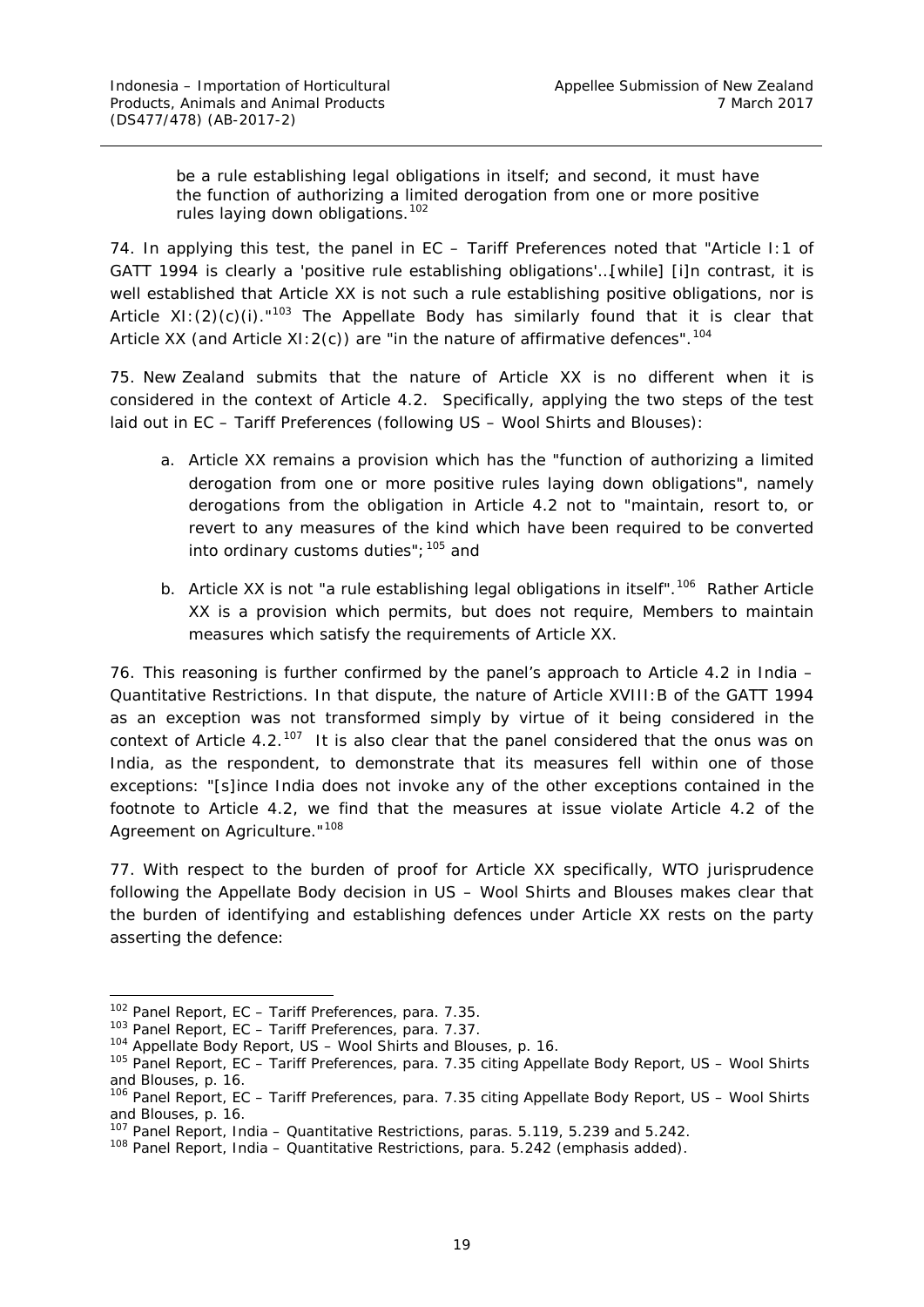> be a rule establishing legal obligations in itself; and second, it must have the function of authorizing a limited derogation from one or more positive rules laying down obligations.[102]

74. In applying this test, the panel in *EC – Tariff Preferences* noted that "Article I:1 of GATT 1994 is clearly a 'positive rule establishing obligations'…[while] [i]n contrast, it is well established that Article XX is not such a rule establishing positive obligations, nor is Article XI:(2)(c)(i)."[103] The Appellate Body has similarly found that it is clear that Article XX (and Article XI:2(c)) are "in the nature of affirmative defences".[104]

75. New Zealand submits that the nature of Article XX is no different when it is considered in the context of Article 4.2. Specifically, applying the two steps of the test laid out in *EC – Tariff Preferences* (following *US – Wool Shirts and Blouses*):

a. Article XX remains a provision which has the "function of authorizing a limited derogation from one or more positive rules laying down obligations", namely derogations from the obligation in Article 4.2 not to "maintain, resort to, or revert to any measures of the kind which have been required to be converted into ordinary customs duties";[105] and

b. Article XX is not "a rule establishing legal obligations in itself".[106] Rather Article XX is a provision which permits, but does not require, Members to maintain measures which satisfy the requirements of Article XX.

76. This reasoning is further confirmed by the panel's approach to Article 4.2 in *India – Quantitative Restrictions*. In that dispute, the nature of Article XVIII:B of the GATT 1994 as an exception was not transformed simply by virtue of it being considered in the context of Article 4.2.[107] It is also clear that the panel considered that the onus was on India, as the respondent, to demonstrate that its measures fell within one of those exceptions: "[s]ince India does not invoke any of the other exceptions contained in the footnote to Article 4.2, we find that the measures at issue violate Article 4.2 of the Agreement on Agriculture."[108]

77. With respect to the burden of proof for Article XX specifically, WTO jurisprudence following the Appellate Body decision in *US – Wool Shirts and Blouses* makes clear that the burden of identifying and establishing defences under Article XX rests on the party asserting the defence:

---

[102] Panel Report, *EC – Tariff Preferences*, para. 7.35.

[103] Panel Report, *EC – Tariff Preferences*, para. 7.37.

[104] Appellate Body Report, *US – Wool Shirts and Blouses*, p. 16.

[105] Panel Report, *EC – Tariff Preferences*, para. 7.35 citing Appellate Body Report, *US – Wool Shirts and Blouses*, p. 16.

[106] Panel Report, *EC – Tariff Preferences*, para. 7.35 citing Appellate Body Report, *US – Wool Shirts and Blouses*, p. 16.

[107] Panel Report, *India – Quantitative Restrictions*, paras. 5.119, 5.239 and 5.242.

[108] Panel Report, *India – Quantitative Restrictions*, para. 5.242 (emphasis added).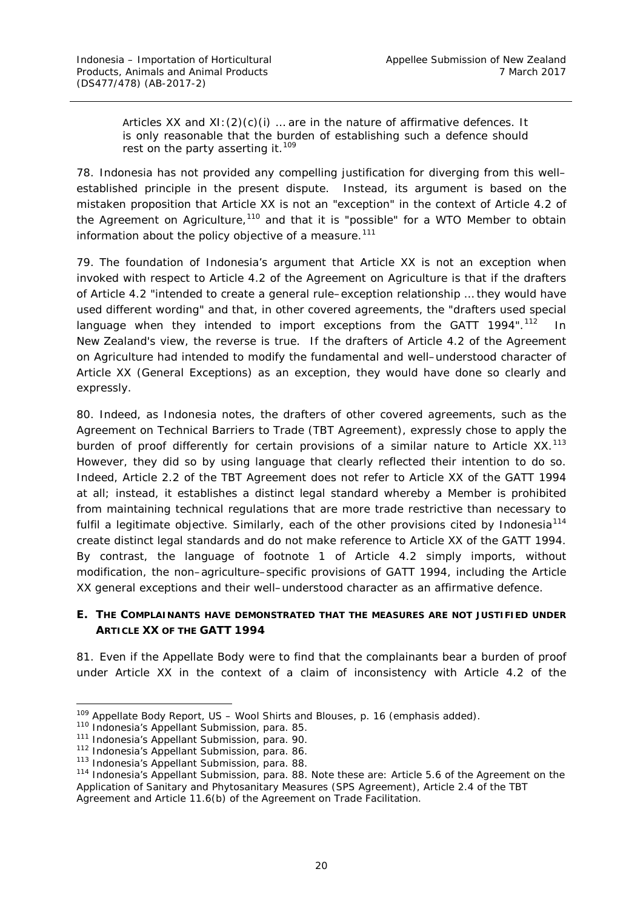> Articles XX and XI:(2)(c)(i) … are in the nature of affirmative defences. It is only reasonable that the burden of establishing such a defence should rest on the party asserting it.[109]

78. Indonesia has not provided any compelling justification for diverging from this well–established principle in the present dispute. Instead, its argument is based on the mistaken proposition that Article XX is not an "exception" in the context of Article 4.2 of the Agreement on Agriculture,[110] and that it is "possible" for a WTO Member to obtain information about the policy objective of a measure.[111]

79. The foundation of Indonesia's argument that Article XX is not an exception when invoked with respect to Article 4.2 of the Agreement on Agriculture is that if the drafters of Article 4.2 "intended to create a general rule–exception relationship … they would have used different wording" and that, in other covered agreements, the "drafters used special language when they intended to import exceptions from the GATT 1994".[112] In New Zealand's view, the reverse is true. If the drafters of Article 4.2 of the Agreement on Agriculture had intended to modify the fundamental and well–understood character of Article XX (General Exceptions) as an exception, they would have done so clearly and expressly.

80. Indeed, as Indonesia notes, the drafters of other covered agreements, such as the Agreement on Technical Barriers to Trade (TBT Agreement), expressly chose to apply the burden of proof differently for certain provisions of a similar nature to Article XX.[113] However, they did so by using language that clearly reflected their intention to do so. Indeed, Article 2.2 of the TBT Agreement does not refer to Article XX of the GATT 1994 at all; instead, it establishes a distinct legal standard whereby a Member is prohibited from maintaining technical regulations that are more trade restrictive than necessary to fulfil a legitimate objective. Similarly, each of the other provisions cited by Indonesia[114] create distinct legal standards and do not make reference to Article XX of the GATT 1994. By contrast, the language of footnote 1 of Article 4.2 simply imports, without modification, the non–agriculture–specific provisions of GATT 1994, including the Article XX general exceptions and their well–understood character as an affirmative defence.

### E. THE COMPLAINANTS HAVE DEMONSTRATED THAT THE MEASURES ARE NOT JUSTIFIED UNDER ARTICLE XX OF THE GATT 1994

81. Even if the Appellate Body were to find that the complainants bear a burden of proof under Article XX in the context of a claim of inconsistency with Article 4.2 of the

---

[109] Appellate Body Report, *US – Wool Shirts and Blouses*, p. 16 (emphasis added).

[110] Indonesia's Appellant Submission, para. 85.

[111] Indonesia's Appellant Submission, para. 90.

[112] Indonesia's Appellant Submission, para. 86.

[113] Indonesia's Appellant Submission, para. 88.

[114] Indonesia's Appellant Submission, para. 88. Note these are: Article 5.6 of the Agreement on the Application of Sanitary and Phytosanitary Measures (SPS Agreement), Article 2.4 of the TBT Agreement and Article 11.6(b) of the Agreement on Trade Facilitation.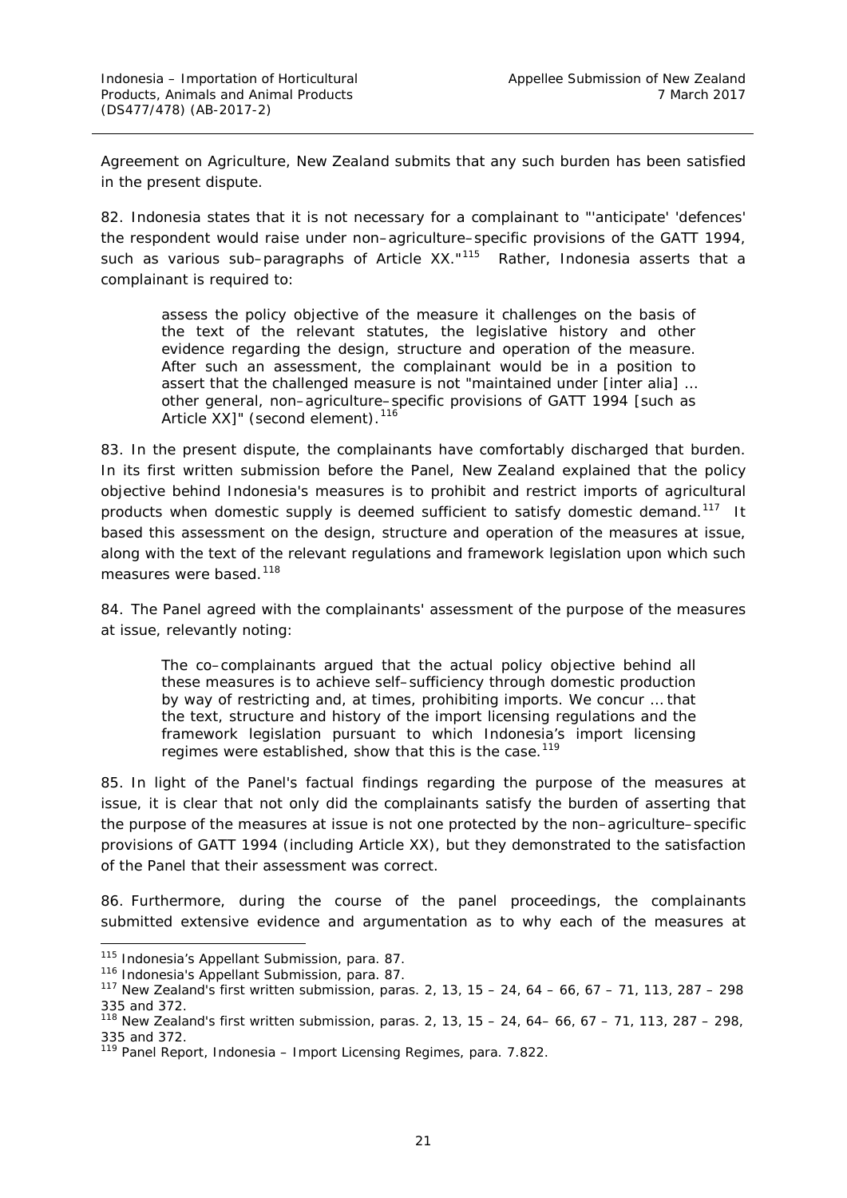Agreement on Agriculture, New Zealand submits that any such burden has been satisfied in the present dispute.

82. Indonesia states that it is not necessary for a complainant to "'anticipate' 'defences' the respondent would raise under non–agriculture–specific provisions of the GATT 1994, such as various sub–paragraphs of Article XX."[115] Rather, Indonesia asserts that a complainant is required to:

> assess the policy objective of the measure it challenges on the basis of the text of the relevant statutes, the legislative history and other evidence regarding the design, structure and operation of the measure. After such an assessment, the complainant would be in a position to assert that the challenged measure is not "maintained under [inter alia] … other general, non–agriculture–specific provisions of GATT 1994 [such as Article XX]" (second element).[116]

83. In the present dispute, the complainants have comfortably discharged that burden. In its first written submission before the Panel, New Zealand explained that the policy objective behind Indonesia's measures is to prohibit and restrict imports of agricultural products when domestic supply is deemed sufficient to satisfy domestic demand.[117] It based this assessment on the design, structure and operation of the measures at issue, along with the text of the relevant regulations and framework legislation upon which such measures were based.[118]

84. The Panel agreed with the complainants' assessment of the purpose of the measures at issue, relevantly noting:

> The co–complainants argued that the actual policy objective behind all these measures is to achieve self–sufficiency through domestic production by way of restricting and, at times, prohibiting imports. We concur … that the text, structure and history of the import licensing regulations and the framework legislation pursuant to which Indonesia's import licensing regimes were established, show that this is the case.[119]

85. In light of the Panel's factual findings regarding the purpose of the measures at issue, it is clear that not only did the complainants satisfy the burden of asserting that the purpose of the measures at issue is not one protected by the non–agriculture–specific provisions of GATT 1994 (including Article XX), but they demonstrated to the satisfaction of the Panel that their assessment was correct.

86. Furthermore, during the course of the panel proceedings, the complainants submitted extensive evidence and argumentation as to why each of the measures at

---

[115] Indonesia's Appellant Submission, para. 87.

[116] Indonesia's Appellant Submission, para. 87.

[117] New Zealand's first written submission, paras. 2, 13, 15 – 24, 64 – 66, 67 – 71, 113, 287 – 298 335 and 372.

[118] New Zealand's first written submission, paras. 2, 13, 15 – 24, 64– 66, 67 – 71, 113, 287 – 298, 335 and 372.

[119] Panel Report, *Indonesia – Import Licensing Regimes*, para. 7.822.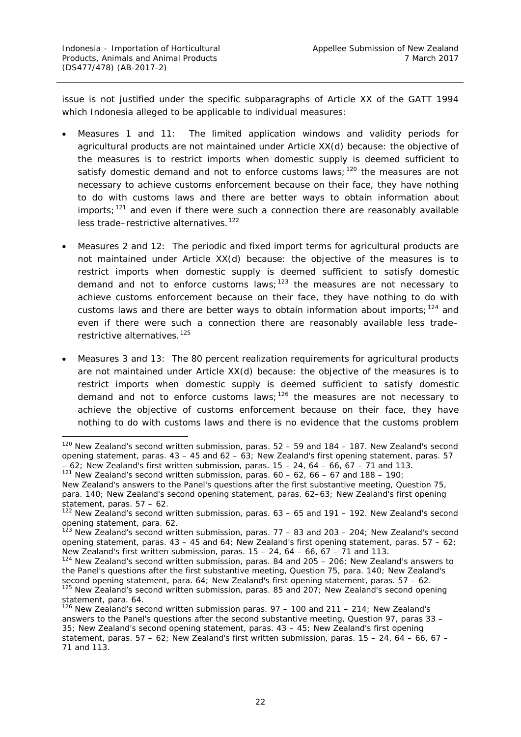issue is not justified under the specific subparagraphs of Article XX of the GATT 1994 which Indonesia alleged to be applicable to individual measures:

- Measures 1 and 11: The limited application windows and validity periods for agricultural products are not maintained under Article XX(d) because: the objective of the measures is to restrict imports when domestic supply is deemed sufficient to satisfy domestic demand and not to enforce customs laws;[120] the measures are not necessary to achieve customs enforcement because on their face, they have nothing to do with customs laws and there are better ways to obtain information about imports;[121] and even if there were such a connection there are reasonably available less trade–restrictive alternatives.[122]

- Measures 2 and 12: The periodic and fixed import terms for agricultural products are not maintained under Article XX(d) because: the objective of the measures is to restrict imports when domestic supply is deemed sufficient to satisfy domestic demand and not to enforce customs laws;[123] the measures are not necessary to achieve customs enforcement because on their face, they have nothing to do with customs laws and there are better ways to obtain information about imports;[124] and even if there were such a connection there are reasonably available less trade–restrictive alternatives.[125]

- Measures 3 and 13: The 80 percent realization requirements for agricultural products are not maintained under Article XX(d) because: the objective of the measures is to restrict imports when domestic supply is deemed sufficient to satisfy domestic demand and not to enforce customs laws;[126] the measures are not necessary to achieve the objective of customs enforcement because on their face, they have nothing to do with customs laws and there is no evidence that the customs problem

---

[120] New Zealand's second written submission, paras. 52 – 59 and 184 – 187. New Zealand's second opening statement, paras. 43 – 45 and 62 – 63; New Zealand's first opening statement, paras. 57 – 62; New Zealand's first written submission, paras. 15 – 24, 64 – 66, 67 – 71 and 113.

[121] New Zealand's second written submission, paras. 60 – 62, 66 – 67 and 188 – 190; New Zealand's answers to the Panel's questions after the first substantive meeting, Question 75, para. 140; New Zealand's second opening statement, paras. 62–63; New Zealand's first opening statement, paras. 57 – 62.

[122] New Zealand's second written submission, paras. 63 – 65 and 191 – 192. New Zealand's second opening statement, para. 62.

[123] New Zealand's second written submission, paras. 77 – 83 and 203 – 204; New Zealand's second opening statement, paras. 43 – 45 and 64; New Zealand's first opening statement, paras. 57 – 62; New Zealand's first written submission, paras. 15 – 24, 64 – 66, 67 – 71 and 113.

[124] New Zealand's second written submission, paras. 84 and 205 – 206; New Zealand's answers to the Panel's questions after the first substantive meeting, Question 75, para. 140; New Zealand's second opening statement, para. 64; New Zealand's first opening statement, paras. 57 – 62.

[125] New Zealand's second written submission, paras. 85 and 207; New Zealand's second opening statement, para. 64.

[126] New Zealand's second written submission paras. 97 – 100 and 211 – 214; New Zealand's answers to the Panel's questions after the second substantive meeting, Question 97, paras 33 – 35; New Zealand's second opening statement, paras. 43 – 45; New Zealand's first opening statement, paras. 57 – 62; New Zealand's first written submission, paras. 15 – 24, 64 – 66, 67 – 71 and 113.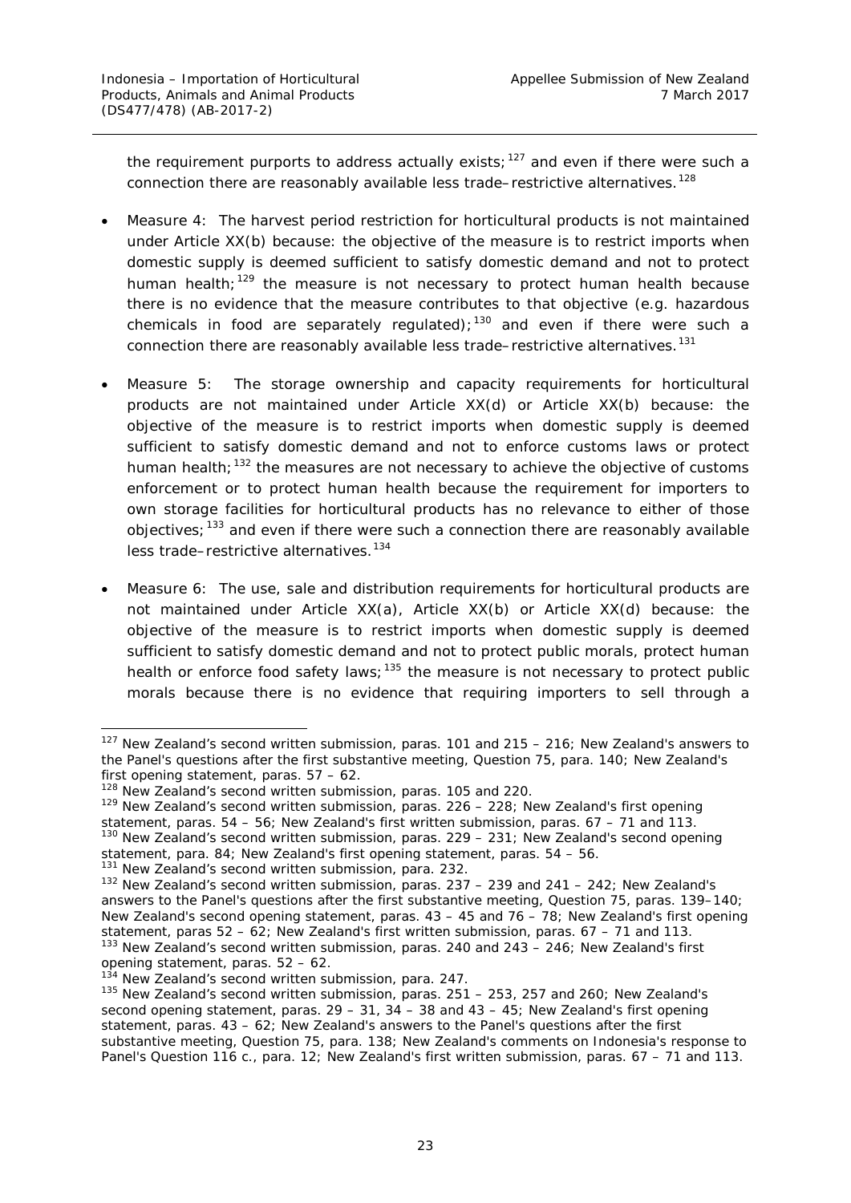the requirement purports to address actually exists;[127] and even if there were such a connection there are reasonably available less trade–restrictive alternatives.[128]

- *Measure 4*: The harvest period restriction for horticultural products is not maintained under Article XX(b) because: the objective of the measure is to restrict imports when domestic supply is deemed sufficient to satisfy domestic demand and not to protect human health;[129] the measure is not necessary to protect human health because there is no evidence that the measure contributes to that objective (e.g. hazardous chemicals in food are separately regulated);[130] and even if there were such a connection there are reasonably available less trade–restrictive alternatives.[131]

- *Measure 5*: The storage ownership and capacity requirements for horticultural products are not maintained under Article XX(d) or Article XX(b) because: the objective of the measure is to restrict imports when domestic supply is deemed sufficient to satisfy domestic demand and not to enforce customs laws or protect human health;[132] the measures are not necessary to achieve the objective of customs enforcement or to protect human health because the requirement for importers to own storage facilities for horticultural products has no relevance to either of those objectives;[133] and even if there were such a connection there are reasonably available less trade–restrictive alternatives.[134]

- *Measure 6*: The use, sale and distribution requirements for horticultural products are not maintained under Article XX(a), Article XX(b) or Article XX(d) because: the objective of the measure is to restrict imports when domestic supply is deemed sufficient to satisfy domestic demand and not to protect public morals, protect human health or enforce food safety laws;[135] the measure is not necessary to protect public morals because there is no evidence that requiring importers to sell through a

---

[127] New Zealand's second written submission, paras. 101 and 215 – 216; New Zealand's answers to the Panel's questions after the first substantive meeting, Question 75, para. 140; New Zealand's first opening statement, paras. 57 – 62.

[128] New Zealand's second written submission, paras. 105 and 220.

[129] New Zealand's second written submission, paras. 226 – 228; New Zealand's first opening statement, paras. 54 – 56; New Zealand's first written submission, paras. 67 – 71 and 113.

[130] New Zealand's second written submission, paras. 229 – 231; New Zealand's second opening statement, para. 84; New Zealand's first opening statement, paras. 54 – 56.

[131] New Zealand's second written submission, para. 232.

[132] New Zealand's second written submission, paras. 237 – 239 and 241 – 242; New Zealand's answers to the Panel's questions after the first substantive meeting, Question 75, paras. 139–140; New Zealand's second opening statement, paras. 43 – 45 and 76 – 78; New Zealand's first opening statement, paras 52 – 62; New Zealand's first written submission, paras. 67 – 71 and 113.

[133] New Zealand's second written submission, paras. 240 and 243 – 246; New Zealand's first opening statement, paras. 52 – 62.

[134] New Zealand's second written submission, para. 247.

[135] New Zealand's second written submission, paras. 251 – 253, 257 and 260; New Zealand's second opening statement, paras. 29 – 31, 34 – 38 and 43 – 45; New Zealand's first opening statement, paras. 43 – 62; New Zealand's answers to the Panel's questions after the first substantive meeting, Question 75, para. 138; New Zealand's comments on Indonesia's response to Panel's Question 116 c., para. 12; New Zealand's first written submission, paras. 67 – 71 and 113.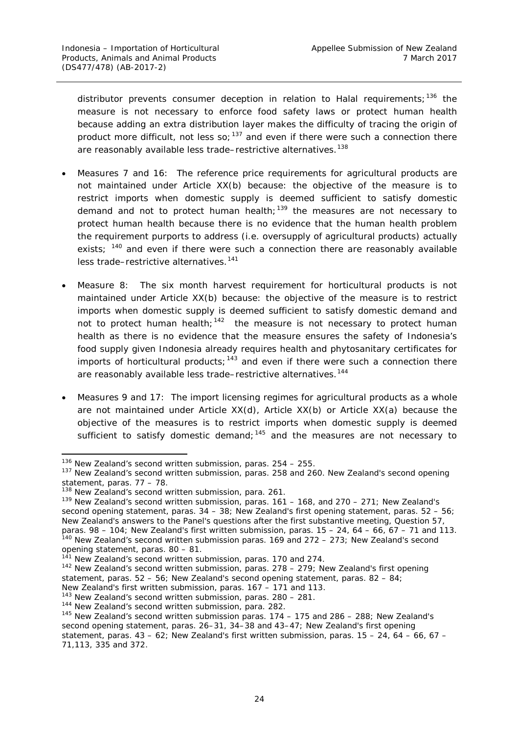distributor prevents consumer deception in relation to Halal requirements;[136] the measure is not necessary to enforce food safety laws or protect human health because adding an extra distribution layer makes the difficulty of tracing the origin of product more difficult, not less so;[137] and even if there were such a connection there are reasonably available less trade–restrictive alternatives.[138]

- Measures 7 and 16: The reference price requirements for agricultural products are not maintained under Article XX(b) because: the objective of the measure is to restrict imports when domestic supply is deemed sufficient to satisfy domestic demand and not to protect human health;[139] the measures are not necessary to protect human health because there is no evidence that the human health problem the requirement purports to address (i.e. oversupply of agricultural products) actually exists; [140] and even if there were such a connection there are reasonably available less trade–restrictive alternatives.[141]

- Measure 8: The six month harvest requirement for horticultural products is not maintained under Article XX(b) because: the objective of the measure is to restrict imports when domestic supply is deemed sufficient to satisfy domestic demand and not to protect human health;[142] the measure is not necessary to protect human health as there is no evidence that the measure ensures the safety of Indonesia's food supply given Indonesia already requires health and phytosanitary certificates for imports of horticultural products;[143] and even if there were such a connection there are reasonably available less trade–restrictive alternatives.[144]

- Measures 9 and 17: The import licensing regimes for agricultural products as a whole are not maintained under Article XX(d), Article XX(b) or Article XX(a) because the objective of the measures is to restrict imports when domestic supply is deemed sufficient to satisfy domestic demand;[145] and the measures are not necessary to

---

[136] New Zealand's second written submission, paras. 254 – 255.

[137] New Zealand's second written submission, paras. 258 and 260. New Zealand's second opening statement, paras. 77 – 78.

[138] New Zealand's second written submission, para. 261.

[139] New Zealand's second written submission, paras. 161 – 168, and 270 – 271; New Zealand's second opening statement, paras. 34 – 38; New Zealand's first opening statement, paras. 52 – 56; New Zealand's answers to the Panel's questions after the first substantive meeting, Question 57, paras. 98 – 104; New Zealand's first written submission, paras. 15 – 24, 64 – 66, 67 – 71 and 113.

[140] New Zealand's second written submission paras. 169 and 272 – 273; New Zealand's second opening statement, paras. 80 – 81.

[141] New Zealand's second written submission, paras. 170 and 274.

[142] New Zealand's second written submission, paras. 278 – 279; New Zealand's first opening statement, paras. 52 – 56; New Zealand's second opening statement, paras. 82 – 84; New Zealand's first written submission, paras. 167 – 171 and 113.

[143] New Zealand's second written submission, paras. 280 – 281.

[144] New Zealand's second written submission, para. 282.

[145] New Zealand's second written submission paras. 174 – 175 and 286 – 288; New Zealand's second opening statement, paras. 26–31, 34–38 and 43–47; New Zealand's first opening statement, paras. 43 – 62; New Zealand's first written submission, paras. 15 – 24, 64 – 66, 67 – 71,113, 335 and 372.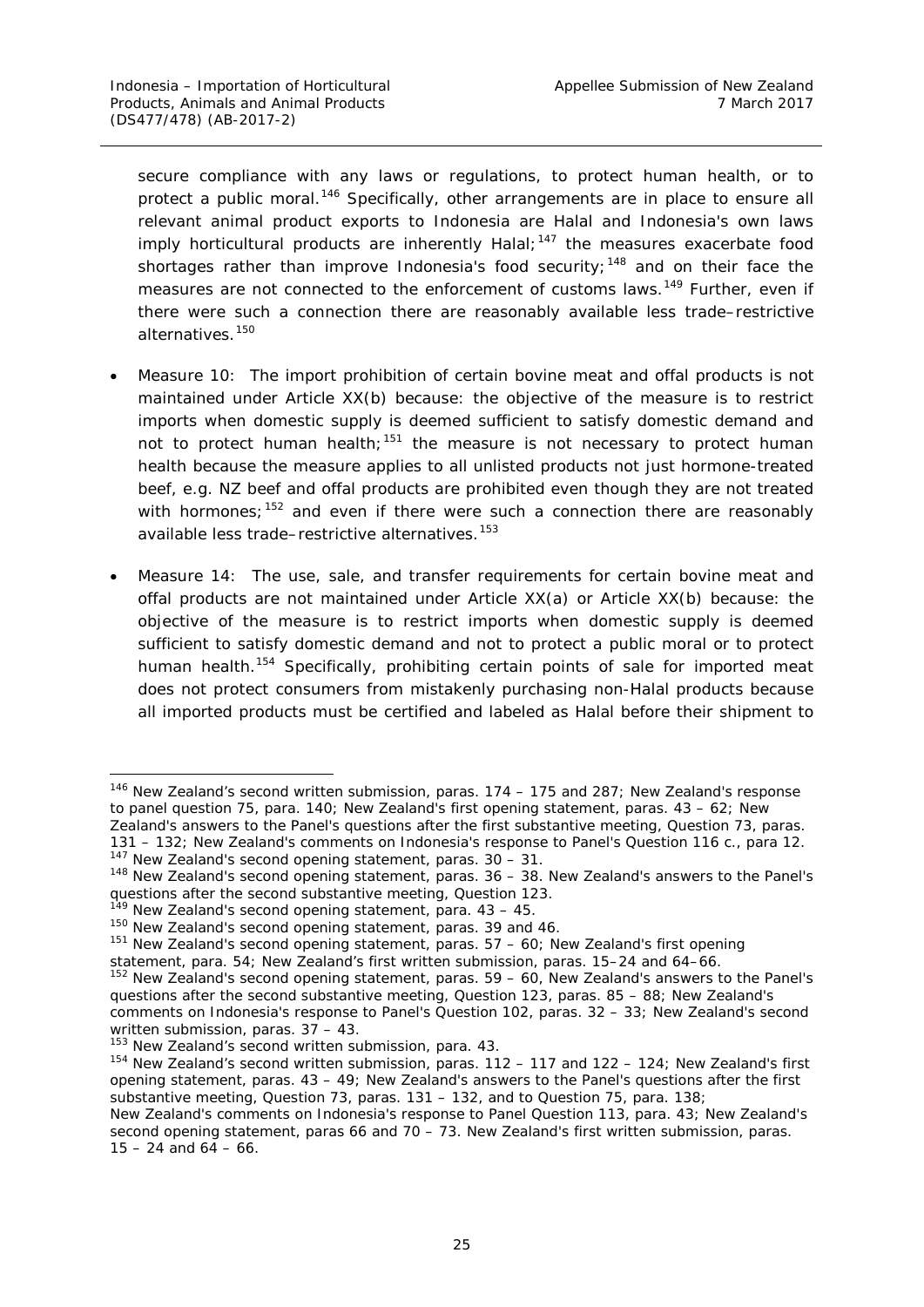secure compliance with any laws or regulations, to protect human health, or to protect a public moral.[146] Specifically, other arrangements are in place to ensure all relevant animal product exports to Indonesia are Halal and Indonesia's own laws imply horticultural products are inherently Halal;[147] the measures exacerbate food shortages rather than improve Indonesia's food security;[148] and on their face the measures are not connected to the enforcement of customs laws.[149] Further, even if there were such a connection there are reasonably available less trade–restrictive alternatives.[150]

- Measure 10: The import prohibition of certain bovine meat and offal products is not maintained under Article XX(b) because: the objective of the measure is to restrict imports when domestic supply is deemed sufficient to satisfy domestic demand and not to protect human health;[151] the measure is not necessary to protect human health because the measure applies to all unlisted products not just hormone-treated beef, e.g. NZ beef and offal products are prohibited even though they are not treated with hormones;[152] and even if there were such a connection there are reasonably available less trade–restrictive alternatives.[153]

- Measure 14: The use, sale, and transfer requirements for certain bovine meat and offal products are not maintained under Article XX(a) or Article XX(b) because: the objective of the measure is to restrict imports when domestic supply is deemed sufficient to satisfy domestic demand and not to protect a public moral or to protect human health.[154] Specifically, prohibiting certain points of sale for imported meat does not protect consumers from mistakenly purchasing non-Halal products because all imported products must be certified and labeled as Halal before their shipment to

---

[146] New Zealand's second written submission, paras. 174 – 175 and 287; New Zealand's response to panel question 75, para. 140; New Zealand's first opening statement, paras. 43 – 62; New Zealand's answers to the Panel's questions after the first substantive meeting, Question 73, paras. 131 – 132; New Zealand's comments on Indonesia's response to Panel's Question 116 c., para 12.

[147] New Zealand's second opening statement, paras. 30 – 31.

[148] New Zealand's second opening statement, paras. 36 – 38. New Zealand's answers to the Panel's questions after the second substantive meeting, Question 123.

[149] New Zealand's second opening statement, para. 43 – 45.

[150] New Zealand's second opening statement, paras. 39 and 46.

[151] New Zealand's second opening statement, paras. 57 – 60; New Zealand's first opening statement, para. 54; New Zealand's first written submission, paras. 15–24 and 64–66.

[152] New Zealand's second opening statement, paras. 59 – 60, New Zealand's answers to the Panel's questions after the second substantive meeting, Question 123, paras. 85 – 88; New Zealand's comments on Indonesia's response to Panel's Question 102, paras. 32 – 33; New Zealand's second written submission, paras. 37 – 43.

[153] New Zealand's second written submission, para. 43.

[154] New Zealand's second written submission, paras. 112 – 117 and 122 – 124; New Zealand's first opening statement, paras. 43 – 49; New Zealand's answers to the Panel's questions after the first substantive meeting, Question 73, paras. 131 – 132, and to Question 75, para. 138; New Zealand's comments on Indonesia's response to Panel Question 113, para. 43; New Zealand's second opening statement, paras 66 and 70 – 73. New Zealand's first written submission, paras. 15 – 24 and 64 – 66.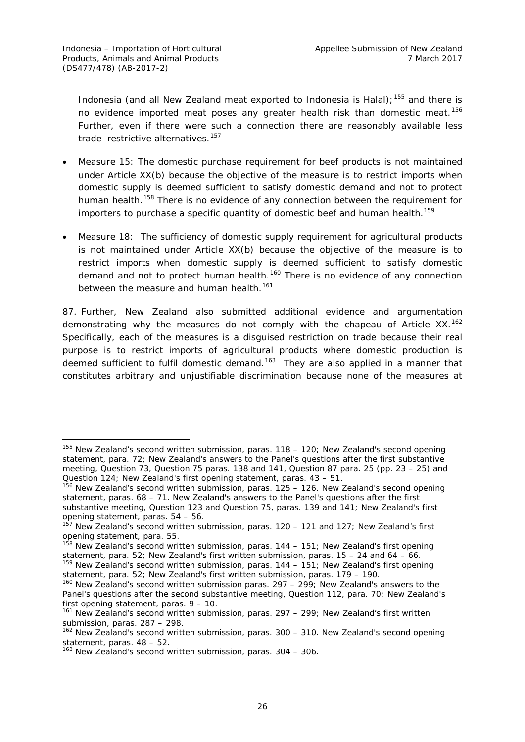Indonesia (and all New Zealand meat exported to Indonesia is Halal);[155] and there is no evidence imported meat poses any greater health risk than domestic meat.[156] Further, even if there were such a connection there are reasonably available less trade–restrictive alternatives.[157]

- Measure 15: The domestic purchase requirement for beef products is not maintained under Article XX(b) because the objective of the measure is to restrict imports when domestic supply is deemed sufficient to satisfy domestic demand and not to protect human health.[158] There is no evidence of any connection between the requirement for importers to purchase a specific quantity of domestic beef and human health.[159]

- Measure 18: The sufficiency of domestic supply requirement for agricultural products is not maintained under Article XX(b) because the objective of the measure is to restrict imports when domestic supply is deemed sufficient to satisfy domestic demand and not to protect human health.[160] There is no evidence of any connection between the measure and human health.[161]

87. Further, New Zealand also submitted additional evidence and argumentation demonstrating why the measures do not comply with the chapeau of Article XX.[162] Specifically, each of the measures is a disguised restriction on trade because their real purpose is to restrict imports of agricultural products where domestic production is deemed sufficient to fulfil domestic demand.[163] They are also applied in a manner that constitutes arbitrary and unjustifiable discrimination because none of the measures at

---

[155] New Zealand's second written submission, paras. 118 – 120; New Zealand's second opening statement, para. 72; New Zealand's answers to the Panel's questions after the first substantive meeting, Question 73, Question 75 paras. 138 and 141, Question 87 para. 25 (pp. 23 – 25) and Question 124; New Zealand's first opening statement, paras. 43 – 51.

[156] New Zealand's second written submission, paras. 125 – 126. New Zealand's second opening statement, paras. 68 – 71. New Zealand's answers to the Panel's questions after the first substantive meeting, Question 123 and Question 75, paras. 139 and 141; New Zealand's first opening statement, paras. 54 – 56.

[157] New Zealand's second written submission, paras. 120 – 121 and 127; New Zealand's first opening statement, para. 55.

[158] New Zealand's second written submission, paras. 144 – 151; New Zealand's first opening statement, para. 52; New Zealand's first written submission, paras. 15 – 24 and 64 – 66.

[159] New Zealand's second written submission, paras. 144 – 151; New Zealand's first opening statement, para. 52; New Zealand's first written submission, paras. 179 – 190.

[160] New Zealand's second written submission paras. 297 – 299; New Zealand's answers to the Panel's questions after the second substantive meeting, Question 112, para. 70; New Zealand's first opening statement, paras. 9 – 10.

[161] New Zealand's second written submission, paras. 297 – 299; New Zealand's first written submission, paras. 287 – 298.

[162] New Zealand's second written submission, paras. 300 – 310. New Zealand's second opening statement, paras. 48 – 52.

[163] New Zealand's second written submission, paras. 304 – 306.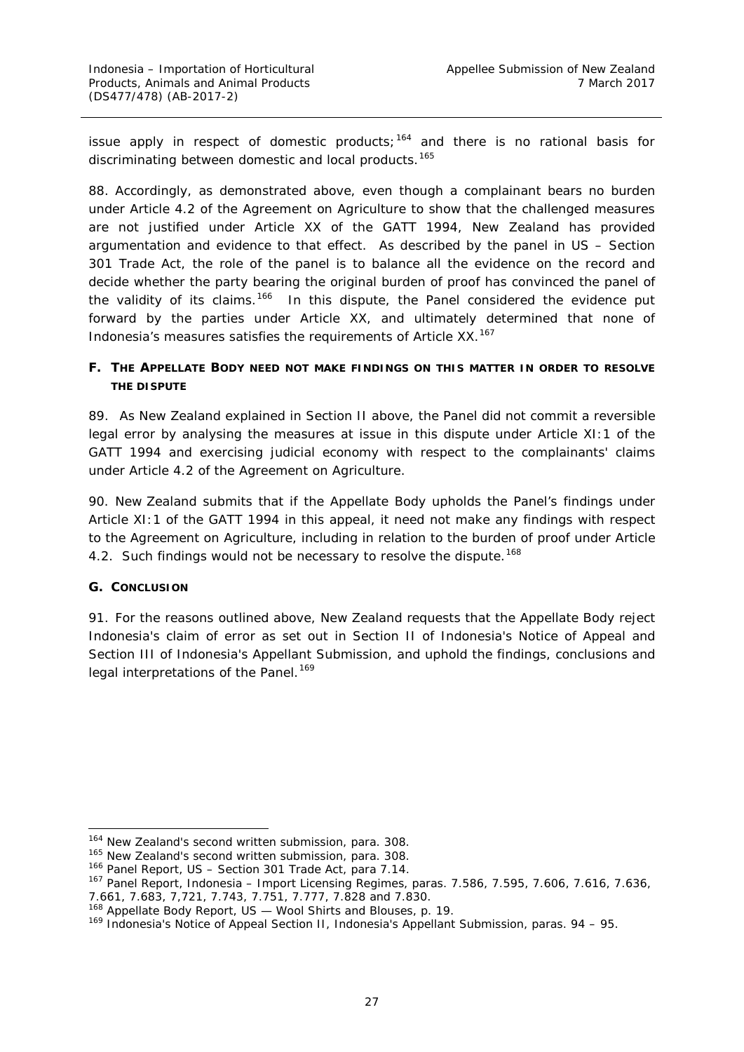issue apply in respect of domestic products;[164] and there is no rational basis for discriminating between domestic and local products.[165]

88. Accordingly, as demonstrated above, even though a complainant bears no burden under Article 4.2 of the Agreement on Agriculture to show that the challenged measures are not justified under Article XX of the GATT 1994, New Zealand has provided argumentation and evidence to that effect. As described by the panel in *US – Section 301 Trade Act*, the role of the panel is to balance all the evidence on the record and decide whether the party bearing the original burden of proof has convinced the panel of the validity of its claims.[166] In this dispute, the Panel considered the evidence put forward by the parties under Article XX, and ultimately determined that none of Indonesia's measures satisfies the requirements of Article XX.[167]

### F. THE APPELLATE BODY NEED NOT MAKE FINDINGS ON THIS MATTER IN ORDER TO RESOLVE THE DISPUTE

89. As New Zealand explained in Section II above, the Panel did not commit a reversible legal error by analysing the measures at issue in this dispute under Article XI:1 of the GATT 1994 and exercising judicial economy with respect to the complainants' claims under Article 4.2 of the Agreement on Agriculture.

90. New Zealand submits that if the Appellate Body upholds the Panel's findings under Article XI:1 of the GATT 1994 in this appeal, it need not make any findings with respect to the Agreement on Agriculture, including in relation to the burden of proof under Article 4.2. Such findings would not be necessary to resolve the dispute.[168]

### G. CONCLUSION

91. For the reasons outlined above, New Zealand requests that the Appellate Body reject Indonesia's claim of error as set out in Section II of Indonesia's Notice of Appeal and Section III of Indonesia's Appellant Submission, and uphold the findings, conclusions and legal interpretations of the Panel.[169]

---

[164] New Zealand's second written submission, para. 308.

[165] New Zealand's second written submission, para. 308.

[166] Panel Report, *US – Section 301 Trade Act*, para 7.14.

[167] Panel Report, *Indonesia – Import Licensing Regimes*, paras. 7.586, 7.595, 7.606, 7.616, 7.636, 7.661, 7.683, 7,721, 7.743, 7.751, 7.777, 7.828 and 7.830.

[168] Appellate Body Report, *US — Wool Shirts and Blouses*, p. 19.

[169] Indonesia's Notice of Appeal Section II, Indonesia's Appellant Submission, paras. 94 – 95.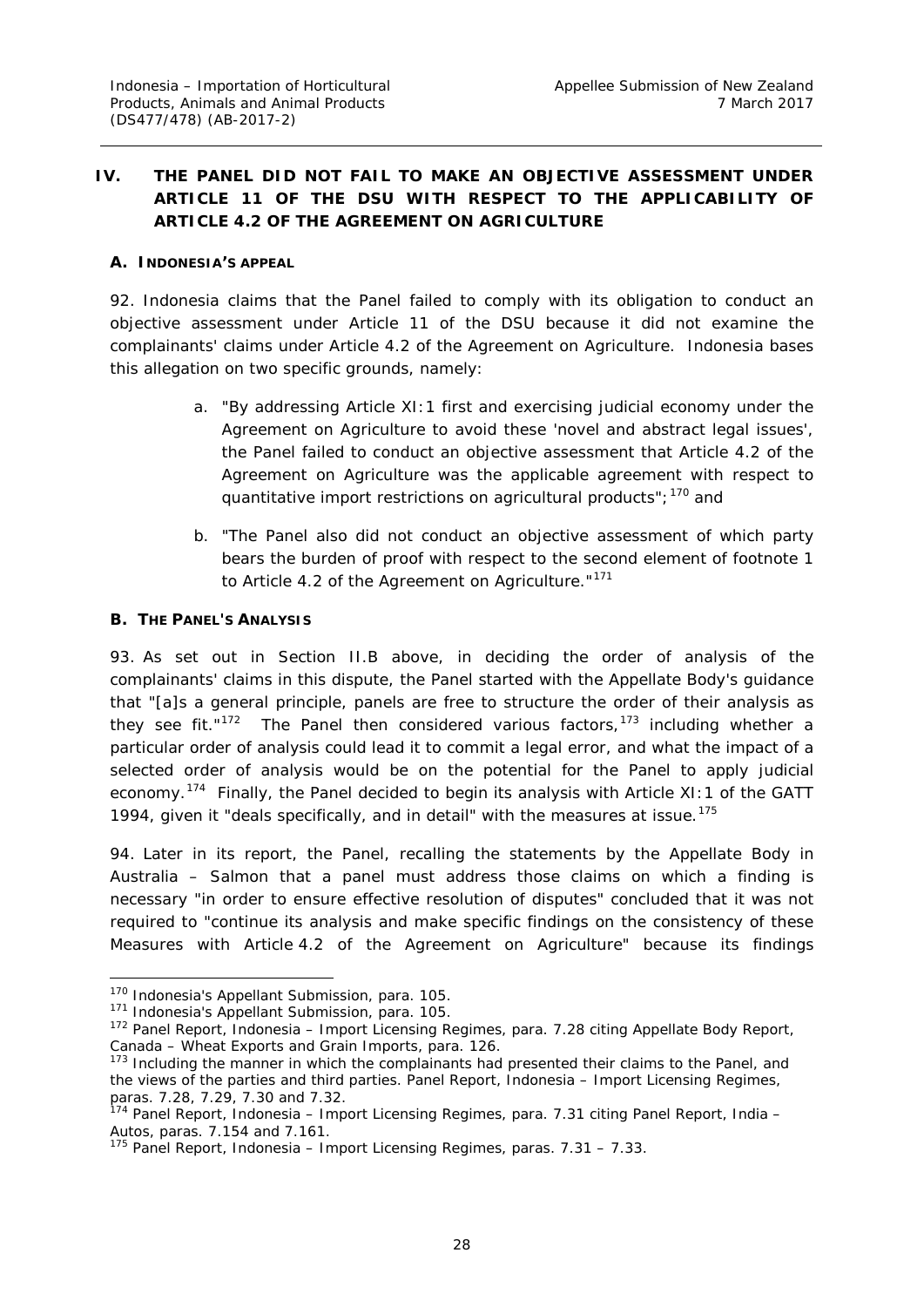## IV. THE PANEL DID NOT FAIL TO MAKE AN OBJECTIVE ASSESSMENT UNDER ARTICLE 11 OF THE DSU WITH RESPECT TO THE APPLICABILITY OF ARTICLE 4.2 OF THE AGREEMENT ON AGRICULTURE

### A. INDONESIA'S APPEAL

92. Indonesia claims that the Panel failed to comply with its obligation to conduct an objective assessment under Article 11 of the DSU because it did not examine the complainants' claims under Article 4.2 of the Agreement on Agriculture. Indonesia bases this allegation on two specific grounds, namely:

a. "By addressing Article XI:1 first and exercising judicial economy under the Agreement on Agriculture to avoid these 'novel and abstract legal issues', the Panel failed to conduct an objective assessment that Article 4.2 of the Agreement on Agriculture was the applicable agreement with respect to quantitative import restrictions on agricultural products";[170] and

b. "The Panel also did not conduct an objective assessment of which party bears the burden of proof with respect to the second element of footnote 1 to Article 4.2 of the Agreement on Agriculture."[171]

### B. THE PANEL'S ANALYSIS

93. As set out in Section II.B above, in deciding the order of analysis of the complainants' claims in this dispute, the Panel started with the Appellate Body's guidance that "[a]s a general principle, panels are free to structure the order of their analysis as they see fit."[172] The Panel then considered various factors,[173] including whether a particular order of analysis could lead it to commit a legal error, and what the impact of a selected order of analysis would be on the potential for the Panel to apply judicial economy.[174] Finally, the Panel decided to begin its analysis with Article XI:1 of the GATT 1994, given it "deals specifically, and in detail" with the measures at issue.[175]

94. Later in its report, the Panel, recalling the statements by the Appellate Body in *Australia – Salmon* that a panel must address those claims on which a finding is necessary "in order to ensure effective resolution of disputes" concluded that it was not required to "continue its analysis and make specific findings on the consistency of these Measures with Article 4.2 of the Agreement on Agriculture" because its findings

---

[170] Indonesia's Appellant Submission, para. 105.

[171] Indonesia's Appellant Submission, para. 105.

[172] Panel Report, *Indonesia – Import Licensing Regimes*, para. 7.28 citing Appellate Body Report, *Canada – Wheat Exports and Grain Imports*, para. 126.

[173] Including the manner in which the complainants had presented their claims to the Panel, and the views of the parties and third parties. Panel Report, *Indonesia – Import Licensing Regimes*, paras. 7.28, 7.29, 7.30 and 7.32.

[174] Panel Report, *Indonesia – Import Licensing Regimes*, para. 7.31 citing Panel Report, *India – Autos*, paras. 7.154 and 7.161.

[175] Panel Report, *Indonesia – Import Licensing Regimes*, paras. 7.31 – 7.33.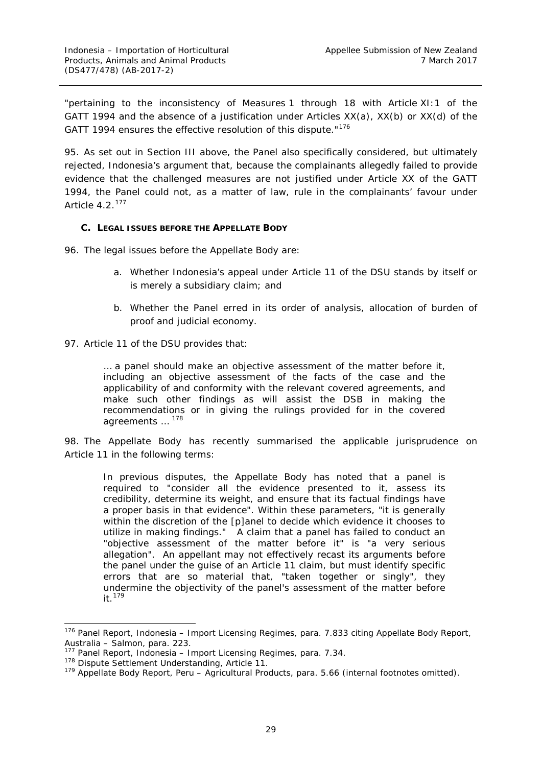"pertaining to the inconsistency of Measures 1 through 18 with Article XI:1 of the GATT 1994 and the absence of a justification under Articles XX(a), XX(b) or XX(d) of the GATT 1994 ensures the effective resolution of this dispute."[176]

95. As set out in Section III above, the Panel also specifically considered, but ultimately rejected, Indonesia's argument that, because the complainants allegedly failed to provide evidence that the challenged measures are not justified under Article XX of the GATT 1994, the Panel could not, as a matter of law, rule in the complainants' favour under Article 4.2.[177]

### C. LEGAL ISSUES BEFORE THE APPELLATE BODY

96. The legal issues before the Appellate Body are:

> a. Whether Indonesia's appeal under Article 11 of the DSU stands by itself or is merely a subsidiary claim; and
>
> b. Whether the Panel erred in its order of analysis, allocation of burden of proof and judicial economy.

97. Article 11 of the DSU provides that:

> … a panel should make an objective assessment of the matter before it, including an objective assessment of the facts of the case and the applicability of and conformity with the relevant covered agreements, and make such other findings as will assist the DSB in making the recommendations or in giving the rulings provided for in the covered agreements … [178]

98. The Appellate Body has recently summarised the applicable jurisprudence on Article 11 in the following terms:

> In previous disputes, the Appellate Body has noted that a panel is required to "consider all the evidence presented to it, assess its credibility, determine its weight, and ensure that its factual findings have a proper basis in that evidence". Within these parameters, "it is generally within the discretion of the [p]anel to decide which evidence it chooses to utilize in making findings." A claim that a panel has failed to conduct an "objective assessment of the matter before it" is "a very serious allegation". An appellant may not effectively recast its arguments before the panel under the guise of an Article 11 claim, but must identify specific errors that are so material that, "taken together or singly", they undermine the objectivity of the panel's assessment of the matter before it.[179]

---

[176] Panel Report, *Indonesia – Import Licensing Regimes*, para. 7.833 citing Appellate Body Report, *Australia – Salmon*, para. 223.

[177] Panel Report, *Indonesia – Import Licensing Regimes*, para. 7.34.

[178] Dispute Settlement Understanding, Article 11.

[179] Appellate Body Report, *Peru – Agricultural Products*, para. 5.66 (internal footnotes omitted).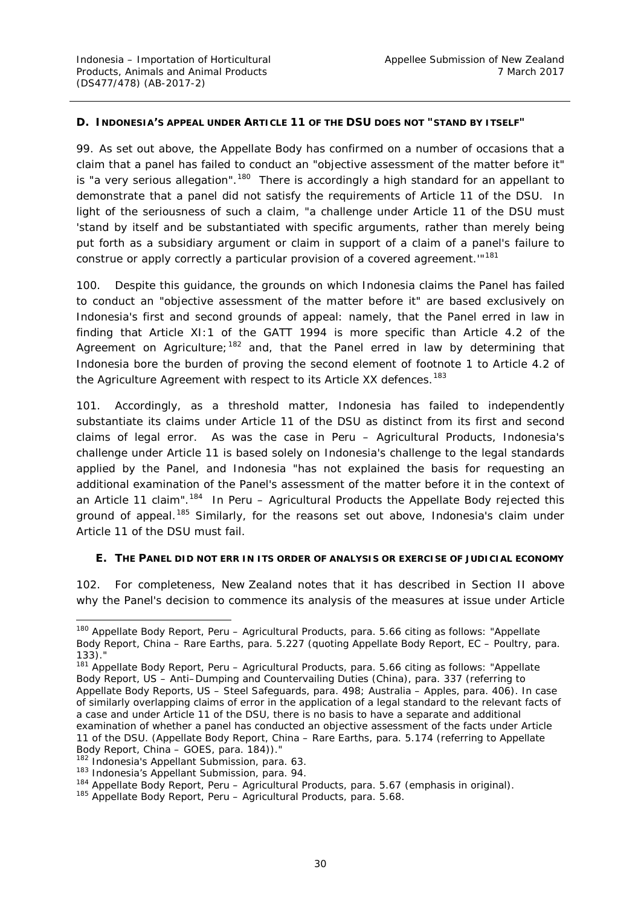### D. INDONESIA'S APPEAL UNDER ARTICLE 11 OF THE DSU DOES NOT "STAND BY ITSELF"

99. As set out above, the Appellate Body has confirmed on a number of occasions that a claim that a panel has failed to conduct an "objective assessment of the matter before it" is "a very serious allegation".[180] There is accordingly a high standard for an appellant to demonstrate that a panel did not satisfy the requirements of Article 11 of the DSU. In light of the seriousness of such a claim, "a challenge under Article 11 of the DSU must 'stand by itself and be substantiated with specific arguments, rather than merely being put forth as a subsidiary argument or claim in support of a claim of a panel's failure to construe or apply correctly a particular provision of a covered agreement.'"[181]

100. Despite this guidance, the grounds on which Indonesia claims the Panel has failed to conduct an "objective assessment of the matter before it" are based exclusively on Indonesia's first and second grounds of appeal: namely, that the Panel erred in law in finding that Article XI:1 of the GATT 1994 is more specific than Article 4.2 of the Agreement on Agriculture;[182] and, that the Panel erred in law by determining that Indonesia bore the burden of proving the second element of footnote 1 to Article 4.2 of the Agriculture Agreement with respect to its Article XX defences.[183]

101. Accordingly, as a threshold matter, Indonesia has failed to independently substantiate its claims under Article 11 of the DSU as distinct from its first and second claims of legal error. As was the case in *Peru – Agricultural Products*, Indonesia's challenge under Article 11 is based solely on Indonesia's challenge to the legal standards applied by the Panel, and Indonesia "has not explained the basis for requesting an *additional* examination of the Panel's assessment of the matter before it in the context of an Article 11 claim".[184] In *Peru – Agricultural Products* the Appellate Body rejected this ground of appeal.[185] Similarly, for the reasons set out above, Indonesia's claim under Article 11 of the DSU must fail.

### E. THE PANEL DID NOT ERR IN ITS ORDER OF ANALYSIS OR EXERCISE OF JUDICIAL ECONOMY

102. For completeness, New Zealand notes that it has described in Section II above why the Panel's decision to commence its analysis of the measures at issue under Article

---

[180] Appellate Body Report, *Peru – Agricultural Products*, para. 5.66 citing as follows: "Appellate Body Report, *China – Rare Earths*, para. 5.227 (quoting Appellate Body Report, *EC – Poultry*, para. 133)."

[181] Appellate Body Report, *Peru – Agricultural Products*, para. 5.66 citing as follows: "Appellate Body Report, *US – Anti–Dumping and Countervailing Duties (China)*, para. 337 (referring to Appellate Body Reports, *US – Steel Safeguards*, para. 498; *Australia – Apples*, para. 406). In case of similarly overlapping claims of error in the application of a legal standard to the relevant facts of a case and under Article 11 of the DSU, there is no basis to have a separate and additional examination of whether a panel has conducted an objective assessment of the facts under Article 11 of the DSU. (Appellate Body Report, *China – Rare Earths*, para. 5.174 (referring to Appellate Body Report, *China – GOES*, para. 184))."

[182] Indonesia's Appellant Submission, para. 63.

[183] Indonesia's Appellant Submission, para. 94.

[184] Appellate Body Report, *Peru – Agricultural Products*, para. 5.67 (emphasis in original).

[185] Appellate Body Report, *Peru – Agricultural Products*, para. 5.68.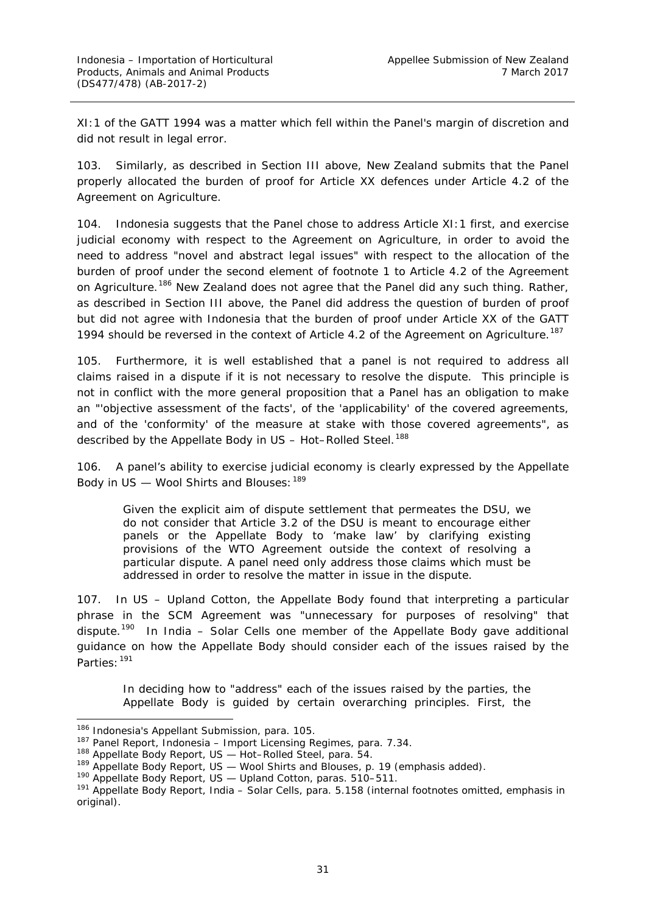XI:1 of the GATT 1994 was a matter which fell within the Panel's margin of discretion and did not result in legal error.

103. Similarly, as described in Section III above, New Zealand submits that the Panel properly allocated the burden of proof for Article XX defences under Article 4.2 of the Agreement on Agriculture.

104. Indonesia suggests that the Panel chose to address Article XI:1 first, and exercise judicial economy with respect to the Agreement on Agriculture, in order to avoid the need to address "novel and abstract legal issues" with respect to the allocation of the burden of proof under the second element of footnote 1 to Article 4.2 of the Agreement on Agriculture.[186] New Zealand does not agree that the Panel did any such thing. Rather, as described in Section III above, the Panel did address the question of burden of proof but did not agree with Indonesia that the burden of proof under Article XX of the GATT 1994 should be reversed in the context of Article 4.2 of the Agreement on Agriculture.[187]

105. Furthermore, it is well established that a panel is not required to address all claims raised in a dispute if it is not necessary to resolve the dispute. This principle is not in conflict with the more general proposition that a Panel has an obligation to make an "'objective assessment of the facts', of the 'applicability' of the covered agreements, and of the 'conformity' of the measure at stake with those covered agreements", as described by the Appellate Body in *US – Hot–Rolled Steel*.[188]

106. A panel's ability to exercise judicial economy is clearly expressed by the Appellate Body in *US — Wool Shirts and Blouses*:[189]

> Given the explicit aim of dispute settlement that permeates the DSU, we do not consider that Article 3.2 of the DSU is meant to encourage either panels or the Appellate Body to 'make law' by clarifying existing provisions of the WTO Agreement outside the context of resolving a particular dispute. *A panel need only address those claims which must be addressed in order to resolve the matter in issue in the dispute.*

107. In *US – Upland Cotton*, the Appellate Body found that interpreting a particular phrase in the SCM Agreement was "unnecessary for purposes of resolving" that dispute.[190] In *India – Solar Cells* one member of the Appellate Body gave additional guidance on how the Appellate Body should consider each of the issues raised by the Parties:[191]

> In deciding how to "address" each of the issues raised by the parties, the Appellate Body is guided by certain overarching principles. First, the

---

[186] Indonesia's Appellant Submission, para. 105.

[187] Panel Report, *Indonesia – Import Licensing Regimes*, para. 7.34.

[188] Appellate Body Report, *US — Hot–Rolled Steel*, para. 54.

[189] Appellate Body Report, *US — Wool Shirts and Blouses*, p. 19 (emphasis added).

[190] Appellate Body Report, *US — Upland Cotton*, paras. 510–511.

[191] Appellate Body Report, *India – Solar Cells*, para. 5.158 (internal footnotes omitted, emphasis in original).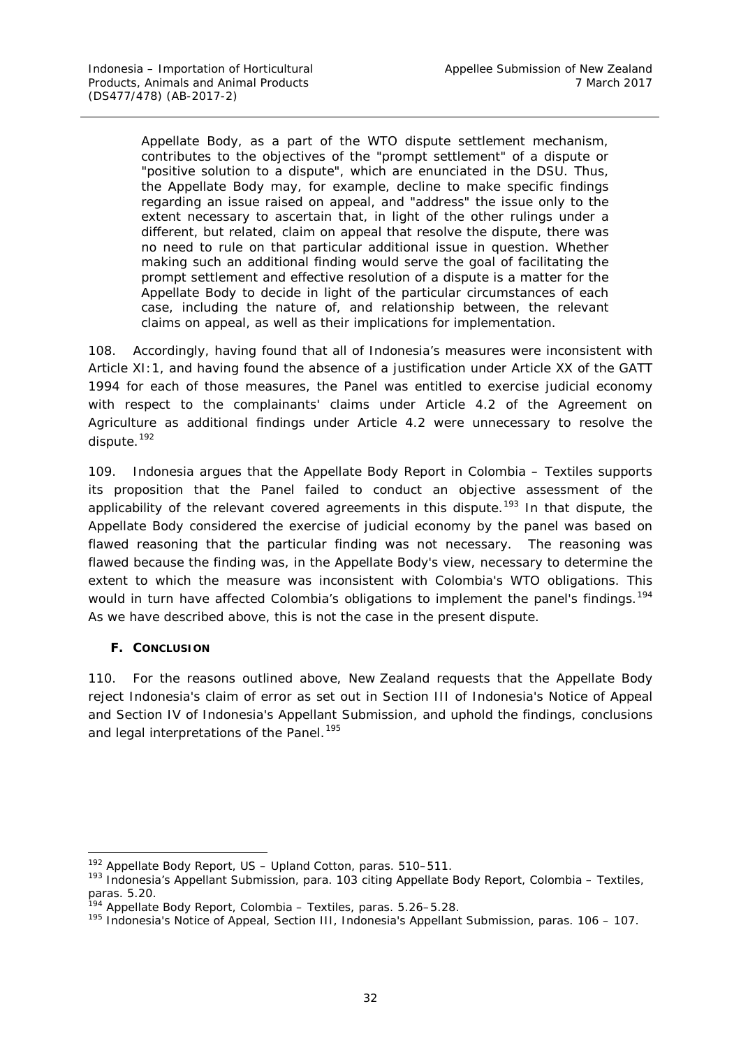> Appellate Body, as a part of the WTO dispute settlement mechanism, contributes to the objectives of the "prompt settlement" of a dispute or "positive solution to a dispute", which are enunciated in the DSU. Thus, the Appellate Body may, for example, decline to make specific findings regarding an issue raised on appeal, and "address" the issue only to the extent necessary to ascertain that, in light of the other rulings under a different, but related, claim on appeal that resolve the dispute, there was no need to rule on that particular additional issue in question. Whether making such an additional finding would serve the goal of facilitating the prompt settlement and effective resolution of a dispute is a matter for the Appellate Body to decide in light of the particular circumstances of each case, including the nature of, and relationship between, the relevant claims on appeal, as well as their implications for implementation.

108. Accordingly, having found that all of Indonesia's measures were inconsistent with Article XI:1, and having found the absence of a justification under Article XX of the GATT 1994 for each of those measures, the Panel was entitled to exercise judicial economy with respect to the complainants' claims under Article 4.2 of the Agreement on Agriculture as additional findings under Article 4.2 were unnecessary to resolve the dispute.[192]

109. Indonesia argues that the Appellate Body Report in *Colombia – Textiles* supports its proposition that the Panel failed to conduct an objective assessment of the applicability of the relevant covered agreements in this dispute.[193] In that dispute, the Appellate Body considered the exercise of judicial economy by the panel was based on flawed reasoning that the particular finding was not necessary. The reasoning was flawed because the finding was, in the Appellate Body's view, necessary to determine the extent to which the measure was inconsistent with Colombia's WTO obligations. This would in turn have affected Colombia's obligations to implement the panel's findings.[194] As we have described above, this is not the case in the present dispute.

### F. CONCLUSION

110. For the reasons outlined above, New Zealand requests that the Appellate Body reject Indonesia's claim of error as set out in Section III of Indonesia's Notice of Appeal and Section IV of Indonesia's Appellant Submission, and uphold the findings, conclusions and legal interpretations of the Panel.[195]

---

[192] Appellate Body Report, *US – Upland Cotton*, paras. 510–511.

[193] Indonesia's Appellant Submission, para. 103 citing Appellate Body Report, *Colombia – Textiles*, paras. 5.20.

[194] Appellate Body Report, *Colombia – Textiles*, paras. 5.26–5.28.

[195] Indonesia's Notice of Appeal, Section III, Indonesia's Appellant Submission, paras. 106 – 107.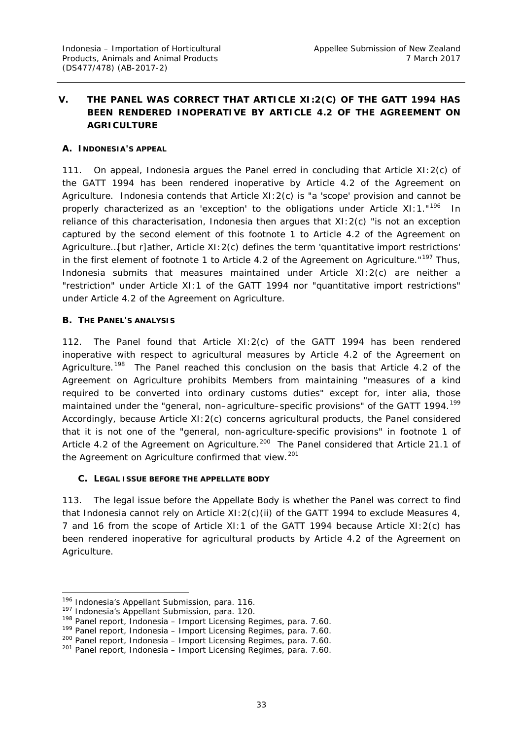## V. THE PANEL WAS CORRECT THAT ARTICLE XI:2(C) OF THE GATT 1994 HAS BEEN RENDERED INOPERATIVE BY ARTICLE 4.2 OF THE AGREEMENT ON AGRICULTURE

### A. INDONESIA'S APPEAL

111. On appeal, Indonesia argues the Panel erred in concluding that Article XI:2(c) of the GATT 1994 has been rendered inoperative by Article 4.2 of the Agreement on Agriculture. Indonesia contends that Article XI:2(c) is "a 'scope' provision and cannot be properly characterized as an 'exception' to the obligations under Article XI:1."[196] In reliance of this characterisation, Indonesia then argues that XI:2(c) "is not an exception captured by the second element of this footnote 1 to Article 4.2 of the Agreement on Agriculture…[but r]ather, Article XI:2(c) defines the term 'quantitative import restrictions' in the first element of footnote 1 to Article 4.2 of the Agreement on Agriculture."[197] Thus, Indonesia submits that measures maintained under Article XI:2(c) are neither a "restriction" under Article XI:1 of the GATT 1994 nor "quantitative import restrictions" under Article 4.2 of the Agreement on Agriculture.

### B. THE PANEL'S ANALYSIS

112. The Panel found that Article XI:2(c) of the GATT 1994 has been rendered inoperative with respect to agricultural measures by Article 4.2 of the Agreement on Agriculture.[198] The Panel reached this conclusion on the basis that Article 4.2 of the Agreement on Agriculture prohibits Members from maintaining "measures of a kind required to be converted into ordinary customs duties" except for, inter alia, those maintained under the "general, non–agriculture–specific provisions" of the GATT 1994.[199] Accordingly, because Article XI:2(c) concerns agricultural products, the Panel considered that it is not one of the "general, non-agriculture-specific provisions" in footnote 1 of Article 4.2 of the Agreement on Agriculture.[200] The Panel considered that Article 21.1 of the Agreement on Agriculture confirmed that view.[201]

### C. LEGAL ISSUE BEFORE THE APPELLATE BODY

113. The legal issue before the Appellate Body is whether the Panel was correct to find that Indonesia cannot rely on Article XI:2(c)(ii) of the GATT 1994 to exclude Measures 4, 7 and 16 from the scope of Article XI:1 of the GATT 1994 because Article XI:2(c) has been rendered inoperative for agricultural products by Article 4.2 of the Agreement on Agriculture.

---

[196] Indonesia's Appellant Submission, para. 116.
[197] Indonesia's Appellant Submission, para. 120.
[198] Panel report, *Indonesia – Import Licensing Regimes*, para. 7.60.
[199] Panel report, *Indonesia – Import Licensing Regimes*, para. 7.60.
[200] Panel report, *Indonesia – Import Licensing Regimes*, para. 7.60.
[201] Panel report, *Indonesia – Import Licensing Regimes*, para. 7.60.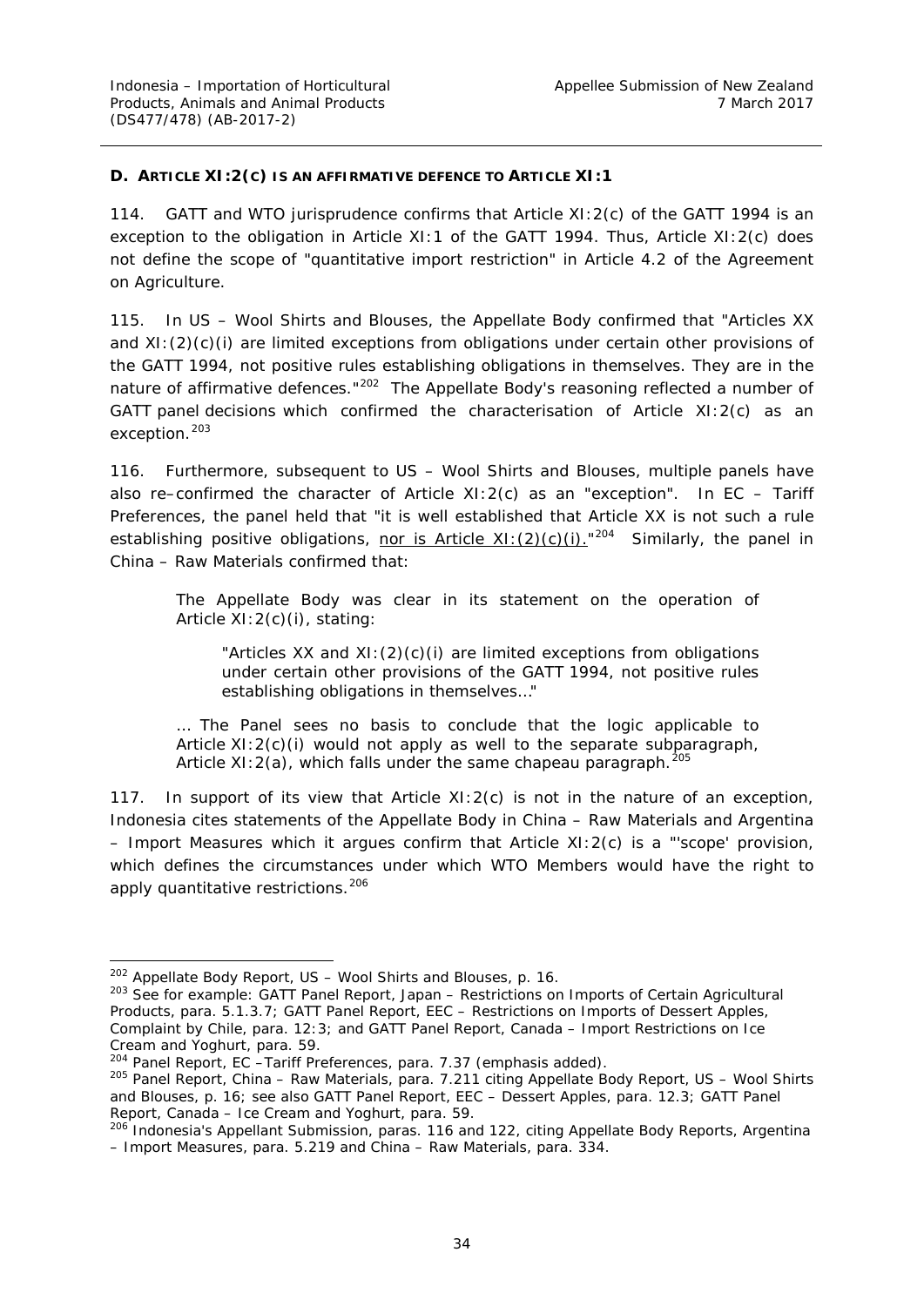### D. ARTICLE XI:2(C) IS AN AFFIRMATIVE DEFENCE TO ARTICLE XI:1

114. GATT and WTO jurisprudence confirms that Article XI:2(c) of the GATT 1994 is an exception to the obligation in Article XI:1 of the GATT 1994. Thus, Article XI:2(c) does not define the scope of "quantitative import restriction" in Article 4.2 of the Agreement on Agriculture.

115. In *US – Wool Shirts and Blouses*, the Appellate Body confirmed that "Articles XX and XI:(2)(c)(i) are limited exceptions from obligations under certain other provisions of the GATT 1994, not positive rules establishing obligations in themselves. They are in the nature of affirmative defences."[202] The Appellate Body's reasoning reflected a number of GATT panel decisions which confirmed the characterisation of Article XI:2(c) as an exception.[203]

116. Furthermore, subsequent to *US – Wool Shirts and Blouses*, multiple panels have also re–confirmed the character of Article XI:2(c) as an "exception". In *EC – Tariff Preferences*, the panel held that "it is well established that Article XX is not such a rule establishing positive obligations, <u>nor is Article XI:(2)(c)(i).</u>"[204] Similarly, the panel in *China – Raw Materials* confirmed that:

> The Appellate Body was clear in its statement on the operation of Article XI:2(c)(i), stating:
>
> > "Articles XX and XI:(2)(c)(i) are limited exceptions from obligations under certain other provisions of the GATT 1994, not positive rules establishing obligations in themselves..."
>
> ... The Panel sees no basis to conclude that the logic applicable to Article XI:2(c)(i) would not apply as well to the separate subparagraph, Article XI:2(a), which falls under the same chapeau paragraph.[205]

117. In support of its view that Article XI:2(c) is not in the nature of an exception, Indonesia cites statements of the Appellate Body in *China – Raw Materials* and *Argentina – Import Measures* which it argues confirm that Article XI:2(c) is a "'scope' provision, which defines the circumstances under which WTO Members would have the right to apply quantitative restrictions.[206]

---

[202] Appellate Body Report, *US – Wool Shirts and Blouses*, p. 16.

[203] See for example: GATT Panel Report, *Japan – Restrictions on Imports of Certain Agricultural Products*, para. 5.1.3.7; GATT Panel Report, *EEC – Restrictions on Imports of Dessert Apples, Complaint by Chile*, para. 12:3; and GATT Panel Report, *Canada – Import Restrictions on Ice Cream and Yoghurt*, para. 59.

[204] Panel Report, *EC –Tariff Preferences*, para. 7.37 (emphasis added).

[205] Panel Report, *China – Raw Materials*, para. 7.211 citing Appellate Body Report, *US – Wool Shirts and Blouses*, p. 16; see also GATT Panel Report, *EEC – Dessert Apples*, para. 12.3; GATT Panel Report, *Canada – Ice Cream and Yoghurt*, para. 59.

[206] Indonesia's Appellant Submission, paras. 116 and 122, citing Appellate Body Reports, *Argentina – Import Measures*, para. 5.219 and *China – Raw Materials*, para. 334.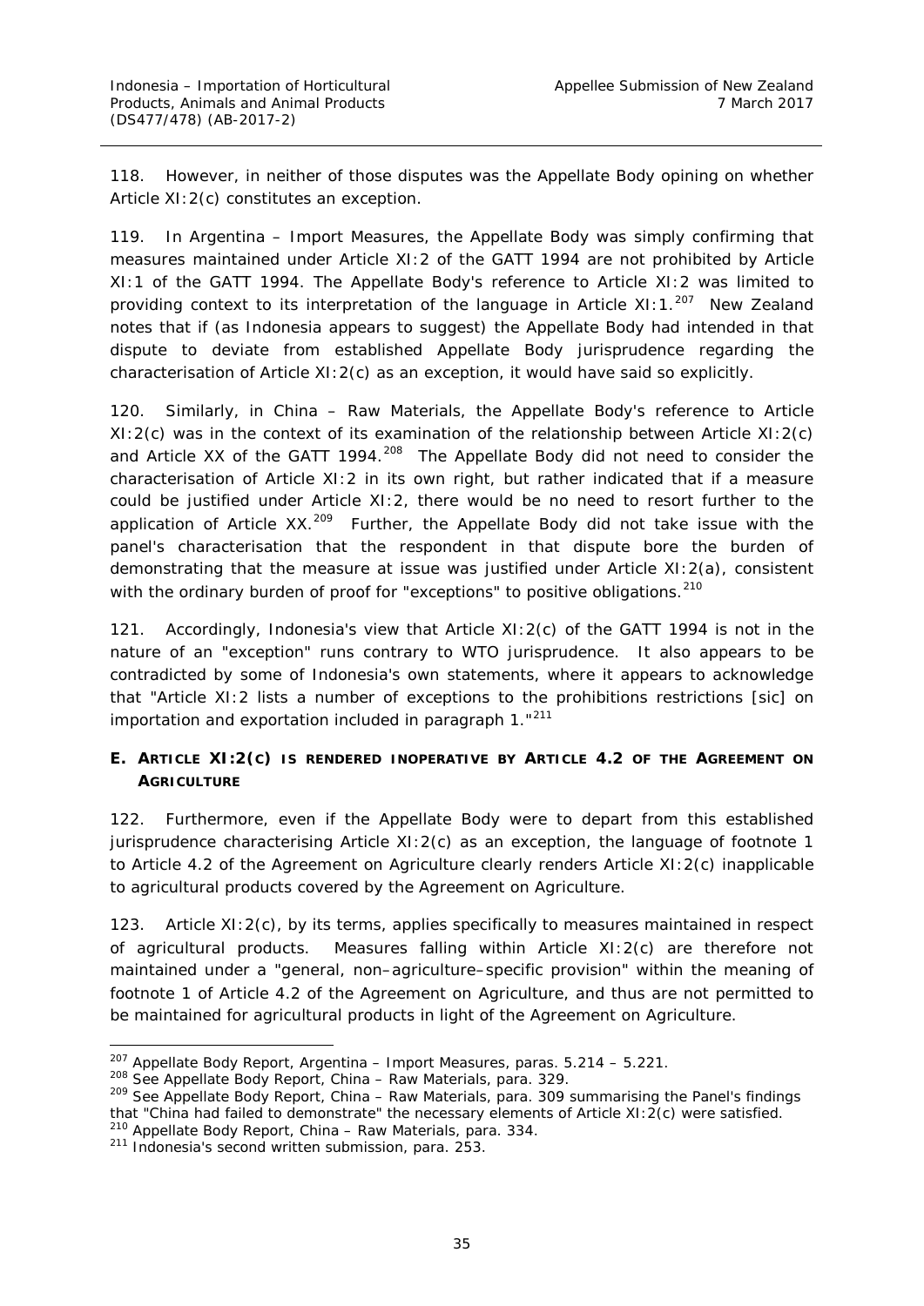118. However, in neither of those disputes was the Appellate Body opining on whether Article XI:2(c) constitutes an exception.

119. In *Argentina – Import Measures*, the Appellate Body was simply confirming that measures maintained under Article XI:2 of the GATT 1994 are not prohibited by Article XI:1 of the GATT 1994. The Appellate Body's reference to Article XI:2 was limited to providing context to its interpretation of the language in Article XI:1.[207] New Zealand notes that if (as Indonesia appears to suggest) the Appellate Body had intended in that dispute to deviate from established Appellate Body jurisprudence regarding the characterisation of Article XI:2(c) as an exception, it would have said so explicitly.

120. Similarly, in *China – Raw Materials*, the Appellate Body's reference to Article XI:2(c) was in the context of its examination of the relationship between Article XI:2(c) and Article XX of the GATT 1994.[208] The Appellate Body did not need to consider the characterisation of Article XI:2 in its own right, but rather indicated that if a measure could be justified under Article XI:2, there would be no need to resort further to the application of Article XX.[209] Further, the Appellate Body did not take issue with the panel's characterisation that the respondent in that dispute bore the burden of demonstrating that the measure at issue was justified under Article XI:2(a), consistent with the ordinary burden of proof for "exceptions" to positive obligations.[210]

121. Accordingly, Indonesia's view that Article XI:2(c) of the GATT 1994 is not in the nature of an "exception" runs contrary to WTO jurisprudence. It also appears to be contradicted by some of Indonesia's own statements, where it appears to acknowledge that "Article XI:2 lists a number of exceptions to the prohibitions restrictions [sic] on importation and exportation included in paragraph 1."[211]

### E. ARTICLE XI:2(C) IS RENDERED INOPERATIVE BY ARTICLE 4.2 OF THE AGREEMENT ON AGRICULTURE

122. Furthermore, even if the Appellate Body were to depart from this established jurisprudence characterising Article XI:2(c) as an exception, the language of footnote 1 to Article 4.2 of the Agreement on Agriculture clearly renders Article XI:2(c) inapplicable to agricultural products covered by the Agreement on Agriculture.

123. Article XI:2(c), by its terms, applies specifically to measures maintained in respect of agricultural products. Measures falling within Article XI:2(c) are therefore not maintained under a "general, non–agriculture–specific provision" within the meaning of footnote 1 of Article 4.2 of the Agreement on Agriculture, and thus are not permitted to be maintained for agricultural products in light of the Agreement on Agriculture.

---

[207] Appellate Body Report, *Argentina – Import Measures*, paras. 5.214 – 5.221.

[208] See Appellate Body Report, *China – Raw Materials*, para. 329.

[209] See Appellate Body Report, *China – Raw Materials*, para. 309 summarising the Panel's findings that "China had failed to demonstrate" the necessary elements of Article XI:2(c) were satisfied.

[210] Appellate Body Report, *China – Raw Materials*, para. 334.

[211] Indonesia's second written submission, para. 253.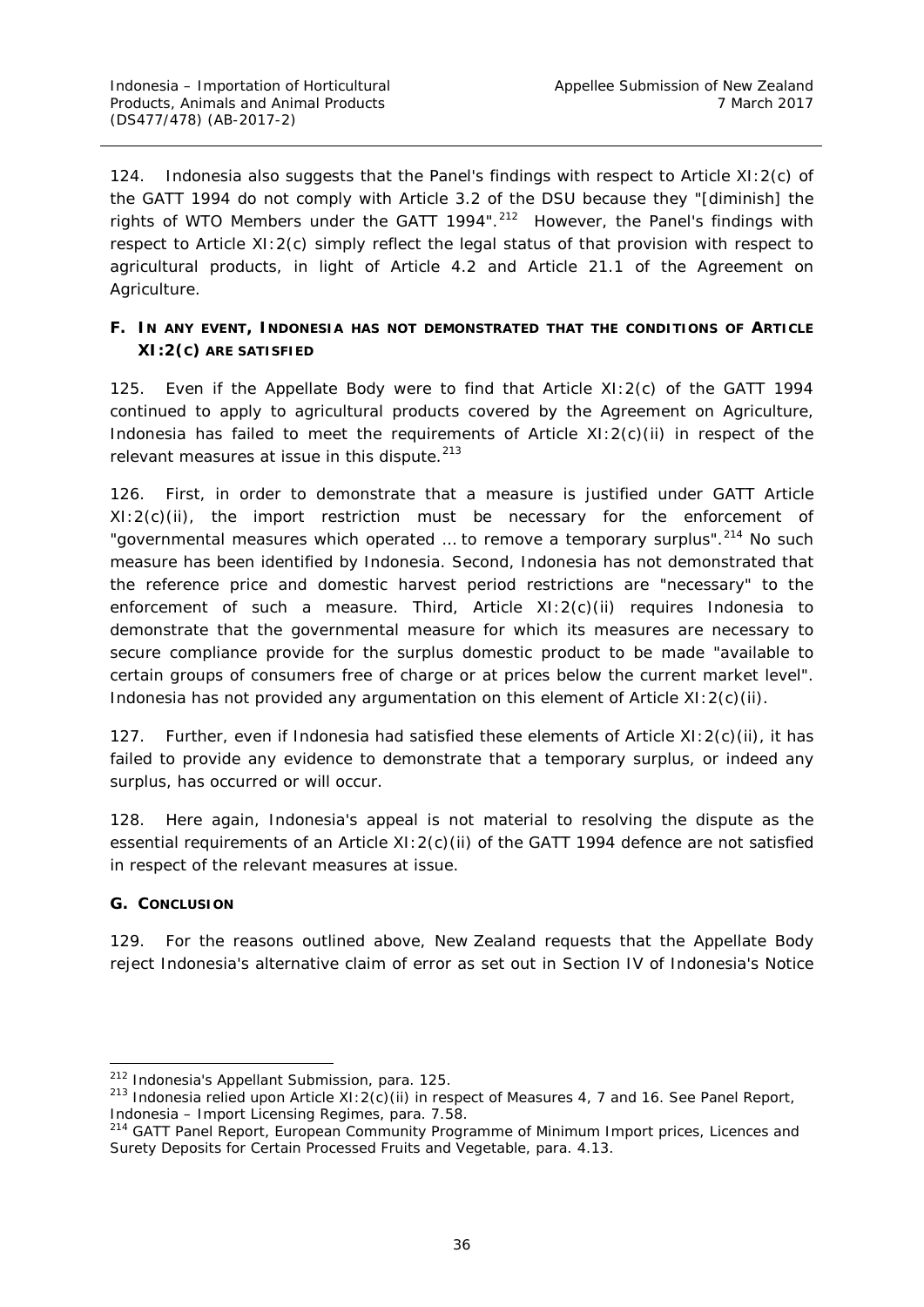124. Indonesia also suggests that the Panel's findings with respect to Article XI:2(c) of the GATT 1994 do not comply with Article 3.2 of the DSU because they "[diminish] the rights of WTO Members under the GATT 1994".[212] However, the Panel's findings with respect to Article XI:2(c) simply reflect the legal status of that provision with respect to agricultural products, in light of Article 4.2 and Article 21.1 of the Agreement on Agriculture.

### F. In any event, Indonesia has not demonstrated that the conditions of Article XI:2(c) are satisfied

125. Even if the Appellate Body were to find that Article XI:2(c) of the GATT 1994 continued to apply to agricultural products covered by the Agreement on Agriculture, Indonesia has failed to meet the requirements of Article XI:2(c)(ii) in respect of the relevant measures at issue in this dispute.[213]

126. First, in order to demonstrate that a measure is justified under GATT Article XI:2(c)(ii), the import restriction must be necessary for the enforcement of "governmental measures which operated … to remove a temporary surplus".[214] No such measure has been identified by Indonesia. Second, Indonesia has not demonstrated that the reference price and domestic harvest period restrictions are "necessary" to the enforcement of such a measure. Third, Article XI:2(c)(ii) requires Indonesia to demonstrate that the governmental measure for which its measures are necessary to secure compliance provide for the surplus domestic product to be made "available to certain groups of consumers free of charge or at prices below the current market level". Indonesia has not provided any argumentation on this element of Article XI:2(c)(ii).

127. Further, even if Indonesia had satisfied these elements of Article XI:2(c)(ii), it has failed to provide any evidence to demonstrate that a temporary surplus, or indeed any surplus, has occurred or will occur.

128. Here again, Indonesia's appeal is not material to resolving the dispute as the essential requirements of an Article XI:2(c)(ii) of the GATT 1994 defence are not satisfied in respect of the relevant measures at issue.

### G. Conclusion

129. For the reasons outlined above, New Zealand requests that the Appellate Body reject Indonesia's alternative claim of error as set out in Section IV of Indonesia's Notice

---

[212] Indonesia's Appellant Submission, para. 125.

[213] Indonesia relied upon Article XI:2(c)(ii) in respect of Measures 4, 7 and 16. See Panel Report, *Indonesia – Import Licensing Regimes*, para. 7.58.

[214] GATT Panel Report, *European Community Programme of Minimum Import prices, Licences and Surety Deposits for Certain Processed Fruits and Vegetable*, para. 4.13.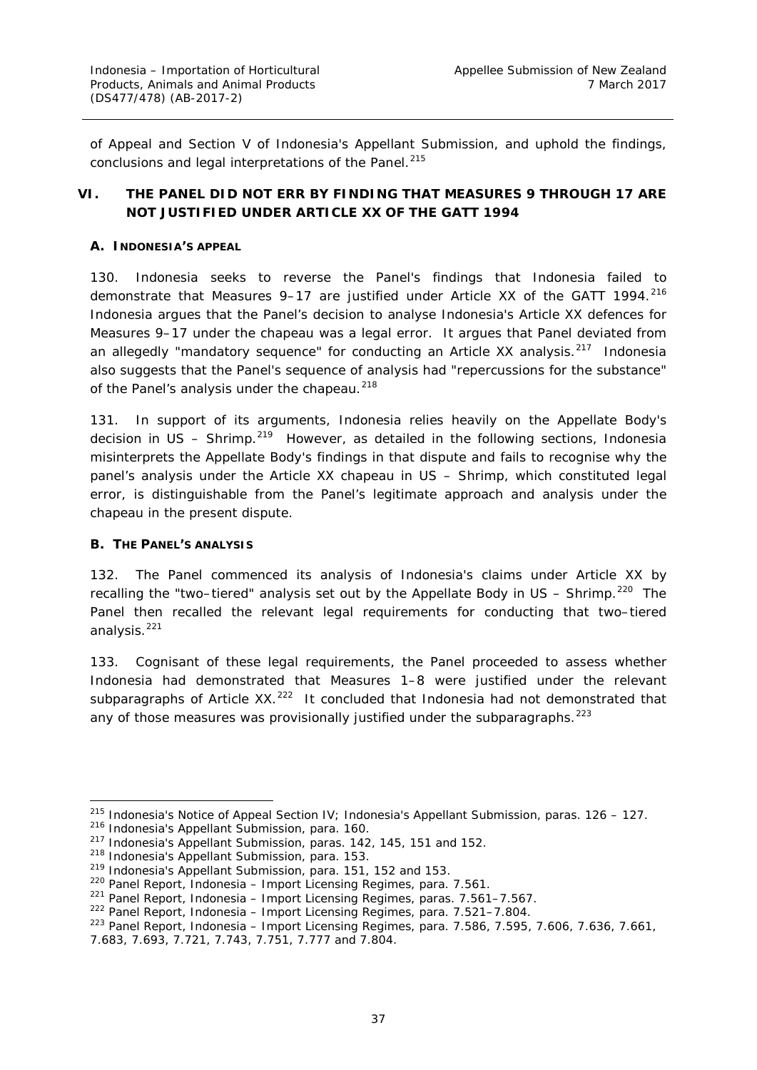of Appeal and Section V of Indonesia's Appellant Submission, and uphold the findings, conclusions and legal interpretations of the Panel.[215]

## VI. THE PANEL DID NOT ERR BY FINDING THAT MEASURES 9 THROUGH 17 ARE NOT JUSTIFIED UNDER ARTICLE XX OF THE GATT 1994

### A. INDONESIA'S APPEAL

130. Indonesia seeks to reverse the Panel's findings that Indonesia failed to demonstrate that Measures 9–17 are justified under Article XX of the GATT 1994.[216] Indonesia argues that the Panel's decision to analyse Indonesia's Article XX defences for Measures 9–17 under the chapeau was a legal error. It argues that Panel deviated from an allegedly "mandatory sequence" for conducting an Article XX analysis.[217] Indonesia also suggests that the Panel's sequence of analysis had "repercussions for the substance" of the Panel's analysis under the chapeau.[218]

131. In support of its arguments, Indonesia relies heavily on the Appellate Body's decision in *US – Shrimp*.[219] However, as detailed in the following sections, Indonesia misinterprets the Appellate Body's findings in that dispute and fails to recognise why the panel's analysis under the Article XX chapeau in *US – Shrimp*, which constituted legal error, is distinguishable from the Panel's legitimate approach and analysis under the chapeau in the present dispute.

### B. THE PANEL'S ANALYSIS

132. The Panel commenced its analysis of Indonesia's claims under Article XX by recalling the "two–tiered" analysis set out by the Appellate Body in *US – Shrimp*.[220] The Panel then recalled the relevant legal requirements for conducting that two–tiered analysis.[221]

133. Cognisant of these legal requirements, the Panel proceeded to assess whether Indonesia had demonstrated that Measures 1–8 were justified under the relevant subparagraphs of Article XX.[222] It concluded that Indonesia had not demonstrated that any of those measures was provisionally justified under the subparagraphs.[223]

---

[215] Indonesia's Notice of Appeal Section IV; Indonesia's Appellant Submission, paras. 126 – 127.
[216] Indonesia's Appellant Submission, para. 160.
[217] Indonesia's Appellant Submission, paras. 142, 145, 151 and 152.
[218] Indonesia's Appellant Submission, para. 153.
[219] Indonesia's Appellant Submission, para. 151, 152 and 153.
[220] Panel Report, *Indonesia – Import Licensing Regimes*, para. 7.561.
[221] Panel Report, *Indonesia – Import Licensing Regimes*, paras. 7.561–7.567.
[222] Panel Report, *Indonesia – Import Licensing Regimes*, para. 7.521–7.804.
[223] Panel Report, *Indonesia – Import Licensing Regimes*, para. 7.586, 7.595, 7.606, 7.636, 7.661, 7.683, 7.693, 7.721, 7.743, 7.751, 7.777 and 7.804.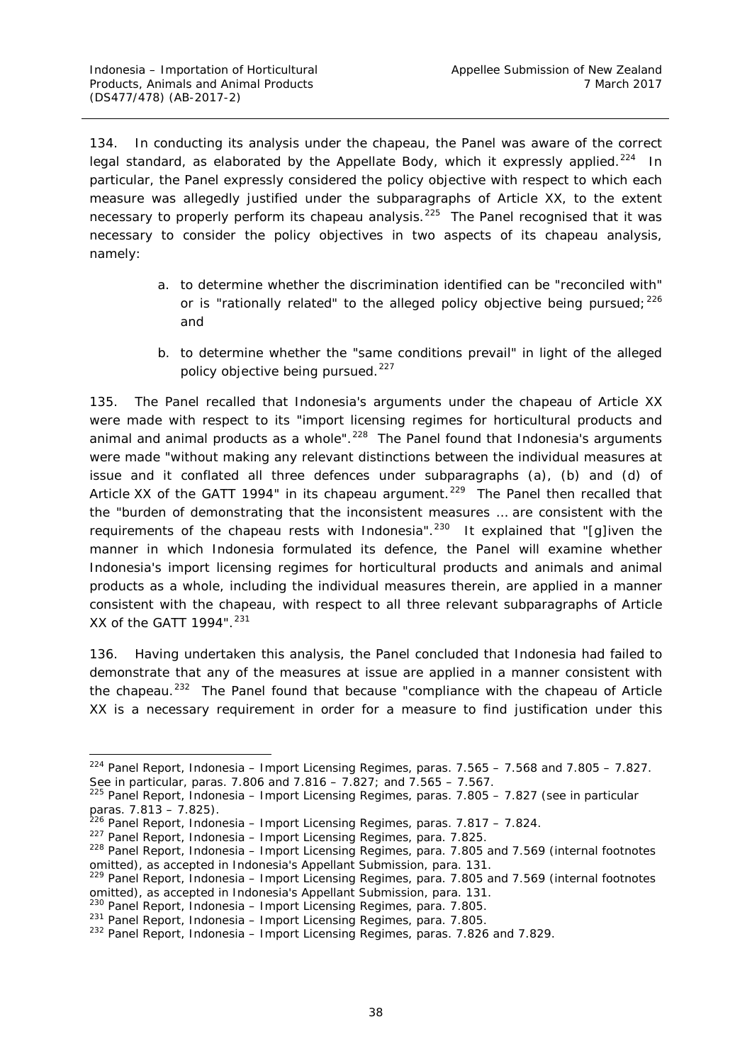134. In conducting its analysis under the chapeau, the Panel was aware of the correct legal standard, as elaborated by the Appellate Body, which it expressly applied.[224] In particular, the Panel expressly considered the policy objective with respect to which each measure was allegedly justified under the subparagraphs of Article XX, to the extent necessary to properly perform its chapeau analysis.[225] The Panel recognised that it was necessary to consider the policy objectives in two aspects of its chapeau analysis, namely:

a. to determine whether the discrimination identified can be "reconciled with" or is "rationally related" to the alleged policy objective being pursued;[226] and

b. to determine whether the "same conditions prevail" in light of the alleged policy objective being pursued.[227]

135. The Panel recalled that Indonesia's arguments under the chapeau of Article XX were made with respect to its "import licensing regimes for horticultural products and animal and animal products as a whole".[228] The Panel found that Indonesia's arguments were made "without making any relevant distinctions between the individual measures at issue and it conflated all three defences under subparagraphs (a), (b) and (d) of Article XX of the GATT 1994" in its chapeau argument.[229] The Panel then recalled that the "burden of demonstrating that the inconsistent measures … are consistent with the requirements of the chapeau rests with Indonesia".[230] It explained that "[g]iven the manner in which Indonesia formulated its defence, the Panel will examine whether Indonesia's import licensing regimes for horticultural products and animals and animal products as a whole, including the individual measures therein, are applied in a manner consistent with the chapeau, with respect to all three relevant subparagraphs of Article XX of the GATT 1994".[231]

136. Having undertaken this analysis, the Panel concluded that Indonesia had failed to demonstrate that any of the measures at issue are applied in a manner consistent with the chapeau.[232] The Panel found that because "compliance with the chapeau of Article XX is a necessary requirement in order for a measure to find justification under this

---

[224] Panel Report, *Indonesia – Import Licensing Regimes*, paras. 7.565 – 7.568 and 7.805 – 7.827. See in particular, paras. 7.806 and 7.816 – 7.827; and 7.565 – 7.567.

[225] Panel Report, *Indonesia – Import Licensing Regimes*, paras. 7.805 – 7.827 (see in particular paras. 7.813 – 7.825).

[226] Panel Report, *Indonesia – Import Licensing Regimes*, paras. 7.817 – 7.824.

[227] Panel Report, *Indonesia – Import Licensing Regimes*, para. 7.825.

[228] Panel Report, *Indonesia – Import Licensing Regimes*, para. 7.805 and 7.569 (internal footnotes omitted), as accepted in Indonesia's Appellant Submission, para. 131.

[229] Panel Report, *Indonesia – Import Licensing Regimes*, para. 7.805 and 7.569 (internal footnotes omitted), as accepted in Indonesia's Appellant Submission, para. 131.

[230] Panel Report, *Indonesia – Import Licensing Regimes*, para. 7.805.

[231] Panel Report, *Indonesia – Import Licensing Regimes*, para. 7.805.

[232] Panel Report, *Indonesia – Import Licensing Regimes*, paras. 7.826 and 7.829.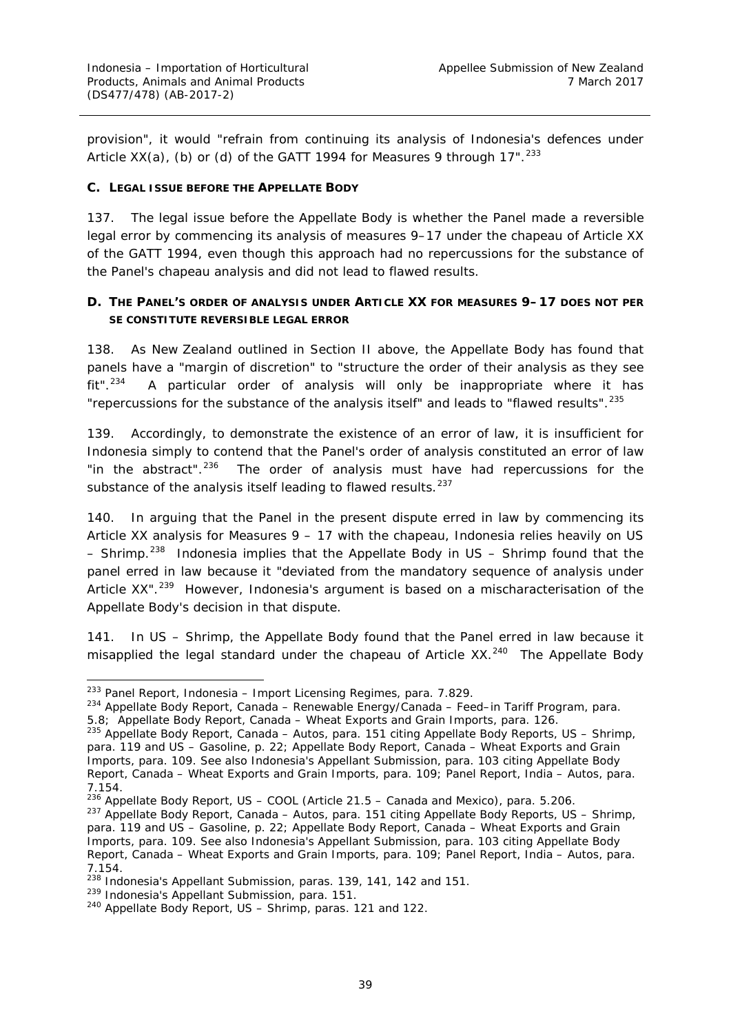provision", it would "refrain from continuing its analysis of Indonesia's defences under Article XX(a), (b) or (d) of the GATT 1994 for Measures 9 through 17".[233]

### C. LEGAL ISSUE BEFORE THE APPELLATE BODY

137. The legal issue before the Appellate Body is whether the Panel made a reversible legal error by commencing its analysis of measures 9–17 under the chapeau of Article XX of the GATT 1994, even though this approach had no repercussions for the substance of the Panel's chapeau analysis and did not lead to flawed results.

### D. THE PANEL'S ORDER OF ANALYSIS UNDER ARTICLE XX FOR MEASURES 9–17 DOES NOT PER SE CONSTITUTE REVERSIBLE LEGAL ERROR

138. As New Zealand outlined in Section II above, the Appellate Body has found that panels have a "margin of discretion" to "structure the order of their analysis as they see fit".[234] A particular order of analysis will only be inappropriate where it has "repercussions for the substance of the analysis itself" and leads to "flawed results".[235]

139. Accordingly, to demonstrate the existence of an error of law, it is insufficient for Indonesia simply to contend that the Panel's order of analysis constituted an error of law "in the abstract".[236] The order of analysis must have had repercussions for the substance of the analysis itself leading to flawed results.[237]

140. In arguing that the Panel in the present dispute erred in law by commencing its Article XX analysis for Measures 9 – 17 with the chapeau, Indonesia relies heavily on *US – Shrimp*.[238] Indonesia implies that the Appellate Body in *US – Shrimp* found that the panel erred in law because it "deviated from the mandatory sequence of analysis under Article XX".[239] However, Indonesia's argument is based on a mischaracterisation of the Appellate Body's decision in that dispute.

141. In *US – Shrimp*, the Appellate Body found that the Panel erred in law because it misapplied the legal standard under the chapeau of Article XX.[240] The Appellate Body

---

[233] Panel Report, *Indonesia – Import Licensing Regimes*, para. 7.829.

[234] Appellate Body Report, *Canada – Renewable Energy/Canada – Feed–in Tariff Program*, para. 5.8; Appellate Body Report, *Canada – Wheat Exports and Grain Imports*, para. 126.

[235] Appellate Body Report, *Canada – Autos*, para. 151 citing Appellate Body Reports, *US – Shrimp*, para. 119 and *US – Gasoline*, p. 22; Appellate Body Report, *Canada – Wheat Exports and Grain Imports*, para. 109. See also Indonesia's Appellant Submission, para. 103 citing Appellate Body Report, *Canada – Wheat Exports and Grain Imports*, para. 109; Panel Report, *India – Autos*, para. 7.154.

[236] Appellate Body Report, *US – COOL (Article 21.5 – Canada and Mexico)*, para. 5.206.

[237] Appellate Body Report, *Canada – Autos*, para. 151 citing Appellate Body Reports, *US – Shrimp*, para. 119 and *US – Gasoline*, p. 22; Appellate Body Report, *Canada – Wheat Exports and Grain Imports*, para. 109. See also Indonesia's Appellant Submission, para. 103 citing Appellate Body Report, *Canada – Wheat Exports and Grain Imports*, para. 109; Panel Report, *India – Autos*, para. 7.154.

[238] Indonesia's Appellant Submission, paras. 139, 141, 142 and 151.

[239] Indonesia's Appellant Submission, para. 151.

[240] Appellate Body Report, *US – Shrimp*, paras. 121 and 122.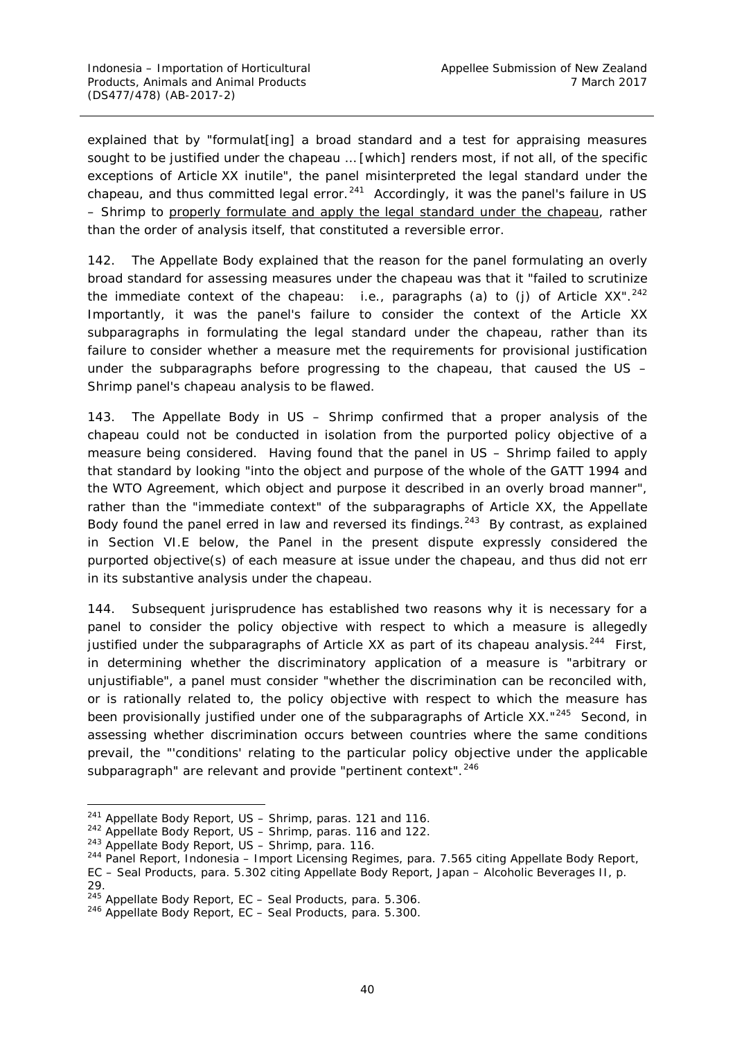explained that by "formulat[ing] a broad standard and a test for appraising measures sought to be justified under the chapeau … [which] renders most, if not all, of the specific exceptions of Article XX inutile", the panel misinterpreted the legal standard under the chapeau, and thus committed legal error.[241] Accordingly, it was the panel's failure in *US – Shrimp* to <u>properly formulate and apply the legal standard under the chapeau</u>, rather than the order of analysis itself, that constituted a reversible error.

142. The Appellate Body explained that the reason for the panel formulating an overly broad standard for assessing measures under the chapeau was that it "failed to scrutinize the immediate context of the chapeau: i.e., paragraphs (a) to (j) of Article XX".[242] Importantly, it was the panel's failure to consider the context of the Article XX subparagraphs in formulating the legal standard under the chapeau, rather than its failure to consider whether a measure met the requirements for provisional justification under the subparagraphs before progressing to the chapeau, that caused the *US – Shrimp* panel's chapeau analysis to be flawed.

143. The Appellate Body in *US – Shrimp* confirmed that a proper analysis of the chapeau could not be conducted in isolation from the purported policy objective of a measure being considered. Having found that the panel in *US – Shrimp* failed to apply that standard by looking "into the object and purpose of the whole of the GATT 1994 and the WTO Agreement, which object and purpose it described in an overly broad manner", rather than the "immediate context" of the subparagraphs of Article XX, the Appellate Body found the panel erred in law and reversed its findings.[243] By contrast, as explained in Section VI.E below, the Panel in the present dispute expressly considered the purported objective(s) of each measure at issue under the chapeau, and thus did not err in its substantive analysis under the chapeau.

144. Subsequent jurisprudence has established two reasons why it is necessary for a panel to consider the policy objective with respect to which a measure is allegedly justified under the subparagraphs of Article XX as part of its chapeau analysis.[244] First, in determining whether the discriminatory application of a measure is "arbitrary or unjustifiable", a panel must consider "whether the discrimination can be reconciled with, or is rationally related to, the policy objective with respect to which the measure has been provisionally justified under one of the subparagraphs of Article XX."[245] Second, in assessing whether discrimination occurs between countries where the same conditions prevail, the "'conditions' relating to the particular policy objective under the applicable subparagraph" are relevant and provide "pertinent context".[246]

---

[241] Appellate Body Report, *US – Shrimp*, paras. 121 and 116.
[242] Appellate Body Report, *US – Shrimp*, paras. 116 and 122.
[243] Appellate Body Report, *US – Shrimp*, para. 116.
[244] Panel Report, *Indonesia – Import Licensing Regimes*, para. 7.565 citing Appellate Body Report, *EC – Seal Products*, para. 5.302 citing Appellate Body Report, *Japan – Alcoholic Beverages II*, p. 29.
[245] Appellate Body Report, *EC – Seal Products*, para. 5.306.
[246] Appellate Body Report, *EC – Seal Products*, para. 5.300.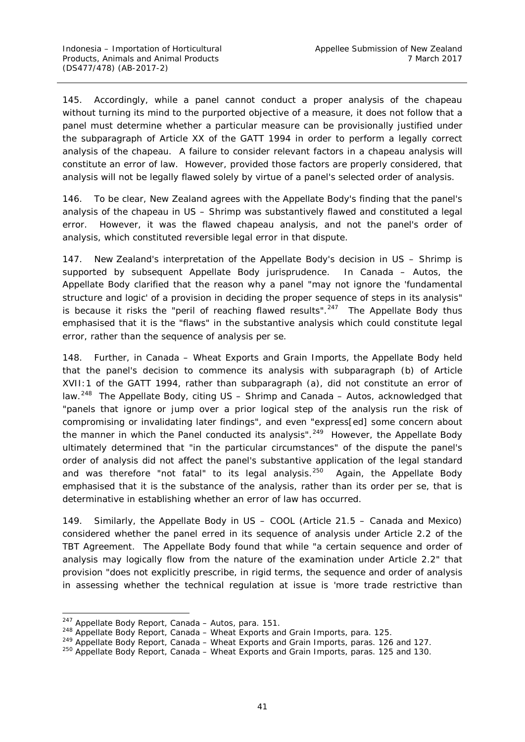145. Accordingly, while a panel cannot conduct a proper analysis of the chapeau without turning its mind to the purported objective of a measure, it does not follow that a panel must determine whether a particular measure can be provisionally justified under the subparagraph of Article XX of the GATT 1994 in order to perform a legally correct analysis of the chapeau. A failure to consider relevant factors in a chapeau analysis will constitute an error of law. However, provided those factors are properly considered, that analysis will not be legally flawed solely by virtue of a panel's selected order of analysis.

146. To be clear, New Zealand agrees with the Appellate Body's finding that the panel's analysis of the chapeau in *US – Shrimp* was substantively flawed and constituted a legal error. However, it was the flawed chapeau analysis, and not the panel's order of analysis, which constituted reversible legal error in that dispute.

147. New Zealand's interpretation of the Appellate Body's decision in *US – Shrimp* is supported by subsequent Appellate Body jurisprudence. In *Canada – Autos*, the Appellate Body clarified that the reason why a panel "may not ignore the 'fundamental structure and logic' of a provision in deciding the proper sequence of steps in its analysis" is because it risks the "peril of reaching flawed results".[247] The Appellate Body thus emphasised that it is the "flaws" in the substantive analysis which could constitute legal error, rather than the sequence of analysis per se.

148. Further, in *Canada – Wheat Exports and Grain Imports*, the Appellate Body held that the panel's decision to commence its analysis with subparagraph (b) of Article XVII:1 of the GATT 1994, rather than subparagraph (a), did not constitute an error of law.[248] The Appellate Body, citing *US – Shrimp* and *Canada – Autos*, acknowledged that "panels that ignore or jump over a prior logical step of the analysis run the risk of compromising or invalidating later findings", and even "express[ed] some concern about the manner in which the Panel conducted its analysis".[249] However, the Appellate Body ultimately determined that "in the particular circumstances" of the dispute the panel's order of analysis did not affect the panel's substantive application of the legal standard and was therefore "not fatal" to its legal analysis.[250] Again, the Appellate Body emphasised that it is the substance of the analysis, rather than its order per se, that is determinative in establishing whether an error of law has occurred.

149. Similarly, the Appellate Body in *US – COOL (Article 21.5 – Canada and Mexico)* considered whether the panel erred in its sequence of analysis under Article 2.2 of the TBT Agreement. The Appellate Body found that while "a certain sequence and order of analysis may logically flow from the nature of the examination under Article 2.2" that provision "does not explicitly prescribe, in rigid terms, the sequence and order of analysis in assessing whether the technical regulation at issue is 'more trade restrictive than

---

[247] Appellate Body Report, *Canada – Autos*, para. 151.

[248] Appellate Body Report, *Canada – Wheat Exports and Grain Imports*, para. 125.

[249] Appellate Body Report, *Canada – Wheat Exports and Grain Imports*, paras. 126 and 127.

[250] Appellate Body Report, *Canada – Wheat Exports and Grain Imports*, paras. 125 and 130.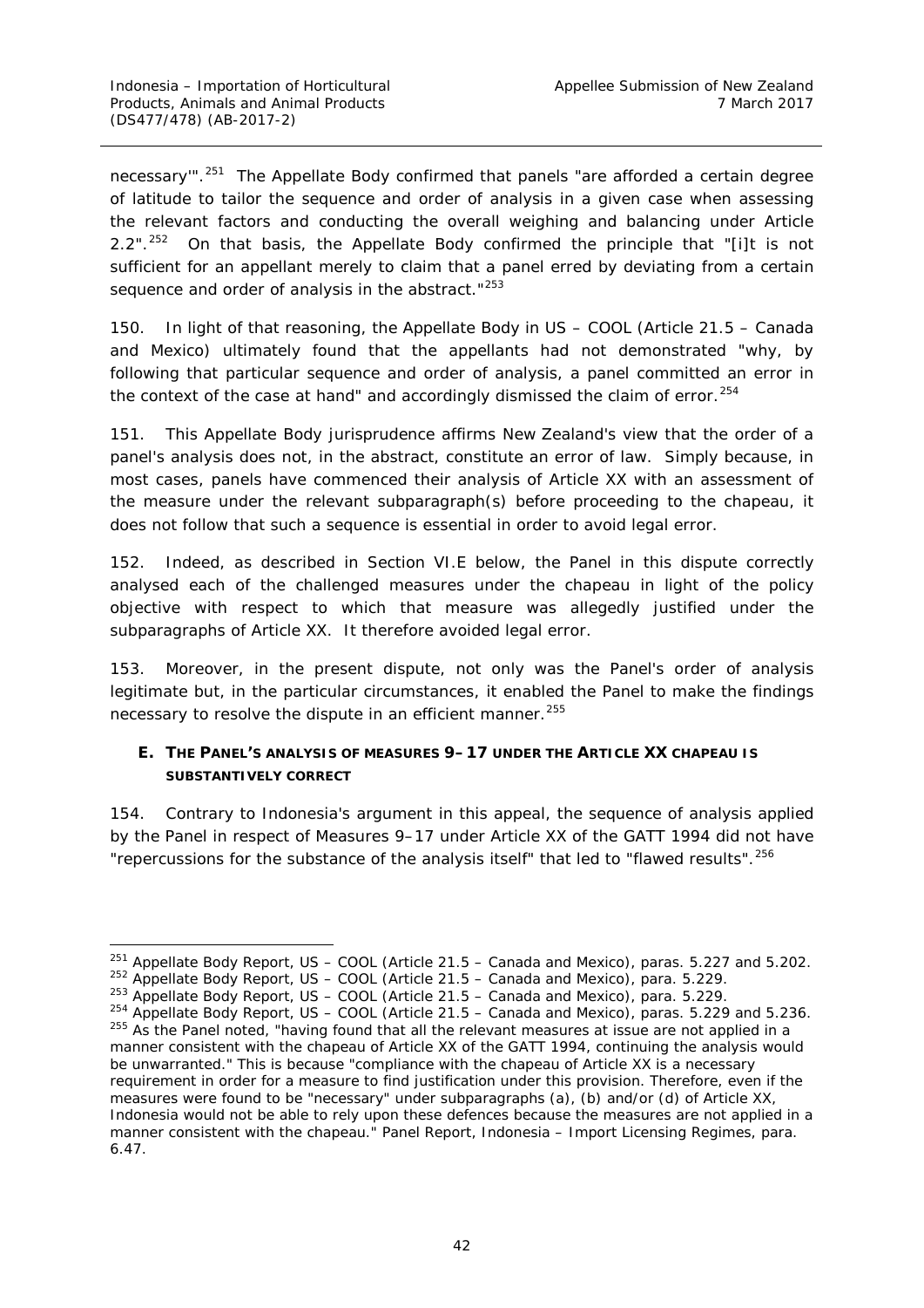necessary'".[251] The Appellate Body confirmed that panels "are afforded a certain degree of latitude to tailor the sequence and order of analysis in a given case when assessing the relevant factors and conducting the overall weighing and balancing under Article 2.2".[252] On that basis, the Appellate Body confirmed the principle that "[i]t is not sufficient for an appellant merely to claim that a panel erred by deviating from a certain sequence and order of analysis in the abstract."[253]

150. In light of that reasoning, the Appellate Body in *US – COOL (Article 21.5 – Canada and Mexico)* ultimately found that the appellants had not demonstrated "why, by following that particular sequence and order of analysis, a panel committed an error in the context of the case at hand" and accordingly dismissed the claim of error.[254]

151. This Appellate Body jurisprudence affirms New Zealand's view that the order of a panel's analysis does not, in the abstract, constitute an error of law. Simply because, in most cases, panels have commenced their analysis of Article XX with an assessment of the measure under the relevant subparagraph(s) before proceeding to the chapeau, it does not follow that such a sequence is essential in order to avoid legal error.

152. Indeed, as described in Section VI.E below, the Panel in this dispute correctly analysed each of the challenged measures under the chapeau in light of the policy objective with respect to which that measure was allegedly justified under the subparagraphs of Article XX. It therefore avoided legal error.

153. Moreover, in the present dispute, not only was the Panel's order of analysis legitimate but, in the particular circumstances, it enabled the Panel to make the findings necessary to resolve the dispute in an efficient manner.[255]

### E. THE PANEL'S ANALYSIS OF MEASURES 9–17 UNDER THE ARTICLE XX CHAPEAU IS SUBSTANTIVELY CORRECT

154. Contrary to Indonesia's argument in this appeal, the sequence of analysis applied by the Panel in respect of Measures 9–17 under Article XX of the GATT 1994 did not have "repercussions for the substance of the analysis itself" that led to "flawed results".[256]

---

[251] Appellate Body Report, *US – COOL (Article 21.5 – Canada and Mexico)*, paras. 5.227 and 5.202.

[252] Appellate Body Report, *US – COOL (Article 21.5 – Canada and Mexico)*, para. 5.229.

[253] Appellate Body Report, *US – COOL (Article 21.5 – Canada and Mexico)*, para. 5.229.

[254] Appellate Body Report, *US – COOL (Article 21.5 – Canada and Mexico)*, paras. 5.229 and 5.236.

[255] As the Panel noted, "having found that all the relevant measures at issue are not applied in a manner consistent with the chapeau of Article XX of the GATT 1994, continuing the analysis would be unwarranted." This is because "compliance with the chapeau of Article XX is a necessary requirement in order for a measure to find justification under this provision. Therefore, even if the measures were found to be "necessary" under subparagraphs (a), (b) and/or (d) of Article XX, Indonesia would not be able to rely upon these defences because the measures are not applied in a manner consistent with the chapeau." Panel Report, *Indonesia – Import Licensing Regimes*, para. 6.47.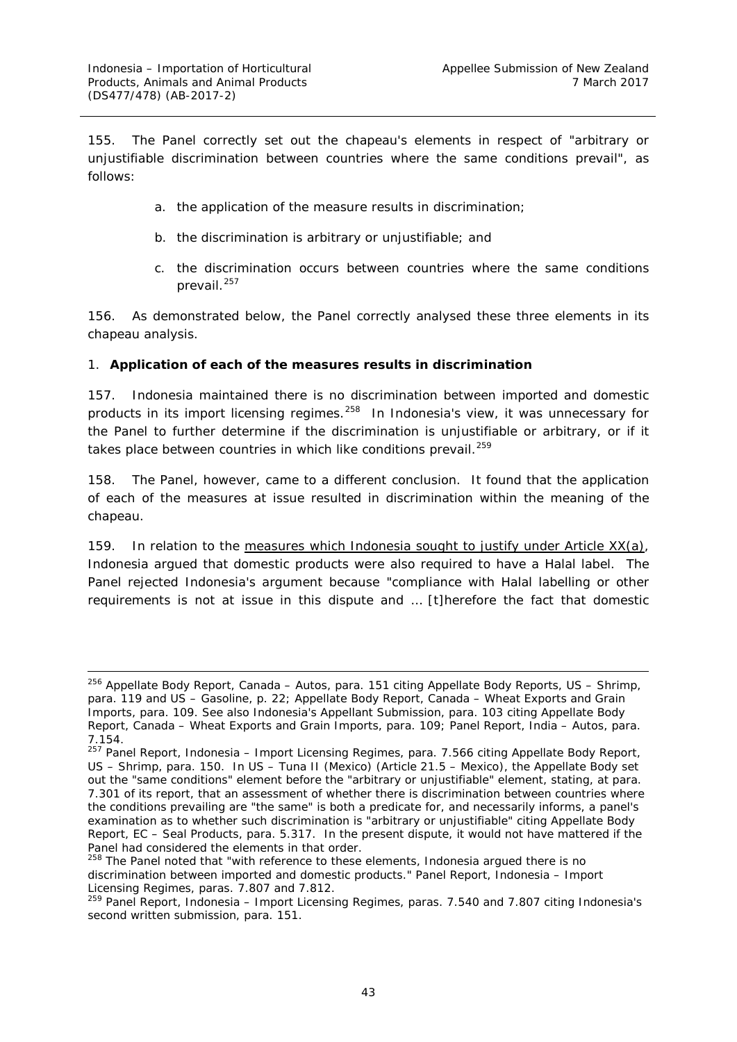155. The Panel correctly set out the chapeau's elements in respect of "arbitrary or unjustifiable discrimination between countries where the same conditions prevail", as follows:

a. the application of the measure results in discrimination;

b. the discrimination is arbitrary or unjustifiable; and

c. the discrimination occurs between countries where the same conditions prevail.[257]

156. As demonstrated below, the Panel correctly analysed these three elements in its chapeau analysis.

### 1. Application of each of the measures results in discrimination

157. Indonesia maintained there is no discrimination between imported and domestic products in its import licensing regimes.[258] In Indonesia's view, it was unnecessary for the Panel to further determine if the discrimination is unjustifiable or arbitrary, or if it takes place between countries in which like conditions prevail.[259]

158. The Panel, however, came to a different conclusion. It found that the application of each of the measures at issue resulted in discrimination within the meaning of the chapeau.

159. In relation to the measures which Indonesia sought to justify under Article XX(a), Indonesia argued that domestic products were also required to have a Halal label. The Panel rejected Indonesia's argument because "compliance with Halal labelling or other requirements is not at issue in this dispute and … [t]herefore the fact that domestic

---

[256] Appellate Body Report, *Canada – Autos*, para. 151 citing Appellate Body Reports, *US – Shrimp*, para. 119 and *US – Gasoline*, p. 22; Appellate Body Report, *Canada – Wheat Exports and Grain Imports*, para. 109. See also Indonesia's Appellant Submission, para. 103 citing Appellate Body Report, *Canada – Wheat Exports and Grain Imports*, para. 109; Panel Report, *India – Autos*, para. 7.154.

[257] Panel Report, *Indonesia – Import Licensing Regimes*, para. 7.566 citing Appellate Body Report, *US – Shrimp*, para. 150. In *US – Tuna II (Mexico) (Article 21.5 – Mexico)*, the Appellate Body set out the "same conditions" element before the "arbitrary or unjustifiable" element, stating, at para. 7.301 of its report, that an assessment of whether there is discrimination between countries where the conditions prevailing are "the same" is both a predicate for, and necessarily informs, a panel's examination as to whether such discrimination is "arbitrary or unjustifiable" citing Appellate Body Report, *EC – Seal Products*, para. 5.317. In the present dispute, it would not have mattered if the Panel had considered the elements in that order.

[258] The Panel noted that "with reference to these elements, Indonesia argued there is no discrimination between imported and domestic products." Panel Report, *Indonesia – Import Licensing Regimes*, paras. 7.807 and 7.812.

[259] Panel Report, *Indonesia – Import Licensing Regimes*, paras. 7.540 and 7.807 citing Indonesia's second written submission, para. 151.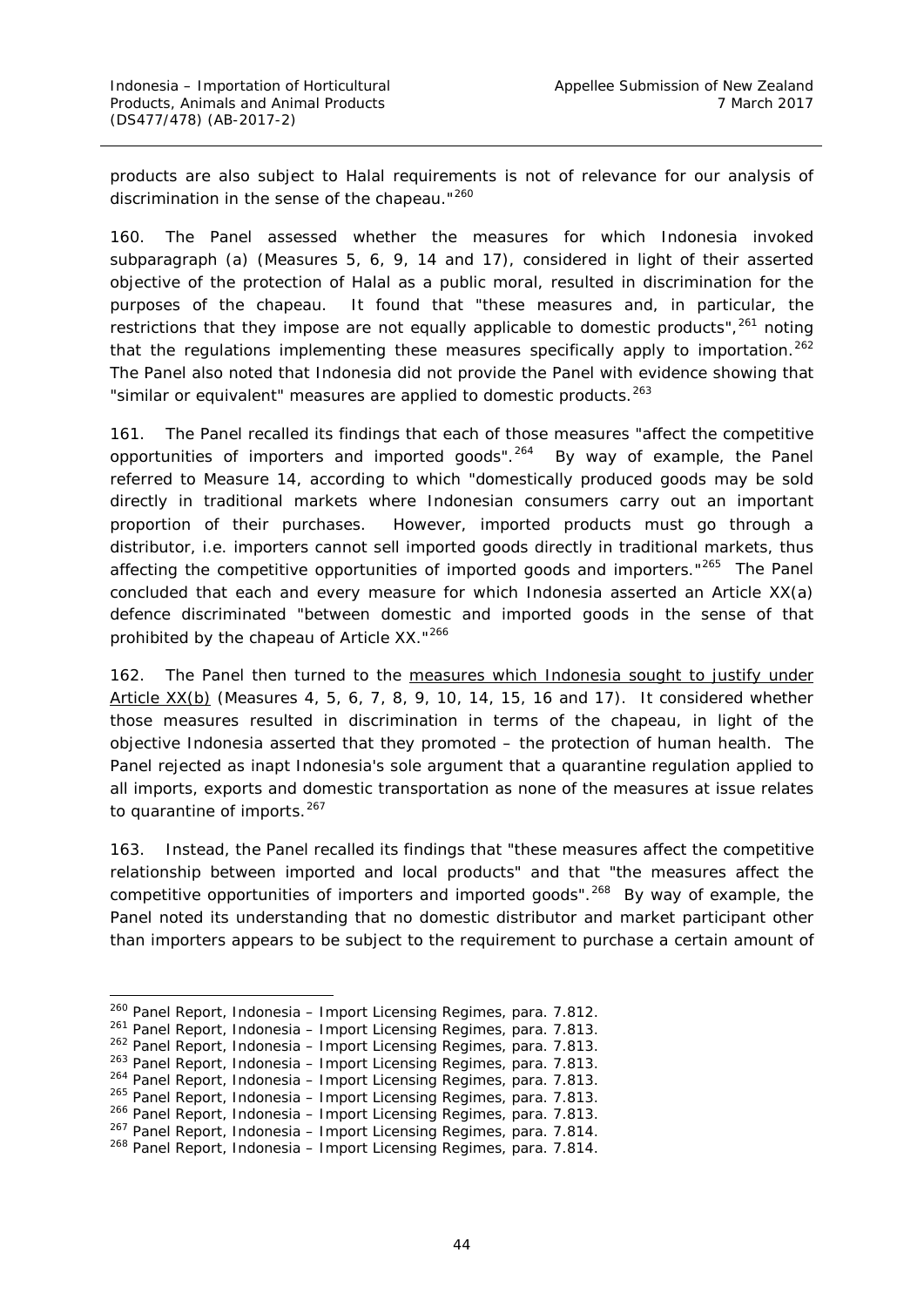products are also subject to Halal requirements is not of relevance for our analysis of discrimination in the sense of the chapeau."[260]

160. The Panel assessed whether the measures for which Indonesia invoked subparagraph (a) (Measures 5, 6, 9, 14 and 17), considered in light of their asserted objective of the protection of Halal as a public moral, resulted in discrimination for the purposes of the chapeau. It found that "these measures and, in particular, the restrictions that they impose are not equally applicable to domestic products",[261] noting that the regulations implementing these measures specifically apply to importation.[262] The Panel also noted that Indonesia did not provide the Panel with evidence showing that "similar or equivalent" measures are applied to domestic products.[263]

161. The Panel recalled its findings that each of those measures "affect the competitive opportunities of importers and imported goods".[264] By way of example, the Panel referred to Measure 14, according to which "domestically produced goods may be sold directly in traditional markets where Indonesian consumers carry out an important proportion of their purchases. However, imported products must go through a distributor, i.e. importers cannot sell imported goods directly in traditional markets, thus affecting the competitive opportunities of imported goods and importers."[265] The Panel concluded that each and every measure for which Indonesia asserted an Article XX(a) defence discriminated "between domestic and imported goods in the sense of that prohibited by the chapeau of Article XX."[266]

162. The Panel then turned to the measures which Indonesia sought to justify under Article XX(b) (Measures 4, 5, 6, 7, 8, 9, 10, 14, 15, 16 and 17). It considered whether those measures resulted in discrimination in terms of the chapeau, in light of the objective Indonesia asserted that they promoted – the protection of human health. The Panel rejected as inapt Indonesia's sole argument that a quarantine regulation applied to all imports, exports and domestic transportation as none of the measures at issue relates to quarantine of imports.[267]

163. Instead, the Panel recalled its findings that "these measures affect the competitive relationship between imported and local products" and that "the measures affect the competitive opportunities of importers and imported goods".[268] By way of example, the Panel noted its understanding that no domestic distributor and market participant other than importers appears to be subject to the requirement to purchase a certain amount of

---

[260] Panel Report, *Indonesia – Import Licensing Regimes*, para. 7.812.
[261] Panel Report, *Indonesia – Import Licensing Regimes*, para. 7.813.
[262] Panel Report, *Indonesia – Import Licensing Regimes*, para. 7.813.
[263] Panel Report, *Indonesia – Import Licensing Regimes*, para. 7.813.
[264] Panel Report, *Indonesia – Import Licensing Regimes*, para. 7.813.
[265] Panel Report, *Indonesia – Import Licensing Regimes*, para. 7.813.
[266] Panel Report, *Indonesia – Import Licensing Regimes*, para. 7.813.
[267] Panel Report, *Indonesia – Import Licensing Regimes*, para. 7.814.
[268] Panel Report, *Indonesia – Import Licensing Regimes*, para. 7.814.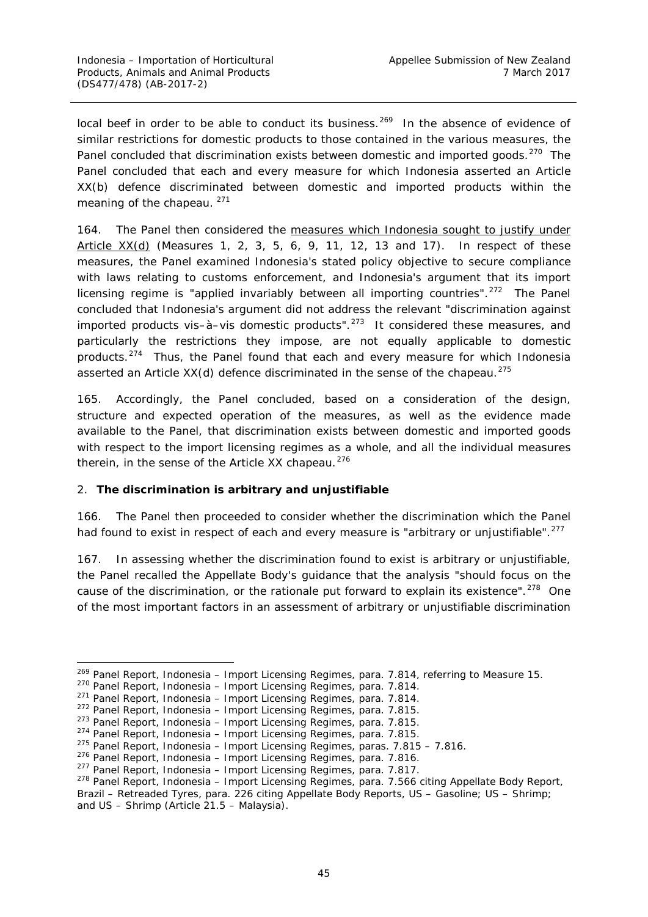local beef in order to be able to conduct its business.[269] In the absence of evidence of similar restrictions for domestic products to those contained in the various measures, the Panel concluded that discrimination exists between domestic and imported goods.[270] The Panel concluded that each and every measure for which Indonesia asserted an Article XX(b) defence discriminated between domestic and imported products within the meaning of the chapeau.[271]

164. The Panel then considered the measures which Indonesia sought to justify under Article XX(d) (Measures 1, 2, 3, 5, 6, 9, 11, 12, 13 and 17). In respect of these measures, the Panel examined Indonesia's stated policy objective to secure compliance with laws relating to customs enforcement, and Indonesia's argument that its import licensing regime is "applied invariably between all importing countries".[272] The Panel concluded that Indonesia's argument did not address the relevant "discrimination against imported products vis–à–vis domestic products".[273] It considered these measures, and particularly the restrictions they impose, are not equally applicable to domestic products.[274] Thus, the Panel found that each and every measure for which Indonesia asserted an Article XX(d) defence discriminated in the sense of the chapeau.[275]

165. Accordingly, the Panel concluded, based on a consideration of the design, structure and expected operation of the measures, as well as the evidence made available to the Panel, that discrimination exists between domestic and imported goods with respect to the import licensing regimes as a whole, and all the individual measures therein, in the sense of the Article XX chapeau.[276]

### 2. The discrimination is arbitrary and unjustifiable

166. The Panel then proceeded to consider whether the discrimination which the Panel had found to exist in respect of each and every measure is "arbitrary or unjustifiable".[277]

167. In assessing whether the discrimination found to exist is arbitrary or unjustifiable, the Panel recalled the Appellate Body's guidance that the analysis "should focus on the cause of the discrimination, or the rationale put forward to explain its existence".[278] One of the most important factors in an assessment of arbitrary or unjustifiable discrimination

---

[269] Panel Report, *Indonesia – Import Licensing Regimes*, para. 7.814, referring to Measure 15.
[270] Panel Report, *Indonesia – Import Licensing Regimes*, para. 7.814.
[271] Panel Report, *Indonesia – Import Licensing Regimes*, para. 7.814.
[272] Panel Report, *Indonesia – Import Licensing Regimes*, para. 7.815.
[273] Panel Report, *Indonesia – Import Licensing Regimes*, para. 7.815.
[274] Panel Report, *Indonesia – Import Licensing Regimes*, para. 7.815.
[275] Panel Report, *Indonesia – Import Licensing Regimes*, paras. 7.815 – 7.816.
[276] Panel Report, *Indonesia – Import Licensing Regimes*, para. 7.816.
[277] Panel Report, *Indonesia – Import Licensing Regimes*, para. 7.817.
[278] Panel Report, *Indonesia – Import Licensing Regimes*, para. 7.566 citing Appellate Body Report, *Brazil – Retreaded Tyres*, para. 226 citing Appellate Body Reports, *US – Gasoline*; *US – Shrimp*; and *US – Shrimp (Article 21.5 – Malaysia)*.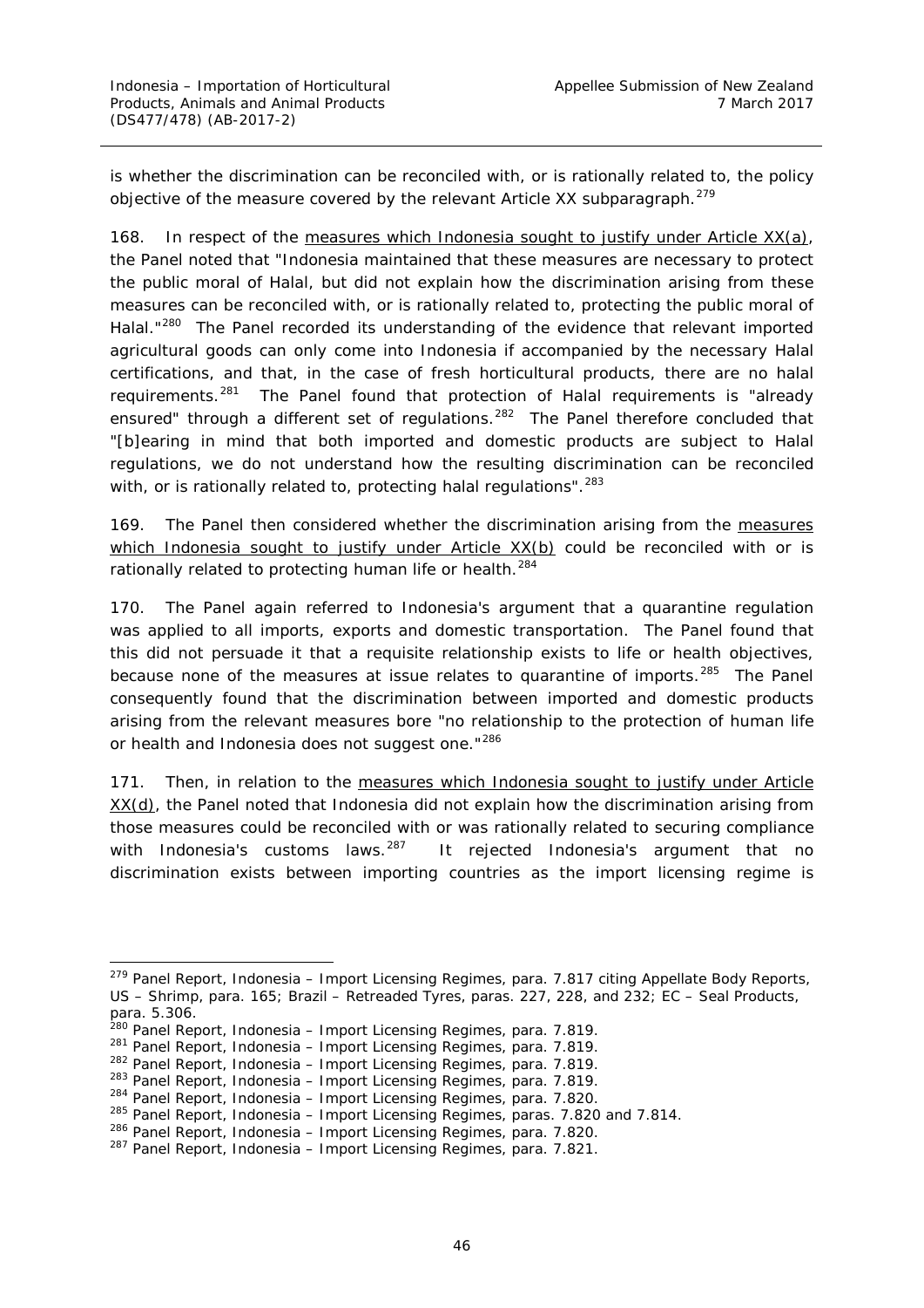is whether the discrimination can be reconciled with, or is rationally related to, the policy objective of the measure covered by the relevant Article XX subparagraph.[279]

168. In respect of the <u>measures which Indonesia sought to justify under Article XX(a)</u>, the Panel noted that "Indonesia maintained that these measures are necessary to protect the public moral of Halal, but did not explain how the discrimination arising from these measures can be reconciled with, or is rationally related to, protecting the public moral of Halal."[280] The Panel recorded its understanding of the evidence that relevant imported agricultural goods can only come into Indonesia if accompanied by the necessary Halal certifications, and that, in the case of fresh horticultural products, there are no halal requirements.[281] The Panel found that protection of Halal requirements is "already ensured" through a different set of regulations.[282] The Panel therefore concluded that "[b]earing in mind that both imported and domestic products are subject to Halal regulations, we do not understand how the resulting discrimination can be reconciled with, or is rationally related to, protecting halal regulations".[283]

169. The Panel then considered whether the discrimination arising from the <u>measures which Indonesia sought to justify under Article XX(b)</u> could be reconciled with or is rationally related to protecting human life or health.[284]

170. The Panel again referred to Indonesia's argument that a quarantine regulation was applied to all imports, exports and domestic transportation. The Panel found that this did not persuade it that a requisite relationship exists to life or health objectives, because none of the measures at issue relates to quarantine of imports.[285] The Panel consequently found that the discrimination between imported and domestic products arising from the relevant measures bore "no relationship to the protection of human life or health and Indonesia does not suggest one."[286]

171. Then, in relation to the <u>measures which Indonesia sought to justify under Article XX(d)</u>, the Panel noted that Indonesia did not explain how the discrimination arising from those measures could be reconciled with or was rationally related to securing compliance with Indonesia's customs laws.[287] It rejected Indonesia's argument that no discrimination exists between importing countries as the import licensing regime is

---

[279] Panel Report, *Indonesia – Import Licensing Regimes*, para. 7.817 citing Appellate Body Reports, *US – Shrimp*, para. 165; *Brazil – Retreaded Tyres*, paras. 227, 228, and 232; *EC – Seal Products*, para. 5.306.

[280] Panel Report, *Indonesia – Import Licensing Regimes*, para. 7.819.

[281] Panel Report, *Indonesia – Import Licensing Regimes*, para. 7.819.

[282] Panel Report, *Indonesia – Import Licensing Regimes*, para. 7.819.

[283] Panel Report, *Indonesia – Import Licensing Regimes*, para. 7.819.

[284] Panel Report, *Indonesia – Import Licensing Regimes*, para. 7.820.

[285] Panel Report, *Indonesia – Import Licensing Regimes*, paras. 7.820 and 7.814.

[286] Panel Report, *Indonesia – Import Licensing Regimes*, para. 7.820.

[287] Panel Report, *Indonesia – Import Licensing Regimes*, para. 7.821.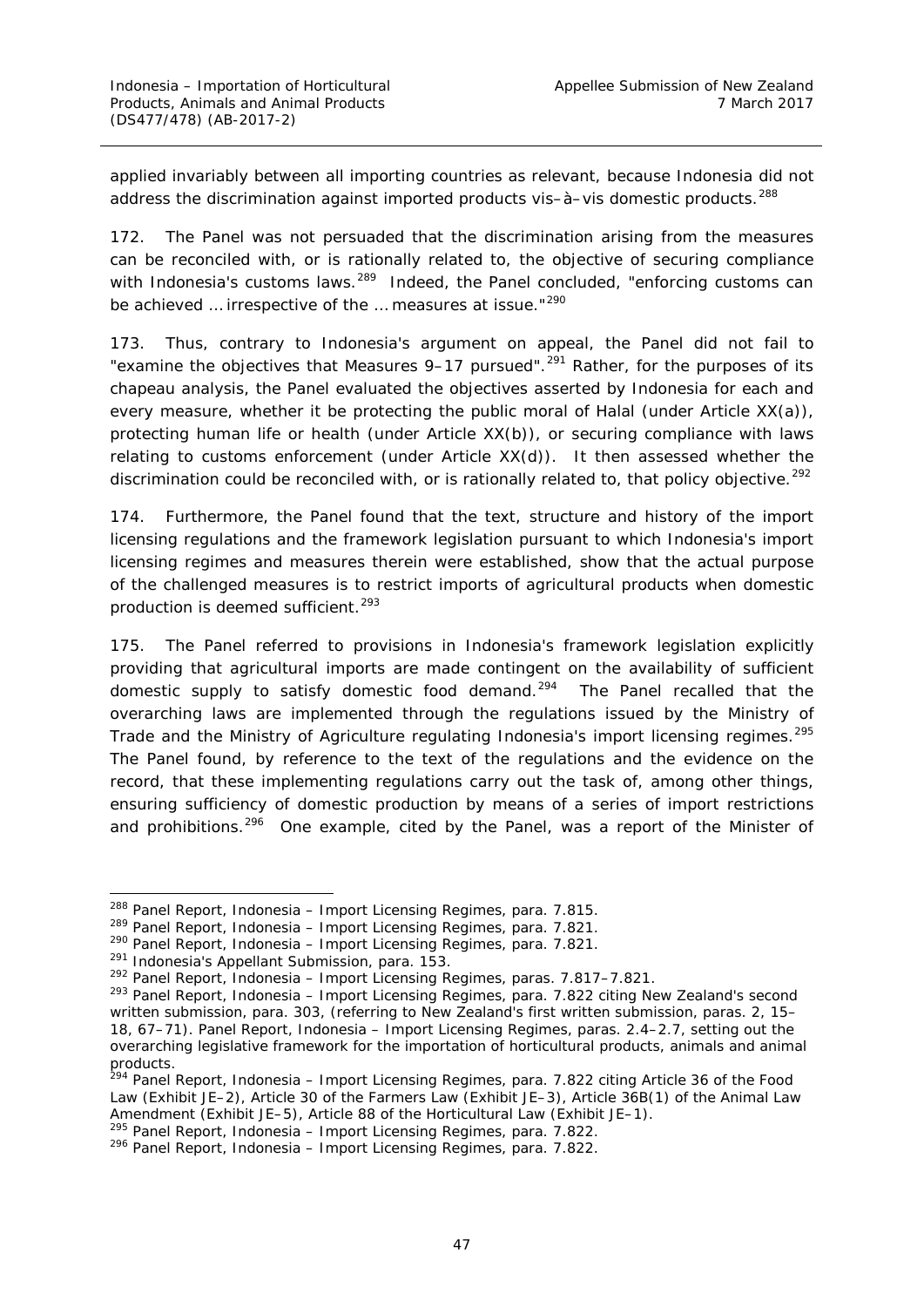applied invariably between all importing countries as relevant, because Indonesia did not address the discrimination against imported products vis–à–vis domestic products.[288]

172. The Panel was not persuaded that the discrimination arising from the measures can be reconciled with, or is rationally related to, the objective of securing compliance with Indonesia's customs laws.[289] Indeed, the Panel concluded, "enforcing customs can be achieved … irrespective of the … measures at issue."[290]

173. Thus, contrary to Indonesia's argument on appeal, the Panel did not fail to "examine the objectives that Measures 9–17 pursued".[291] Rather, for the purposes of its chapeau analysis, the Panel evaluated the objectives asserted by Indonesia for each and every measure, whether it be protecting the public moral of Halal (under Article XX(a)), protecting human life or health (under Article XX(b)), or securing compliance with laws relating to customs enforcement (under Article XX(d)). It then assessed whether the discrimination could be reconciled with, or is rationally related to, that policy objective.[292]

174. Furthermore, the Panel found that the text, structure and history of the import licensing regulations and the framework legislation pursuant to which Indonesia's import licensing regimes and measures therein were established, show that the actual purpose of the challenged measures is to restrict imports of agricultural products when domestic production is deemed sufficient.[293]

175. The Panel referred to provisions in Indonesia's framework legislation explicitly providing that agricultural imports are made contingent on the availability of sufficient domestic supply to satisfy domestic food demand.[294] The Panel recalled that the overarching laws are implemented through the regulations issued by the Ministry of Trade and the Ministry of Agriculture regulating Indonesia's import licensing regimes.[295] The Panel found, by reference to the text of the regulations and the evidence on the record, that these implementing regulations carry out the task of, among other things, ensuring sufficiency of domestic production by means of a series of import restrictions and prohibitions.[296] One example, cited by the Panel, was a report of the Minister of

---

[288] Panel Report, *Indonesia – Import Licensing Regimes*, para. 7.815.

[289] Panel Report, *Indonesia – Import Licensing Regimes*, para. 7.821.

[290] Panel Report, *Indonesia – Import Licensing Regimes*, para. 7.821.

[291] Indonesia's Appellant Submission, para. 153.

[292] Panel Report, *Indonesia – Import Licensing Regimes*, paras. 7.817–7.821.

[293] Panel Report, *Indonesia – Import Licensing Regimes*, para. 7.822 citing New Zealand's second written submission, para. 303, (referring to New Zealand's first written submission, paras. 2, 15–18, 67–71). Panel Report, *Indonesia – Import Licensing Regimes*, paras. 2.4–2.7, setting out the overarching legislative framework for the importation of horticultural products, animals and animal products.

[294] Panel Report, *Indonesia – Import Licensing Regimes*, para. 7.822 citing Article 36 of the Food Law (Exhibit JE–2), Article 30 of the Farmers Law (Exhibit JE–3), Article 36B(1) of the Animal Law Amendment (Exhibit JE–5), Article 88 of the Horticultural Law (Exhibit JE–1).

[295] Panel Report, *Indonesia – Import Licensing Regimes*, para. 7.822.

[296] Panel Report, *Indonesia – Import Licensing Regimes*, para. 7.822.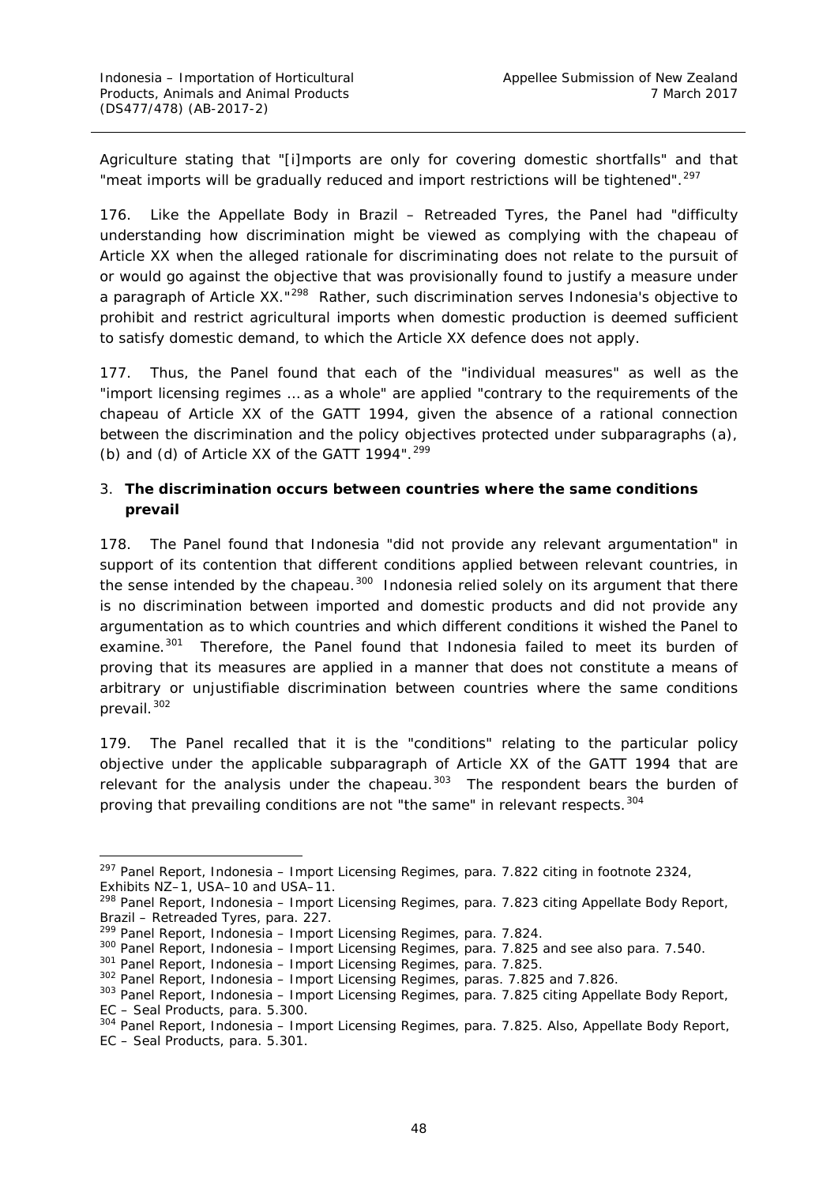Agriculture stating that "[i]mports are only for covering domestic shortfalls" and that "meat imports will be gradually reduced and import restrictions will be tightened".[297]

176. Like the Appellate Body in *Brazil – Retreaded Tyres*, the Panel had "difficulty understanding how discrimination might be viewed as complying with the chapeau of Article XX when the alleged rationale for discriminating does not relate to the pursuit of or would go against the objective that was provisionally found to justify a measure under a paragraph of Article XX."[298] Rather, such discrimination serves Indonesia's objective to prohibit and restrict agricultural imports when domestic production is deemed sufficient to satisfy domestic demand, to which the Article XX defence does not apply.

177. Thus, the Panel found that each of the "individual measures" as well as the "import licensing regimes … as a whole" are applied "contrary to the requirements of the chapeau of Article XX of the GATT 1994, given the absence of a rational connection between the discrimination and the policy objectives protected under subparagraphs (a), (b) and (d) of Article XX of the GATT 1994".[299]

3. **The discrimination occurs between countries where the same conditions prevail**

178. The Panel found that Indonesia "did not provide any relevant argumentation" in support of its contention that different conditions applied between relevant countries, in the sense intended by the chapeau.[300] Indonesia relied solely on its argument that there is no discrimination between imported and domestic products and did not provide any argumentation as to which countries and which different conditions it wished the Panel to examine.[301] Therefore, the Panel found that Indonesia failed to meet its burden of proving that its measures are applied in a manner that does not constitute a means of arbitrary or unjustifiable discrimination between countries where the same conditions prevail.[302]

179. The Panel recalled that it is the "conditions" relating to the particular policy objective under the applicable subparagraph of Article XX of the GATT 1994 that are relevant for the analysis under the chapeau.[303] The respondent bears the burden of proving that prevailing conditions are not "the same" in relevant respects.[304]

---

[297] Panel Report, *Indonesia – Import Licensing Regimes*, para. 7.822 citing in footnote 2324, Exhibits NZ–1, USA–10 and USA–11.

[298] Panel Report, *Indonesia – Import Licensing Regimes*, para. 7.823 citing Appellate Body Report, *Brazil – Retreaded Tyres*, para. 227.

[299] Panel Report, *Indonesia – Import Licensing Regimes*, para. 7.824.

[300] Panel Report, *Indonesia – Import Licensing Regimes*, para. 7.825 and see also para. 7.540.

[301] Panel Report, *Indonesia – Import Licensing Regimes*, para. 7.825.

[302] Panel Report, *Indonesia – Import Licensing Regimes*, paras. 7.825 and 7.826.

[303] Panel Report, *Indonesia – Import Licensing Regimes*, para. 7.825 citing Appellate Body Report, *EC – Seal Products*, para. 5.300.

[304] Panel Report, *Indonesia – Import Licensing Regimes*, para. 7.825. Also, Appellate Body Report, *EC – Seal Products*, para. 5.301.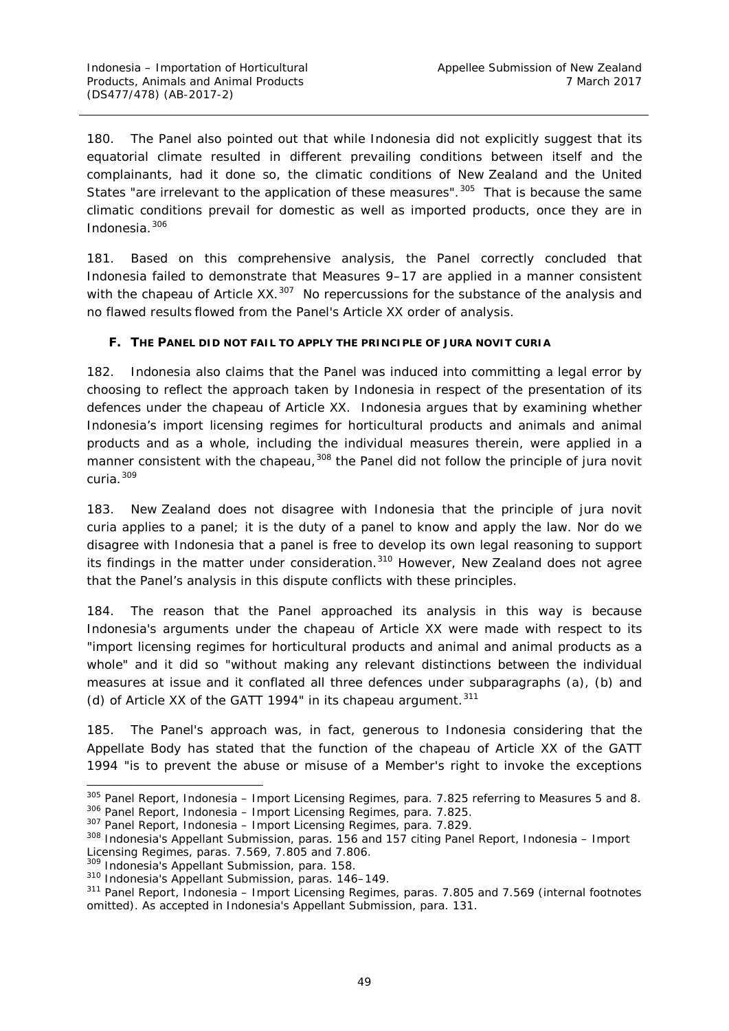180. The Panel also pointed out that while Indonesia did not explicitly suggest that its equatorial climate resulted in different prevailing conditions between itself and the complainants, had it done so, the climatic conditions of New Zealand and the United States "are irrelevant to the application of these measures".[305] That is because the same climatic conditions prevail for domestic as well as imported products, once they are in Indonesia.[306]

181. Based on this comprehensive analysis, the Panel correctly concluded that Indonesia failed to demonstrate that Measures 9–17 are applied in a manner consistent with the chapeau of Article XX.[307] No repercussions for the substance of the analysis and no flawed results flowed from the Panel's Article XX order of analysis.

### F. THE PANEL DID NOT FAIL TO APPLY THE PRINCIPLE OF *JURA NOVIT CURIA*

182. Indonesia also claims that the Panel was induced into committing a legal error by choosing to reflect the approach taken by Indonesia in respect of the presentation of its defences under the chapeau of Article XX. Indonesia argues that by examining whether Indonesia's import licensing regimes for horticultural products and animals and animal products and as a whole, including the individual measures therein, were applied in a manner consistent with the chapeau,[308] the Panel did not follow the principle of *jura novit curia*.[309]

183. New Zealand does not disagree with Indonesia that the principle of *jura novit curia* applies to a panel; it is the duty of a panel to know and apply the law. Nor do we disagree with Indonesia that a panel is free to develop its own legal reasoning to support its findings in the matter under consideration.[310] However, New Zealand does not agree that the Panel's analysis in this dispute conflicts with these principles.

184. The reason that the Panel approached its analysis in this way is because Indonesia's arguments under the chapeau of Article XX were made with respect to its "import licensing regimes for horticultural products and animal and animal products as a whole" and it did so "without making any relevant distinctions between the individual measures at issue and it conflated all three defences under subparagraphs (a), (b) and (d) of Article XX of the GATT 1994" in its chapeau argument.[311]

185. The Panel's approach was, in fact, generous to Indonesia considering that the Appellate Body has stated that the function of the chapeau of Article XX of the GATT 1994 "is to prevent the abuse or misuse of a Member's right to invoke the exceptions

---

[305] Panel Report, *Indonesia – Import Licensing Regimes*, para. 7.825 referring to Measures 5 and 8.

[306] Panel Report, *Indonesia – Import Licensing Regimes*, para. 7.825.

[307] Panel Report, *Indonesia – Import Licensing Regimes*, para. 7.829.

[308] Indonesia's Appellant Submission, paras. 156 and 157 citing Panel Report, *Indonesia – Import Licensing Regimes*, paras. 7.569, 7.805 and 7.806.

[309] Indonesia's Appellant Submission, para. 158.

[310] Indonesia's Appellant Submission, paras. 146–149.

[311] Panel Report, *Indonesia – Import Licensing Regimes*, paras. 7.805 and 7.569 (internal footnotes omitted). As accepted in Indonesia's Appellant Submission, para. 131.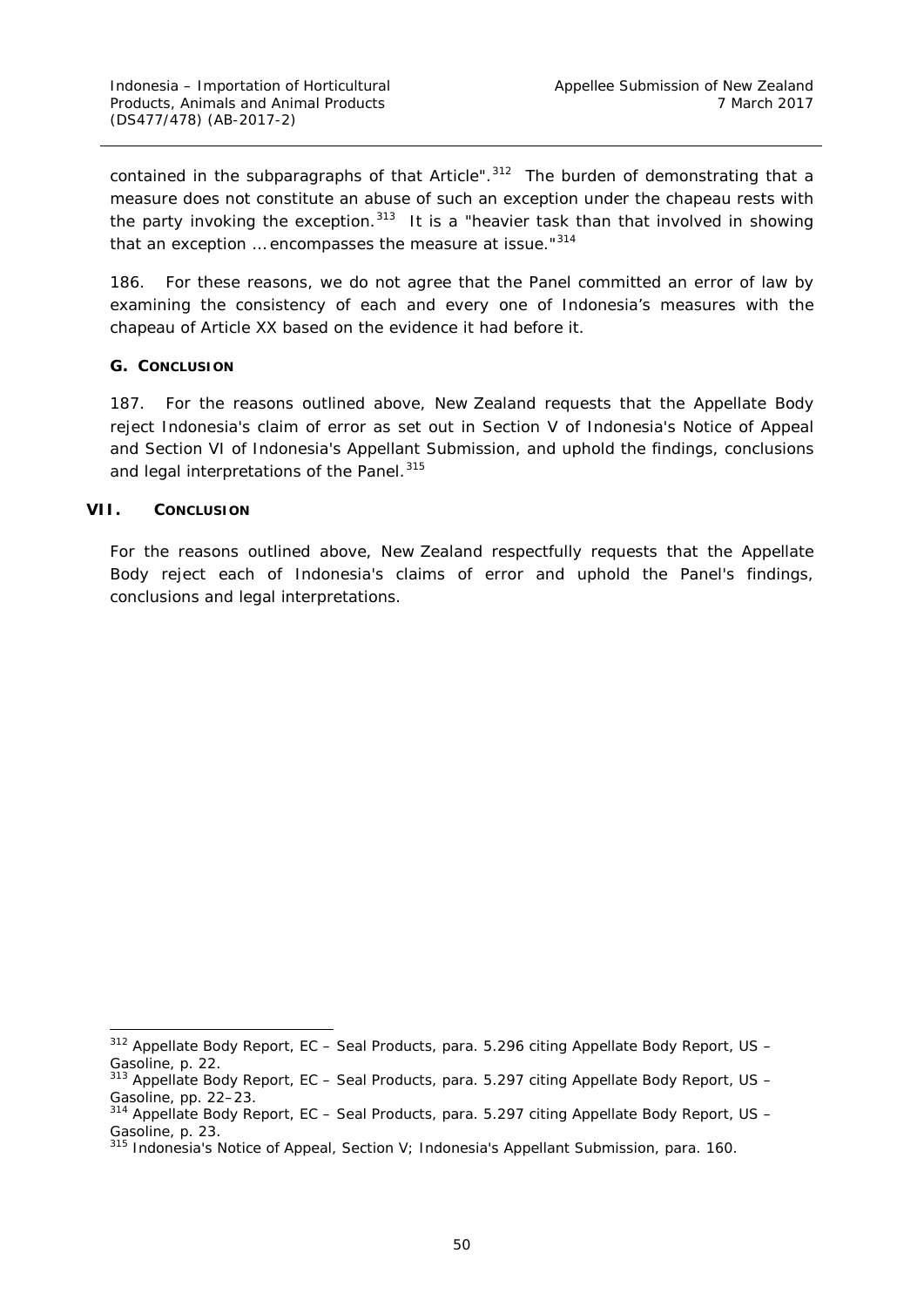contained in the subparagraphs of that Article".[312] The burden of demonstrating that a measure does not constitute an abuse of such an exception under the chapeau rests with the party invoking the exception.[313] It is a "heavier task than that involved in showing that an exception … encompasses the measure at issue."[314]

186. For these reasons, we do not agree that the Panel committed an error of law by examining the consistency of each and every one of Indonesia's measures with the chapeau of Article XX based on the evidence it had before it.

### G. CONCLUSION

187. For the reasons outlined above, New Zealand requests that the Appellate Body reject Indonesia's claim of error as set out in Section V of Indonesia's Notice of Appeal and Section VI of Indonesia's Appellant Submission, and uphold the findings, conclusions and legal interpretations of the Panel.[315]

## VII. CONCLUSION

For the reasons outlined above, New Zealand respectfully requests that the Appellate Body reject each of Indonesia's claims of error and uphold the Panel's findings, conclusions and legal interpretations.

---

[312] Appellate Body Report, *EC – Seal Products*, para. 5.296 citing Appellate Body Report, *US – Gasoline*, p. 22.

[313] Appellate Body Report, *EC – Seal Products*, para. 5.297 citing Appellate Body Report, *US – Gasoline*, pp. 22–23.

[314] Appellate Body Report, *EC – Seal Products*, para. 5.297 citing Appellate Body Report, *US – Gasoline*, p. 23.

[315] Indonesia's Notice of Appeal, Section V; Indonesia's Appellant Submission, para. 160.